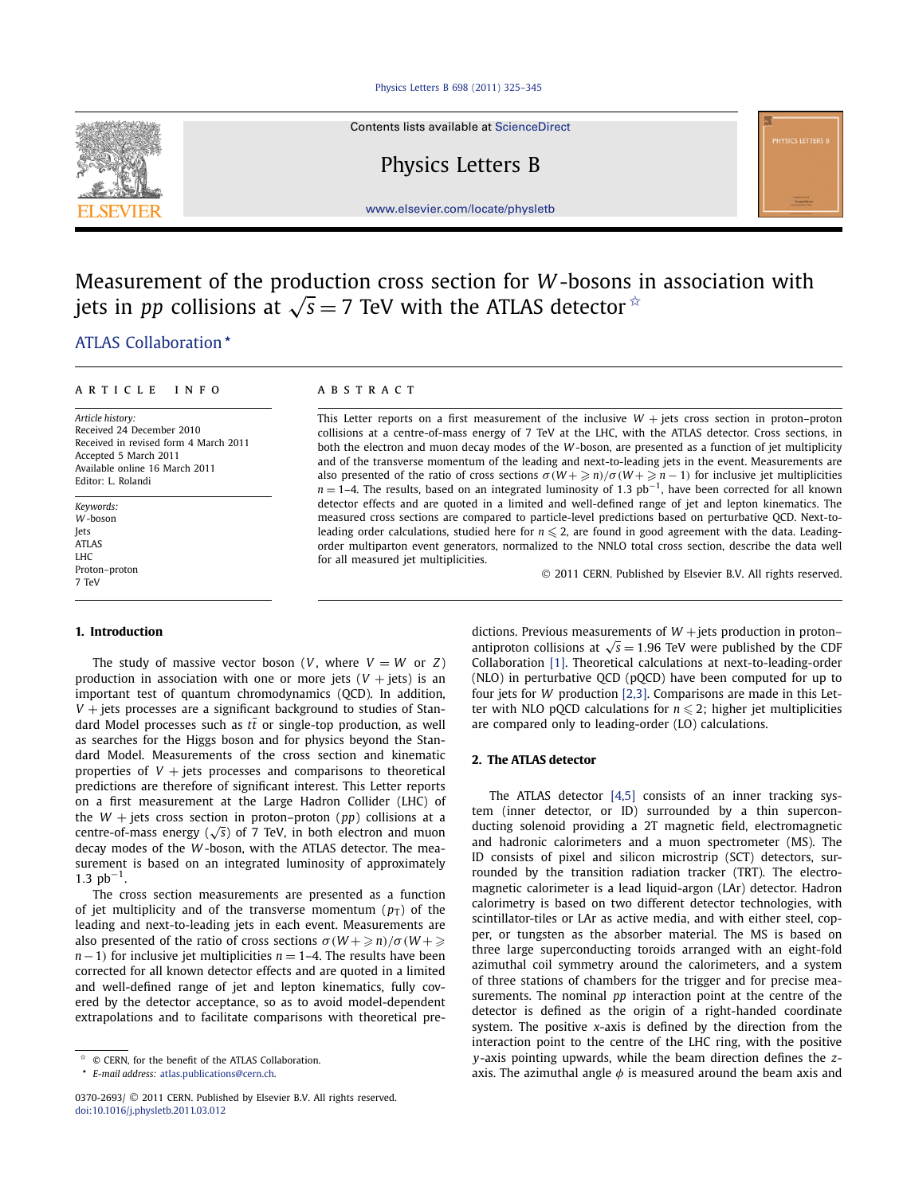# Measurement of the production cross section for $W$-bosons in association with jets in $pp$ collisions at $\sqrt{s} = 7$ TeV with the ATLAS detector ☆

ATLAS Collaboration ⋆

**ARTICLE INFO**

*Article history:*
Received 24 December 2010
Received in revised form 4 March 2011
Accepted 5 March 2011
Available online 16 March 2011
Editor: L. Rolandi

*Keywords:*
$W$-boson
Jets
ATLAS
LHC
Proton–proton
7 TeV

**ABSTRACT**

This Letter reports on a first measurement of the inclusive $W$ + jets cross section in proton–proton collisions at a centre-of-mass energy of 7 TeV at the LHC, with the ATLAS detector. Cross sections, in both the electron and muon decay modes of the $W$-boson, are presented as a function of jet multiplicity and of the transverse momentum of the leading and next-to-leading jets in the event. Measurements are also presented of the ratio of cross sections $\sigma(W + \geqslant n)/\sigma(W + \geqslant n-1)$ for inclusive jet multiplicities $n = 1$–4. The results, based on an integrated luminosity of 1.3 pb$^{-1}$, have been corrected for all known detector effects and are quoted in a limited and well-defined range of jet and lepton kinematics. The measured cross sections are compared to particle-level predictions based on perturbative QCD. Next-to-leading order calculations, studied here for $n \leqslant 2$, are found in good agreement with the data. Leading-order multiparton event generators, normalized to the NNLO total cross section, describe the data well for all measured jet multiplicities.

© 2011 CERN. Published by Elsevier B.V. All rights reserved.

## 1. Introduction

The study of massive vector boson ($V$, where $V = W$ or $Z$) production in association with one or more jets ($V$ + jets) is an important test of quantum chromodynamics (QCD). In addition, $V$ + jets processes are a significant background to studies of Standard Model processes such as $t\bar{t}$ or single-top production, as well as searches for the Higgs boson and for physics beyond the Standard Model. Measurements of the cross section and kinematic properties of $V$ + jets processes and comparisons to theoretical predictions are therefore of significant interest. This Letter reports on a first measurement at the Large Hadron Collider (LHC) of the $W$ + jets cross section in proton–proton ($pp$) collisions at a centre-of-mass energy ($\sqrt{s}$) of 7 TeV, in both electron and muon decay modes of the $W$-boson, with the ATLAS detector. The measurement is based on an integrated luminosity of approximately 1.3 pb$^{-1}$.

The cross section measurements are presented as a function of jet multiplicity and of the transverse momentum ($p_{\mathrm{T}}$) of the leading and next-to-leading jets in each event. Measurements are also presented of the ratio of cross sections $\sigma(W + \geqslant n)/\sigma(W + \geqslant n-1)$ for inclusive jet multiplicities $n = 1$–4. The results have been corrected for all known detector effects and are quoted in a limited and well-defined range of jet and lepton kinematics, fully covered by the detector acceptance, so as to avoid model-dependent extrapolations and to facilitate comparisons with theoretical predictions. Previous measurements of $W$ + jets production in proton–antiproton collisions at $\sqrt{s} = 1.96$ TeV were published by the CDF Collaboration [1]. Theoretical calculations at next-to-leading-order (NLO) in perturbative QCD (pQCD) have been computed for up to four jets for $W$ production [2,3]. Comparisons are made in this Letter with NLO pQCD calculations for $n \leqslant 2$; higher jet multiplicities are compared only to leading-order (LO) calculations.

## 2. The ATLAS detector

The ATLAS detector [4,5] consists of an inner tracking system (inner detector, or ID) surrounded by a thin superconducting solenoid providing a 2T magnetic field, electromagnetic and hadronic calorimeters and a muon spectrometer (MS). The ID consists of pixel and silicon microstrip (SCT) detectors, surrounded by the transition radiation tracker (TRT). The electromagnetic calorimeter is a lead liquid-argon (LAr) detector. Hadron calorimetry is based on two different detector technologies, with scintillator-tiles or LAr as active media, and with either steel, copper, or tungsten as the absorber material. The MS is based on three large superconducting toroids arranged with an eight-fold azimuthal coil symmetry around the calorimeters, and a system of three stations of chambers for the trigger and for precise measurements. The nominal $pp$ interaction point at the centre of the detector is defined as the origin of a right-handed coordinate system. The positive $x$-axis is defined by the direction from the interaction point to the centre of the LHC ring, with the positive $y$-axis pointing upwards, while the beam direction defines the $z$-axis. The azimuthal angle $\phi$ is measured around the beam axis and

☆ © CERN, for the benefit of the ATLAS Collaboration.
⋆ *E-mail address:* atlas.publications@cern.ch.

0370-2693/ © 2011 CERN. Published by Elsevier B.V. All rights reserved.
doi:10.1016/j.physletb.2011.03.012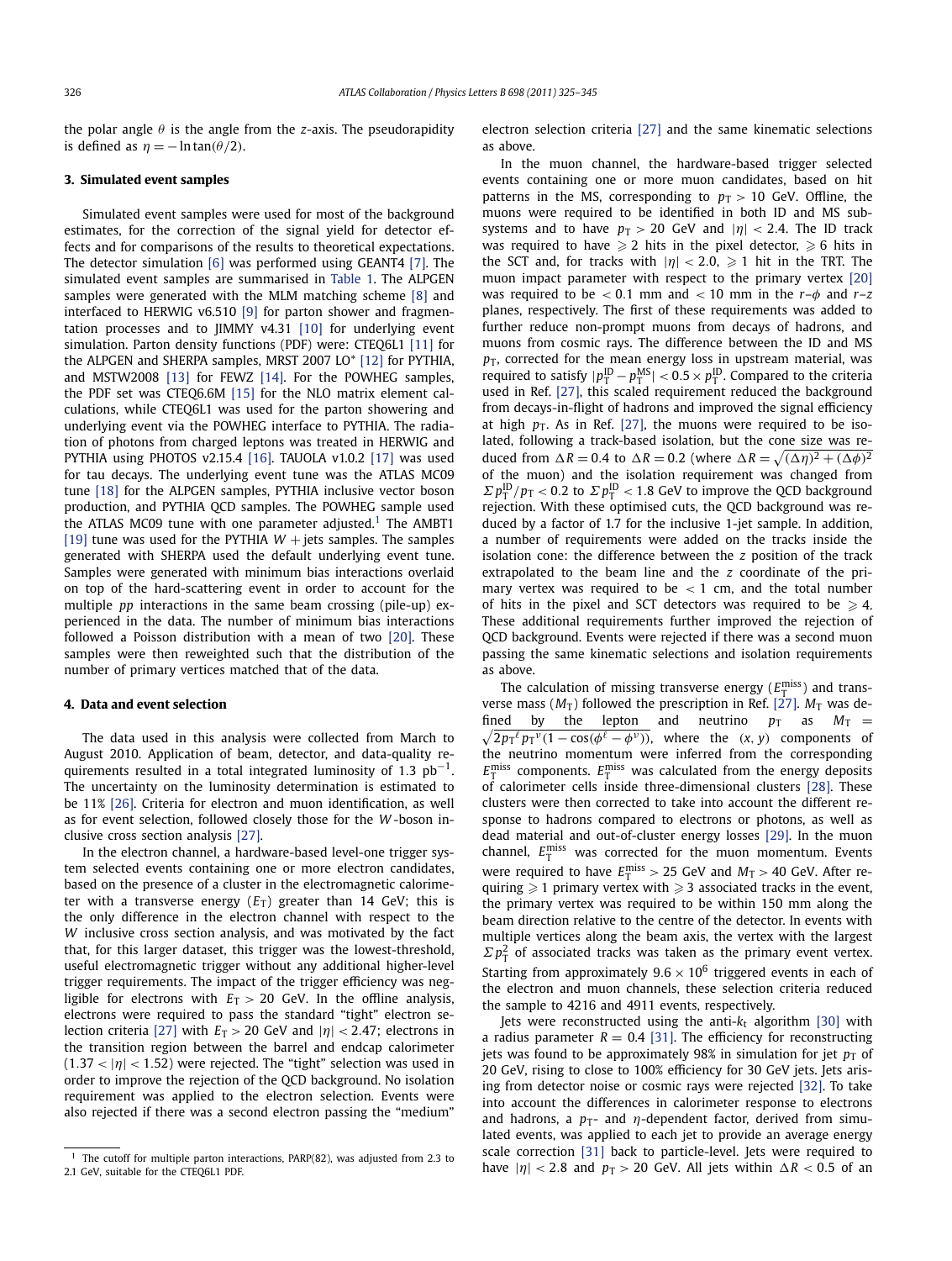the polar angle $\theta$ is the angle from the $z$-axis. The pseudorapidity is defined as $\eta = -\ln\tan(\theta/2)$.

## 3. Simulated event samples

Simulated event samples were used for most of the background estimates, for the correction of the signal yield for detector effects and for comparisons of the results to theoretical expectations. The detector simulation [6] was performed using GEANT4 [7]. The simulated event samples are summarised in Table 1. The ALPGEN samples were generated with the MLM matching scheme [8] and interfaced to HERWIG v6.510 [9] for parton shower and fragmentation processes and to JIMMY v4.31 [10] for underlying event simulation. Parton density functions (PDF) were: CTEQ6L1 [11] for the ALPGEN and SHERPA samples, MRST 2007 LO* [12] for PYTHIA, and MSTW2008 [13] for FEWZ [14]. For the POWHEG samples, the PDF set was CTEQ6.6M [15] for the NLO matrix element calculations, while CTEQ6L1 was used for the parton showering and underlying event via the POWHEG interface to PYTHIA. The radiation of photons from charged leptons was treated in HERWIG and PYTHIA using PHOTOS v2.15.4 [16]. TAUOLA v1.0.2 [17] was used for tau decays. The underlying event tune was the ATLAS MC09 tune [18] for the ALPGEN samples, PYTHIA inclusive vector boson production, and PYTHIA QCD samples. The POWHEG sample used the ATLAS MC09 tune with one parameter adjusted.[1] The AMBT1 [19] tune was used for the PYTHIA $W$ + jets samples. The samples generated with SHERPA used the default underlying event tune. Samples were generated with minimum bias interactions overlaid on top of the hard-scattering event in order to account for the multiple $pp$ interactions in the same beam crossing (pile-up) experienced in the data. The number of minimum bias interactions followed a Poisson distribution with a mean of two [20]. These samples were then reweighted such that the distribution of the number of primary vertices matched that of the data.

## 4. Data and event selection

The data used in this analysis were collected from March to August 2010. Application of beam, detector, and data-quality requirements resulted in a total integrated luminosity of 1.3 pb$^{-1}$. The uncertainty on the luminosity determination is estimated to be 11% [26]. Criteria for electron and muon identification, as well as for event selection, followed closely those for the $W$-boson inclusive cross section analysis [27].

In the electron channel, a hardware-based level-one trigger system selected events containing one or more electron candidates, based on the presence of a cluster in the electromagnetic calorimeter with a transverse energy ($E_T$) greater than 14 GeV; this is the only difference in the electron channel with respect to the $W$ inclusive cross section analysis, and was motivated by the fact that, for this larger dataset, this trigger was the lowest-threshold, useful electromagnetic trigger without any additional higher-level trigger requirements. The impact of the trigger efficiency was negligible for electrons with $E_T > 20$ GeV. In the offline analysis, electrons were required to pass the standard "tight" electron selection criteria [27] with $E_T > 20$ GeV and $|\eta| < 2.47$; electrons in the transition region between the barrel and endcap calorimeter ($1.37 < |\eta| < 1.52$) were rejected. The "tight" selection was used in order to improve the rejection of the QCD background. No isolation requirement was applied to the electron selection. Events were also rejected if there was a second electron passing the "medium" electron selection criteria [27] and the same kinematic selections as above.

In the muon channel, the hardware-based trigger selected events containing one or more muon candidates, based on hit patterns in the MS, corresponding to $p_T > 10$ GeV. Offline, the muons were required to be identified in both ID and MS subsystems and to have $p_T > 20$ GeV and $|\eta| < 2.4$. The ID track was required to have $\geqslant 2$ hits in the pixel detector, $\geqslant 6$ hits in the SCT and, for tracks with $|\eta| < 2.0$, $\geqslant 1$ hit in the TRT. The muon impact parameter with respect to the primary vertex [20] was required to be $< 0.1$ mm and $< 10$ mm in the $r$–$\phi$ and $r$–$z$ planes, respectively. The first of these requirements was added to further reduce non-prompt muons from decays of hadrons, and muons from cosmic rays. The difference between the ID and MS $p_T$, corrected for the mean energy loss in upstream material, was required to satisfy $|p_T^{\mathrm{ID}} - p_T^{\mathrm{MS}}| < 0.5 \times p_T^{\mathrm{ID}}$. Compared to the criteria used in Ref. [27], this scaled requirement reduced the background from decays-in-flight of hadrons and improved the signal efficiency at high $p_T$. As in Ref. [27], the muons were required to be isolated, following a track-based isolation, but the cone size was reduced from $\Delta R = 0.4$ to $\Delta R = 0.2$ (where $\Delta R = \sqrt{(\Delta\eta)^2 + (\Delta\phi)^2}$ of the muon) and the isolation requirement was changed from $\Sigma p_T^{\mathrm{ID}}/p_T < 0.2$ to $\Sigma p_T^{\mathrm{ID}} < 1.8$ GeV to improve the QCD background rejection. With these optimised cuts, the QCD background was reduced by a factor of 1.7 for the inclusive 1-jet sample. In addition, a number of requirements were added on the tracks inside the isolation cone: the difference between the $z$ position of the track extrapolated to the beam line and the $z$ coordinate of the primary vertex was required to be $< 1$ cm, and the total number of hits in the pixel and SCT detectors was required to be $\geqslant 4$. These additional requirements further improved the rejection of QCD background. Events were rejected if there was a second muon passing the same kinematic selections and isolation requirements as above.

The calculation of missing transverse energy ($E_T^{\mathrm{miss}}$) and transverse mass ($M_T$) followed the prescription in Ref. [27]. $M_T$ was defined by the lepton and neutrino $p_T$ as $M_T = \sqrt{2p_T^{\ell} p_T^{\nu}(1 - \cos(\phi^{\ell} - \phi^{\nu}))}$, where the $(x, y)$ components of the neutrino momentum were inferred from the corresponding $E_T^{\mathrm{miss}}$ components. $E_T^{\mathrm{miss}}$ was calculated from the energy deposits of calorimeter cells inside three-dimensional clusters [28]. These clusters were then corrected to take into account the different response to hadrons compared to electrons or photons, as well as dead material and out-of-cluster energy losses [29]. In the muon channel, $E_T^{\mathrm{miss}}$ was corrected for the muon momentum. Events were required to have $E_T^{\mathrm{miss}} > 25$ GeV and $M_T > 40$ GeV. After requiring $\geqslant 1$ primary vertex with $\geqslant 3$ associated tracks in the event, the primary vertex was required to be within 150 mm along the beam direction relative to the centre of the detector. In events with multiple vertices along the beam axis, the vertex with the largest $\Sigma p_T^2$ of associated tracks was taken as the primary event vertex. Starting from approximately $9.6 \times 10^6$ triggered events in each of the electron and muon channels, these selection criteria reduced the sample to 4216 and 4911 events, respectively.

Jets were reconstructed using the anti-$k_t$ algorithm [30] with a radius parameter $R = 0.4$ [31]. The efficiency for reconstructing jets was found to be approximately 98% in simulation for jet $p_T$ of 20 GeV, rising to close to 100% efficiency for 30 GeV jets. Jets arising from detector noise or cosmic rays were rejected [32]. To take into account the differences in calorimeter response to electrons and hadrons, a $p_T$- and $\eta$-dependent factor, derived from simulated events, was applied to each jet to provide an average energy scale correction [31] back to particle-level. Jets were required to have $|\eta| < 2.8$ and $p_T > 20$ GeV. All jets within $\Delta R < 0.5$ of an

[1] The cutoff for multiple parton interactions, PARP(82), was adjusted from 2.3 to 2.1 GeV, suitable for the CTEQ6L1 PDF.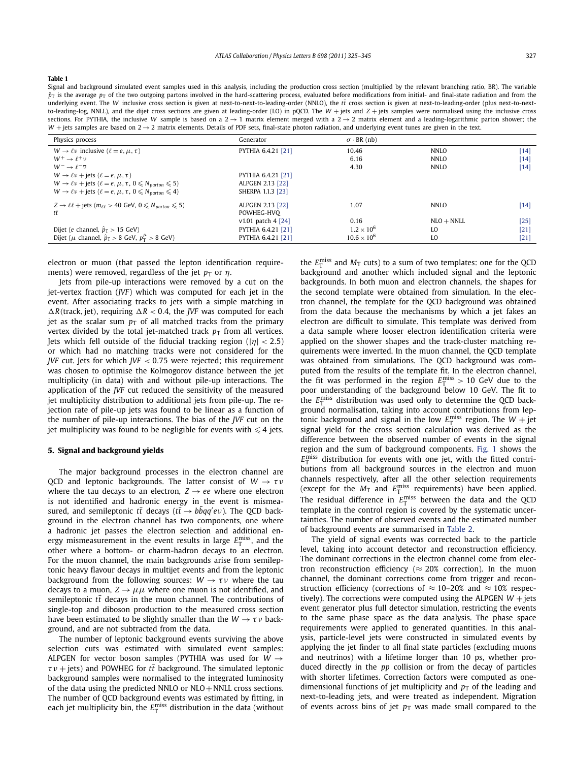**Table 1**

Signal and background simulated event samples used in this analysis, including the production cross section (multiplied by the relevant branching ratio, BR). The variable $\hat{p}_{\mathrm{T}}$ is the average $p_{\mathrm{T}}$ of the two outgoing partons involved in the hard-scattering process, evaluated before modifications from initial- and final-state radiation and from the underlying event. The $W$ inclusive cross section is given at next-to-next-to-leading-order (NNLO), the $t\bar{t}$ cross section is given at next-to-leading-order (plus next-to-next-to-leading-log, NNLL), and the dijet cross sections are given at leading-order (LO) in pQCD. The $W$ + jets and $Z$ + jets samples were normalised using the inclusive cross sections. For PYTHIA, the inclusive $W$ sample is based on a $2 \to 1$ matrix element merged with a $2 \to 2$ matrix element and a leading-logarithmic parton shower; the $W$ + jets samples are based on $2 \to 2$ matrix elements. Details of PDF sets, final-state photon radiation, and underlying event tunes are given in the text.

| Physics process | Generator | $\sigma \cdot \mathrm{BR}$ (nb) | | |
|---|---|---|---|---|
| $W \to \ell\nu$ inclusive ($\ell = e, \mu, \tau$) | PYTHIA 6.4.21 [21] | 10.46 | NNLO | [14] |
| $W^+ \to \ell^+\nu$ | | 6.16 | NNLO | [14] |
| $W^- \to \ell^-\overline{\nu}$ | | 4.30 | NNLO | [14] |
| $W \to \ell\nu$ + jets ($\ell = e, \mu, \tau$) | PYTHIA 6.4.21 [21] | | | |
| $W \to \ell\nu$ + jets ($\ell = e, \mu, \tau$, $0 \leqslant N_{parton} \leqslant 5$) | ALPGEN 2.13 [22] | | | |
| $W \to \ell\nu$ + jets ($\ell = e, \mu, \tau$, $0 \leqslant N_{parton} \leqslant 4$) | SHERPA 1.1.3 [23] | | | |
| $Z \to \ell\ell$ + jets ($m_{\ell\ell} > 40$ GeV, $0 \leqslant N_{parton} \leqslant 5$) | ALPGEN 2.13 [22] | 1.07 | NNLO | [14] |
| $t\bar{t}$ | POWHEG-HVQ v1.01 patch 4 [24] | 0.16 | NLO + NNLL | [25] |
| Dijet ($e$ channel, $\hat{p}_{\mathrm{T}} > 15$ GeV) | PYTHIA 6.4.21 [21] | $1.2 \times 10^6$ | LO | [21] |
| Dijet ($\mu$ channel, $\hat{p}_{\mathrm{T}} > 8$ GeV, $p_{\mathrm{T}}^{\mu} > 8$ GeV) | PYTHIA 6.4.21 [21] | $10.6 \times 10^6$ | LO | [21] |

electron or muon (that passed the lepton identification requirements) were removed, regardless of the jet $p_{\mathrm{T}}$ or $\eta$.

Jets from pile-up interactions were removed by a cut on the jet-vertex fraction (*JVF*) which was computed for each jet in the event. After associating tracks to jets with a simple matching in $\Delta R$(track, jet), requiring $\Delta R < 0.4$, the *JVF* was computed for each jet as the scalar sum $p_{\mathrm{T}}$ of all matched tracks from the primary vertex divided by the total jet-matched track $p_{\mathrm{T}}$ from all vertices. Jets which fell outside of the fiducial tracking region ($|\eta| < 2.5$) or which had no matching tracks were not considered for the *JVF* cut. Jets for which *JVF* $< 0.75$ were rejected; this requirement was chosen to optimise the Kolmogorov distance between the jet multiplicity (in data) with and without pile-up interactions. The application of the *JVF* cut reduced the sensitivity of the measured jet multiplicity distribution to additional jets from pile-up. The rejection rate of pile-up jets was found to be linear as a function of the number of pile-up interactions. The bias of the *JVF* cut on the jet multiplicity was found to be negligible for events with $\leqslant 4$ jets.

## 5. Signal and background yields

The major background processes in the electron channel are QCD and leptonic backgrounds. The latter consist of $W \to \tau\nu$ where the tau decays to an electron, $Z \to ee$ where one electron is not identified and hadronic energy in the event is mismeasured, and semileptonic $t\bar{t}$ decays ($t\bar{t} \to b\bar{b}qq'e\nu$). The QCD background in the electron channel has two components, one where a hadronic jet passes the electron selection and additional energy mismeasurement in the event results in large $E_{\mathrm{T}}^{\mathrm{miss}}$, and the other where a bottom- or charm-hadron decays to an electron. For the muon channel, the main backgrounds arise from semileptonic heavy flavour decays in multijet events and from the leptonic background from the following sources: $W \to \tau\nu$ where the tau decays to a muon, $Z \to \mu\mu$ where one muon is not identified, and semileptonic $t\bar{t}$ decays in the muon channel. The contributions of single-top and diboson production to the measured cross section have been estimated to be slightly smaller than the $W \to \tau\nu$ background, and are not subtracted from the data.

The number of leptonic background events surviving the above selection cuts was estimated with simulated event samples: ALPGEN for vector boson samples (PYTHIA was used for $W \to \tau\nu$ + jets) and POWHEG for $t\bar{t}$ background. The simulated leptonic background samples were normalised to the integrated luminosity of the data using the predicted NNLO or NLO+NNLL cross sections. The number of QCD background events was estimated by fitting, in each jet multiplicity bin, the $E_{\mathrm{T}}^{\mathrm{miss}}$ distribution in the data (without the $E_{\mathrm{T}}^{\mathrm{miss}}$ and $M_{\mathrm{T}}$ cuts) to a sum of two templates: one for the QCD background and another which included signal and the leptonic backgrounds. In both muon and electron channels, the shapes for the second template were obtained from simulation. In the electron channel, the template for the QCD background was obtained from the data because the mechanisms by which a jet fakes an electron are difficult to simulate. This template was derived from a data sample where looser electron identification criteria were applied on the shower shapes and the track-cluster matching requirements were inverted. In the muon channel, the QCD template was obtained from simulations. The QCD background was computed from the results of the template fit. In the electron channel, the fit was performed in the region $E_{\mathrm{T}}^{\mathrm{miss}} > 10$ GeV due to the poor understanding of the background below 10 GeV. The fit to the $E_{\mathrm{T}}^{\mathrm{miss}}$ distribution was used only to determine the QCD background normalisation, taking into account contributions from leptonic background and signal in the low $E_{\mathrm{T}}^{\mathrm{miss}}$ region. The $W$ + jet signal yield for the cross section calculation was derived as the difference between the observed number of events in the signal region and the sum of background components. Fig. 1 shows the $E_{\mathrm{T}}^{\mathrm{miss}}$ distribution for events with one jet, with the fitted contributions from all background sources in the electron and muon channels respectively, after all the other selection requirements (except for the $M_{\mathrm{T}}$ and $E_{\mathrm{T}}^{\mathrm{miss}}$ requirements) have been applied. The residual difference in $E_{\mathrm{T}}^{\mathrm{miss}}$ between the data and the QCD template in the control region is covered by the systematic uncertainties. The number of observed events and the estimated number of background events are summarised in Table 2.

The yield of signal events was corrected back to the particle level, taking into account detector and reconstruction efficiency. The dominant corrections in the electron channel come from electron reconstruction efficiency ($\approx 20\%$ correction). In the muon channel, the dominant corrections come from trigger and reconstruction efficiency (corrections of $\approx 10$–$20\%$ and $\approx 10\%$ respectively). The corrections were computed using the ALPGEN $W$ + jets event generator plus full detector simulation, restricting the events to the same phase space as the data analysis. The phase space requirements were applied to generated quantities. In this analysis, particle-level jets were constructed in simulated events by applying the jet finder to all final state particles (excluding muons and neutrinos) with a lifetime longer than 10 ps, whether produced directly in the $pp$ collision or from the decay of particles with shorter lifetimes. Correction factors were computed as one-dimensional functions of jet multiplicity and $p_{\mathrm{T}}$ of the leading and next-to-leading jets, and were treated as independent. Migration of events across bins of jet $p_{\mathrm{T}}$ was made small compared to the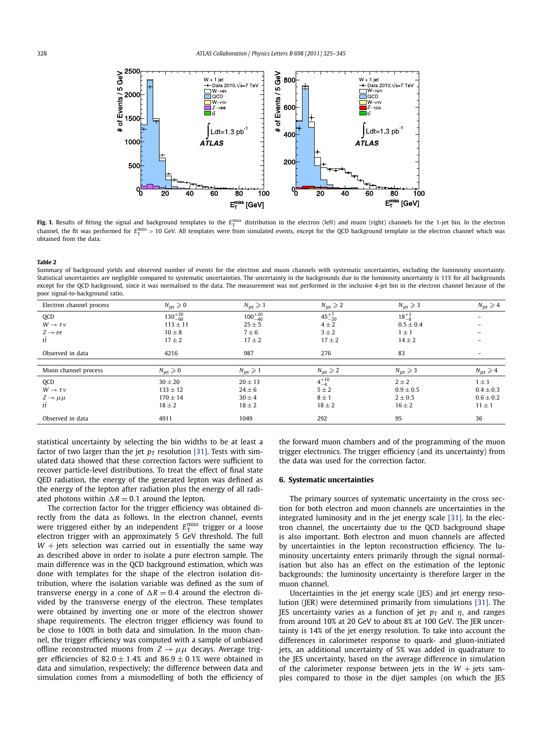**Fig. 1.** Results of fitting the signal and background templates to the $E_T^{miss}$ distribution in the electron (left) and muon (right) channels for the 1-jet bin. In the electron channel, the fit was performed for $E_T^{miss} > 10$ GeV. All templates were from simulated events, except for the QCD background template in the electron channel which was obtained from the data.

**Table 2**

Summary of background yields and observed number of events for the electron and muon channels with systematic uncertainties, excluding the luminosity uncertainty. Statistical uncertainties are negligible compared to systematic uncertainties. The uncertainty in the backgrounds due to the luminosity uncertainty is 11% for all backgrounds except for the QCD background, since it was normalised to the data. The measurement was not performed in the inclusive 4-jet bin in the electron channel because of the poor signal-to-background ratio.

| Electron channel process | $N_{jet} \geqslant 0$ | $N_{jet} \geqslant 1$ | $N_{jet} \geqslant 2$ | $N_{jet} \geqslant 3$ | $N_{jet} \geqslant 4$ |
|---|---|---|---|---|---|
| QCD | $130^{+20}_{-60}$ | $100^{+20}_{-40}$ | $45^{+7}_{-20}$ | $18^{+3}_{-8}$ | – |
| $W \to \tau\nu$ | $113 \pm 11$ | $25 \pm 5$ | $4 \pm 2$ | $0.5 \pm 0.4$ | – |
| $Z \to ee$ | $10 \pm 8$ | $7 \pm 6$ | $3 \pm 2$ | $1 \pm 1$ | – |
| $t\bar{t}$ | $17 \pm 2$ | $17 \pm 2$ | $17 \pm 2$ | $14 \pm 2$ | – |
| Observed in data | 4216 | 987 | 276 | 83 | – |
| **Muon channel process** | $N_{jet} \geqslant 0$ | $N_{jet} \geqslant 1$ | $N_{jet} \geqslant 2$ | $N_{jet} \geqslant 3$ | $N_{jet} \geqslant 4$ |
| QCD | $30 \pm 20$ | $20 \pm 13$ | $4^{+10}_{-4}$ | $2 \pm 2$ | $1 \pm 1$ |
| $W \to \tau\nu$ | $133 \pm 12$ | $24 \pm 6$ | $5 \pm 2$ | $0.9 \pm 0.5$ | $0.4 \pm 0.3$ |
| $Z \to \mu\mu$ | $170 \pm 14$ | $30 \pm 4$ | $8 \pm 1$ | $2 \pm 0.5$ | $0.6 \pm 0.2$ |
| $t\bar{t}$ | $18 \pm 2$ | $18 \pm 2$ | $18 \pm 2$ | $16 \pm 2$ | $11 \pm 1$ |
| Observed in data | 4911 | 1049 | 292 | 95 | 36 |

statistical uncertainty by selecting the bin widths to be at least a factor of two larger than the jet $p_T$ resolution [31]. Tests with simulated data showed that these correction factors were sufficient to recover particle-level distributions. To treat the effect of final state QED radiation, the energy of the generated lepton was defined as the energy of the lepton after radiation plus the energy of all radiated photons within $\Delta R = 0.1$ around the lepton.

The correction factor for the trigger efficiency was obtained directly from the data as follows. In the electron channel, events were triggered either by an independent $E_T^{miss}$ trigger or a loose electron trigger with an approximately 5 GeV threshold. The full $W$ + jets selection was carried out in essentially the same way as described above in order to isolate a pure electron sample. The main difference was in the QCD background estimation, which was done with templates for the shape of the electron isolation distribution, where the isolation variable was defined as the sum of transverse energy in a cone of $\Delta R = 0.4$ around the electron divided by the transverse energy of the electron. These templates were obtained by inverting one or more of the electron shower shape requirements. The electron trigger efficiency was found to be close to 100% in both data and simulation. In the muon channel, the trigger efficiency was computed with a sample of unbiased offline reconstructed muons from $Z \to \mu\mu$ decays. Average trigger efficiencies of $82.0 \pm 1.4$% and $86.9 \pm 0.1$% were obtained in data and simulation, respectively; the difference between data and simulation comes from a mismodelling of both the efficiency of the forward muon chambers and of the programming of the muon trigger electronics. The trigger efficiency (and its uncertainty) from the data was used for the correction factor.

## 6. Systematic uncertainties

The primary sources of systematic uncertainty in the cross section for both electron and muon channels are uncertainties in the integrated luminosity and in the jet energy scale [31]. In the electron channel, the uncertainty due to the QCD background shape is also important. Both electron and muon channels are affected by uncertainties in the lepton reconstruction efficiency. The luminosity uncertainty enters primarily through the signal normalisation but also has an effect on the estimation of the leptonic backgrounds; the luminosity uncertainty is therefore larger in the muon channel.

Uncertainties in the jet energy scale (JES) and jet energy resolution (JER) were determined primarily from simulations [31]. The JES uncertainty varies as a function of jet $p_T$ and $\eta$, and ranges from around 10% at 20 GeV to about 8% at 100 GeV. The JER uncertainty is 14% of the jet energy resolution. To take into account the differences in calorimeter response to quark- and gluon-initiated jets, an additional uncertainty of 5% was added in quadrature to the JES uncertainty, based on the average difference in simulation of the calorimeter response between jets in the $W$ + jets samples compared to those in the dijet samples (on which the JES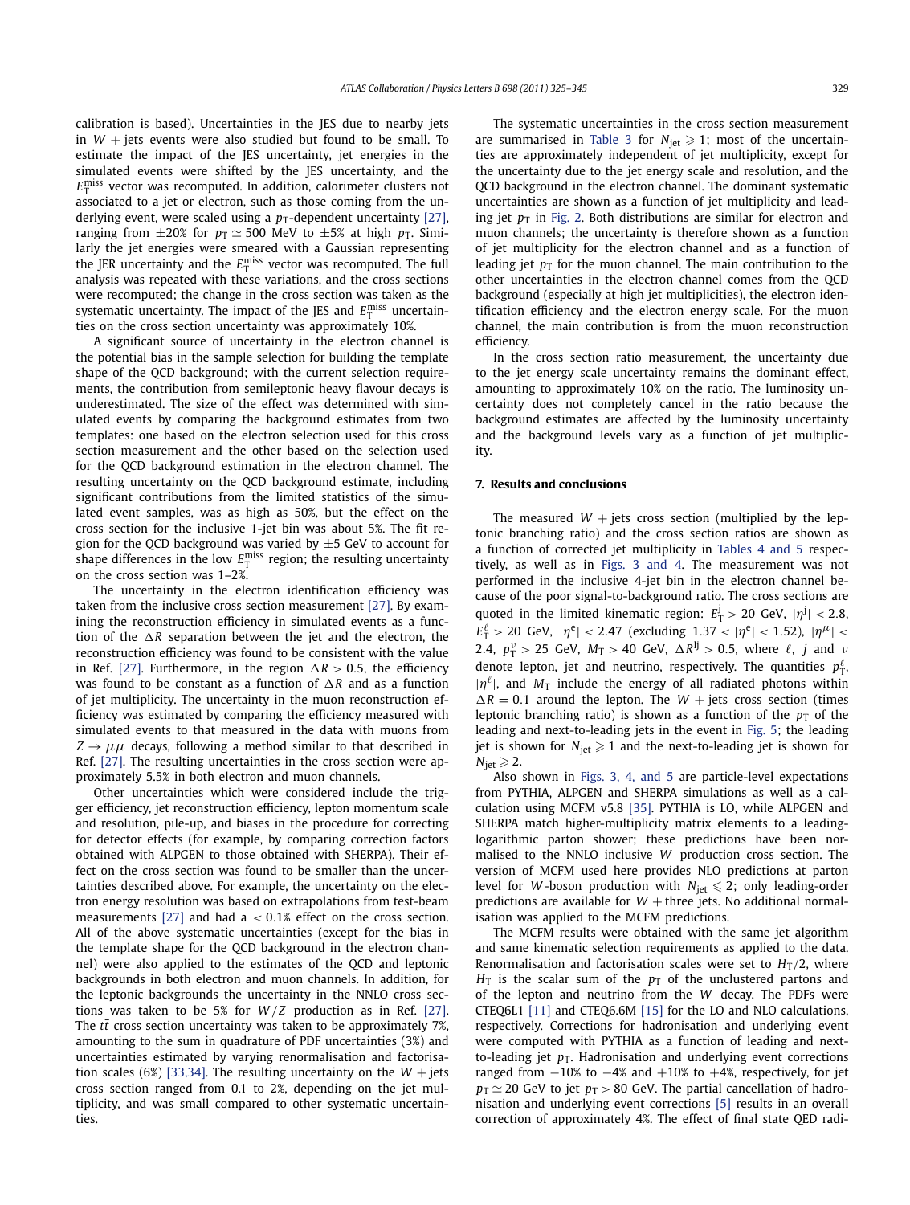calibration is based). Uncertainties in the JES due to nearby jets in $W$ + jets events were also studied but found to be small. To estimate the impact of the JES uncertainty, jet energies in the simulated events were shifted by the JES uncertainty, and the $E_{\mathrm{T}}^{\mathrm{miss}}$ vector was recomputed. In addition, calorimeter clusters not associated to a jet or electron, such as those coming from the underlying event, were scaled using a $p_{\mathrm{T}}$-dependent uncertainty [27], ranging from $\pm 20\%$ for $p_{\mathrm{T}} \simeq 500$ MeV to $\pm 5\%$ at high $p_{\mathrm{T}}$. Similarly the jet energies were smeared with a Gaussian representing the JER uncertainty and the $E_{\mathrm{T}}^{\mathrm{miss}}$ vector was recomputed. The full analysis was repeated with these variations, and the cross sections were recomputed; the change in the cross section was taken as the systematic uncertainty. The impact of the JES and $E_{\mathrm{T}}^{\mathrm{miss}}$ uncertainties on the cross section uncertainty was approximately 10%.

A significant source of uncertainty in the electron channel is the potential bias in the sample selection for building the template shape of the QCD background; with the current selection requirements, the contribution from semileptonic heavy flavour decays is underestimated. The size of the effect was determined with simulated events by comparing the background estimates from two templates: one based on the electron selection used for this cross section measurement and the other based on the selection used for the QCD background estimation in the electron channel. The resulting uncertainty on the QCD background estimate, including significant contributions from the limited statistics of the simulated event samples, was as high as 50%, but the effect on the cross section for the inclusive 1-jet bin was about 5%. The fit region for the QCD background was varied by $\pm 5$ GeV to account for shape differences in the low $E_{\mathrm{T}}^{\mathrm{miss}}$ region; the resulting uncertainty on the cross section was 1–2%.

The uncertainty in the electron identification efficiency was taken from the inclusive cross section measurement [27]. By examining the reconstruction efficiency in simulated events as a function of the $\Delta R$ separation between the jet and the electron, the reconstruction efficiency was found to be consistent with the value in Ref. [27]. Furthermore, in the region $\Delta R > 0.5$, the efficiency was found to be constant as a function of $\Delta R$ and as a function of jet multiplicity. The uncertainty in the muon reconstruction efficiency was estimated by comparing the efficiency measured with simulated events to that measured in the data with muons from $Z \to \mu\mu$ decays, following a method similar to that described in Ref. [27]. The resulting uncertainties in the cross section were approximately 5.5% in both electron and muon channels.

Other uncertainties which were considered include the trigger efficiency, jet reconstruction efficiency, lepton momentum scale and resolution, pile-up, and biases in the procedure for correcting for detector effects (for example, by comparing correction factors obtained with ALPGEN to those obtained with SHERPA). Their effect on the cross section was found to be smaller than the uncertainties described above. For example, the uncertainty on the electron energy resolution was based on extrapolations from test-beam measurements [27] and had a $< 0.1\%$ effect on the cross section. All of the above systematic uncertainties (except for the bias in the template shape for the QCD background in the electron channel) were also applied to the estimates of the QCD and leptonic backgrounds in both electron and muon channels. In addition, for the leptonic backgrounds the uncertainty in the NNLO cross sections was taken to be 5% for $W/Z$ production as in Ref. [27]. The $t\bar{t}$ cross section uncertainty was taken to be approximately 7%, amounting to the sum in quadrature of PDF uncertainties (3%) and uncertainties estimated by varying renormalisation and factorisation scales (6%) [33,34]. The resulting uncertainty on the $W$ + jets cross section ranged from 0.1 to 2%, depending on the jet multiplicity, and was small compared to other systematic uncertainties.

The systematic uncertainties in the cross section measurement are summarised in Table 3 for $N_{\mathrm{jet}} \geqslant 1$; most of the uncertainties are approximately independent of jet multiplicity, except for the uncertainty due to the jet energy scale and resolution, and the QCD background in the electron channel. The dominant systematic uncertainties are shown as a function of jet multiplicity and leading jet $p_{\mathrm{T}}$ in Fig. 2. Both distributions are similar for electron and muon channels; the uncertainty is therefore shown as a function of jet multiplicity for the electron channel and as a function of leading jet $p_{\mathrm{T}}$ for the muon channel. The main contribution to the other uncertainties in the electron channel comes from the QCD background (especially at high jet multiplicities), the electron identification efficiency and the electron energy scale. For the muon channel, the main contribution is from the muon reconstruction efficiency.

In the cross section ratio measurement, the uncertainty due to the jet energy scale uncertainty remains the dominant effect, amounting to approximately 10% on the ratio. The luminosity uncertainty does not completely cancel in the ratio because the background estimates are affected by the luminosity uncertainty and the background levels vary as a function of jet multiplicity.

## 7. Results and conclusions

The measured $W$ + jets cross section (multiplied by the leptonic branching ratio) and the cross section ratios are shown as a function of corrected jet multiplicity in Tables 4 and 5 respectively, as well as in Figs. 3 and 4. The measurement was not performed in the inclusive 4-jet bin in the electron channel because of the poor signal-to-background ratio. The cross sections are quoted in the limited kinematic region: $E_{\mathrm{T}}^{j} > 20$ GeV, $|\eta^{j}| < 2.8$, $E_{\mathrm{T}}^{\ell} > 20$ GeV, $|\eta^{e}| < 2.47$ (excluding $1.37 < |\eta^{e}| < 1.52$), $|\eta^{\mu}| < 2.4$, $p_{\mathrm{T}}^{\nu} > 25$ GeV, $M_{\mathrm{T}} > 40$ GeV, $\Delta R^{\ell j} > 0.5$, where $\ell$, $j$ and $\nu$ denote lepton, jet and neutrino, respectively. The quantities $p_{\mathrm{T}}^{\ell}$, $|\eta^{\ell}|$, and $M_{\mathrm{T}}$ include the energy of all radiated photons within $\Delta R = 0.1$ around the lepton. The $W$ + jets cross section (times leptonic branching ratio) is shown as a function of the $p_{\mathrm{T}}$ of the leading and next-to-leading jets in the event in Fig. 5; the leading jet is shown for $N_{\mathrm{jet}} \geqslant 1$ and the next-to-leading jet is shown for $N_{\mathrm{jet}} \geqslant 2$.

Also shown in Figs. 3, 4, and 5 are particle-level expectations from PYTHIA, ALPGEN and SHERPA simulations as well as a calculation using MCFM v5.8 [35]. PYTHIA is LO, while ALPGEN and SHERPA match higher-multiplicity matrix elements to a leading-logarithmic parton shower; these predictions have been normalised to the NNLO inclusive $W$ production cross section. The version of MCFM used here provides NLO predictions at parton level for $W$-boson production with $N_{\mathrm{jet}} \leqslant 2$; only leading-order predictions are available for $W$ + three jets. No additional normalisation was applied to the MCFM predictions.

The MCFM results were obtained with the same jet algorithm and same kinematic selection requirements as applied to the data. Renormalisation and factorisation scales were set to $H_{\mathrm{T}}/2$, where $H_{\mathrm{T}}$ is the scalar sum of the $p_{\mathrm{T}}$ of the unclustered partons and of the lepton and neutrino from the $W$ decay. The PDFs were CTEQ6L1 [11] and CTEQ6.6M [15] for the LO and NLO calculations, respectively. Corrections for hadronisation and underlying event were computed with PYTHIA as a function of leading and next-to-leading jet $p_{\mathrm{T}}$. Hadronisation and underlying event corrections ranged from $-10\%$ to $-4\%$ and $+10\%$ to $+4\%$, respectively, for jet $p_{\mathrm{T}} \simeq 20$ GeV to jet $p_{\mathrm{T}} > 80$ GeV. The partial cancellation of hadronisation and underlying event corrections [5] results in an overall correction of approximately 4%. The effect of final state QED radi-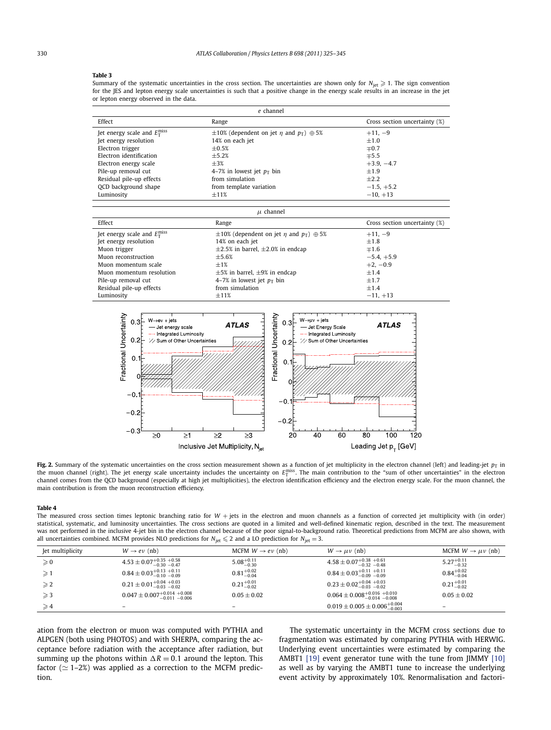**Table 3**

Summary of the systematic uncertainties in the cross section. The uncertainties are shown only for $N_{\text{jet}} \geqslant 1$. The sign convention for the JES and lepton energy scale uncertainties is such that a positive change in the energy scale results in an increase in the jet or lepton energy observed in the data.

| *e* channel | | |
|---|---|---|
| Effect | Range | Cross section uncertainty (%) |
| Jet energy scale and $E_{\text{T}}^{\text{miss}}$ | $\pm 10\%$ (dependent on jet $\eta$ and $p_{\text{T}}$) $\oplus 5\%$ | $+11, -9$ |
| Jet energy resolution | 14% on each jet | $\pm 1.0$ |
| Electron trigger | $\pm 0.5\%$ | $\mp 0.7$ |
| Electron identification | $\pm 5.2\%$ | $\mp 5.5$ |
| Electron energy scale | $\pm 3\%$ | $+3.9, -4.7$ |
| Pile-up removal cut | 4–7% in lowest jet $p_{\text{T}}$ bin | $\pm 1.9$ |
| Residual pile-up effects | from simulation | $\pm 2.2$ |
| QCD background shape | from template variation | $-1.5, +5.2$ |
| Luminosity | $\pm 11\%$ | $-10, +13$ |

| $\mu$ channel | | |
|---|---|---|
| Effect | Range | Cross section uncertainty (%) |
| Jet energy scale and $E_{\text{T}}^{\text{miss}}$ | $\pm 10\%$ (dependent on jet $\eta$ and $p_{\text{T}}$) $\oplus 5\%$ | $+11, -9$ |
| Jet energy resolution | 14% on each jet | $\pm 1.8$ |
| Muon trigger | $\pm 2.5\%$ in barrel, $\pm 2.0\%$ in endcap | $\mp 1.6$ |
| Muon reconstruction | $\pm 5.6\%$ | $-5.4, +5.9$ |
| Muon momentum scale | $\pm 1\%$ | $+2, -0.9$ |
| Muon momentum resolution | $\pm 5\%$ in barrel, $\pm 9\%$ in endcap | $\pm 1.4$ |
| Pile-up removal cut | 4–7% in lowest jet $p_{\text{T}}$ bin | $\pm 1.7$ |
| Residual pile-up effects | from simulation | $\pm 1.4$ |
| Luminosity | $\pm 11\%$ | $-11, +13$ |

**Fig. 2.** Summary of the systematic uncertainties on the cross section measurement shown as a function of jet multiplicity in the electron channel (left) and leading-jet $p_{\text{T}}$ in the muon channel (right). The jet energy scale uncertainty includes the uncertainty on $E_{\text{T}}^{\text{miss}}$. The main contribution to the "sum of other uncertainties" in the electron channel comes from the QCD background (especially at high jet multiplicities), the electron identification efficiency and the electron energy scale. For the muon channel, the main contribution is from the muon reconstruction efficiency.

**Table 4**

The measured cross section times leptonic branching ratio for $W$ + jets in the electron and muon channels as a function of corrected jet multiplicity with (in order) statistical, systematic, and luminosity uncertainties. The cross sections are quoted in a limited and well-defined kinematic region, described in the text. The measurement was not performed in the inclusive 4-jet bin in the electron channel because of the poor signal-to-background ratio. Theoretical predictions from MCFM are also shown, with all uncertainties combined. MCFM provides NLO predictions for $N_{\text{jet}} \leqslant 2$ and a LO prediction for $N_{\text{jet}} = 3$.

| Jet multiplicity | $W \to e\nu$ (nb) | MCFM $W \to e\nu$ (nb) | $W \to \mu\nu$ (nb) | MCFM $W \to \mu\nu$ (nb) |
|---|---|---|---|---|
| $\geqslant 0$ | $4.53 \pm 0.07^{+0.35}_{-0.30}{}^{+0.58}_{-0.47}$ | $5.08^{+0.11}_{-0.30}$ | $4.58 \pm 0.07^{+0.38}_{-0.32}{}^{+0.61}_{-0.48}$ | $5.27^{+0.11}_{-0.32}$ |
| $\geqslant 1$ | $0.84 \pm 0.03^{+0.13}_{-0.10}{}^{+0.11}_{-0.09}$ | $0.81^{+0.02}_{-0.04}$ | $0.84 \pm 0.03^{+0.11}_{-0.09}{}^{+0.11}_{-0.09}$ | $0.84^{+0.02}_{-0.04}$ |
| $\geqslant 2$ | $0.21 \pm 0.01^{+0.04}_{-0.03}{}^{+0.03}_{-0.02}$ | $0.21^{+0.01}_{-0.02}$ | $0.23 \pm 0.02^{+0.04}_{-0.03}{}^{+0.03}_{-0.02}$ | $0.21^{+0.01}_{-0.02}$ |
| $\geqslant 3$ | $0.047 \pm 0.007^{+0.014}_{-0.011}{}^{+0.008}_{-0.006}$ | $0.05 \pm 0.02$ | $0.064 \pm 0.008^{+0.016}_{-0.014}{}^{+0.010}_{-0.008}$ | $0.05 \pm 0.02$ |
| $\geqslant 4$ | – | – | $0.019 \pm 0.005 \pm 0.006^{+0.004}_{-0.003}$ | – |

ation from the electron or muon was computed with PYTHIA and ALPGEN (both using PHOTOS) and with SHERPA, comparing the acceptance before radiation with the acceptance after radiation, but summing up the photons within $\Delta R = 0.1$ around the lepton. This factor ($\simeq$ 1–2%) was applied as a correction to the MCFM prediction.

The systematic uncertainty in the MCFM cross sections due to fragmentation was estimated by comparing PYTHIA with HERWIG. Underlying event uncertainties were estimated by comparing the AMBT1 [19] event generator tune with the tune from JIMMY [10] as well as by varying the AMBT1 tune to increase the underlying event activity by approximately 10%. Renormalisation and factori-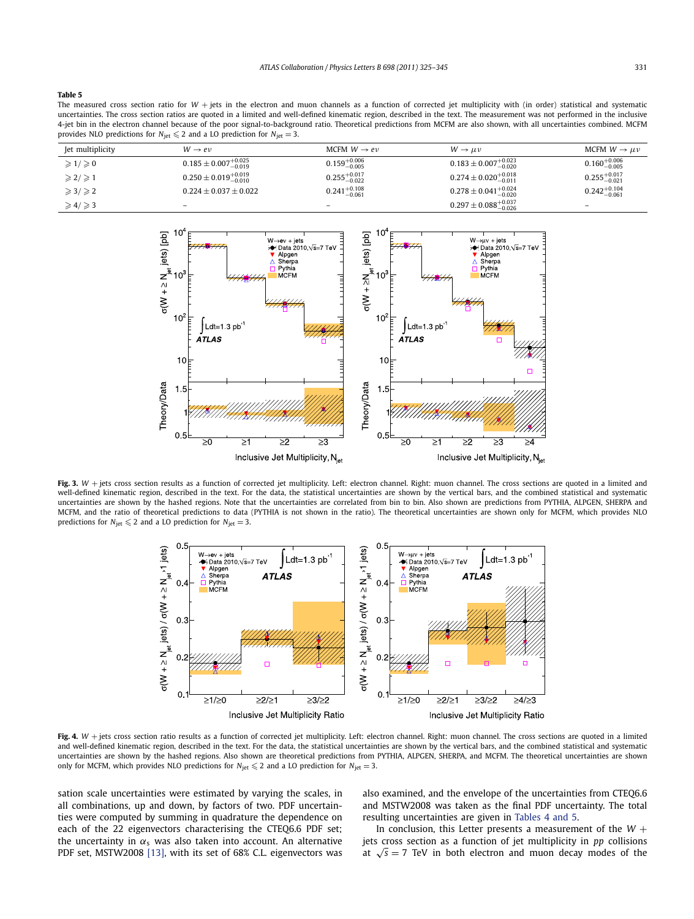**Table 5**

The measured cross section ratio for $W$ + jets in the electron and muon channels as a function of corrected jet multiplicity with (in order) statistical and systematic uncertainties. The cross section ratios are quoted in a limited and well-defined kinematic region, described in the text. The measurement was not performed in the inclusive 4-jet bin in the electron channel because of the poor signal-to-background ratio. Theoretical predictions from MCFM are also shown, with all uncertainties combined. MCFM provides NLO predictions for $N_{jet} \leqslant 2$ and a LO prediction for $N_{jet} = 3$.

| Jet multiplicity | $W \to e\nu$ | MCFM $W \to e\nu$ | $W \to \mu\nu$ | MCFM $W \to \mu\nu$ |
|---|---|---|---|---|
| $\geqslant 1/\geqslant 0$ | $0.185 \pm 0.007^{+0.025}_{-0.019}$ | $0.159^{+0.006}_{-0.005}$ | $0.183 \pm 0.007^{+0.023}_{-0.020}$ | $0.160^{+0.006}_{-0.005}$ |
| $\geqslant 2/\geqslant 1$ | $0.250 \pm 0.019^{+0.019}_{-0.010}$ | $0.255^{+0.017}_{-0.022}$ | $0.274 \pm 0.020^{+0.018}_{-0.011}$ | $0.255^{+0.017}_{-0.021}$ |
| $\geqslant 3/\geqslant 2$ | $0.224 \pm 0.037 \pm 0.022$ | $0.241^{+0.108}_{-0.061}$ | $0.278 \pm 0.041^{+0.024}_{-0.020}$ | $0.242^{+0.104}_{-0.061}$ |
| $\geqslant 4/\geqslant 3$ | – | – | $0.297 \pm 0.088^{+0.037}_{-0.026}$ | – |

**Fig. 3.** $W$ + jets cross section results as a function of corrected jet multiplicity. Left: electron channel. Right: muon channel. The cross sections are quoted in a limited and well-defined kinematic region, described in the text. For the data, the statistical uncertainties are shown by the vertical bars, and the combined statistical and systematic uncertainties are shown by the hashed regions. Note that the uncertainties are correlated from bin to bin. Also shown are predictions from PYTHIA, ALPGEN, SHERPA and MCFM, and the ratio of theoretical predictions to data (PYTHIA is not shown in the ratio). The theoretical uncertainties are shown only for MCFM, which provides NLO predictions for $N_{jet} \leqslant 2$ and a LO prediction for $N_{jet} = 3$.

**Fig. 4.** $W$ + jets cross section ratio results as a function of corrected jet multiplicity. Left: electron channel. Right: muon channel. The cross sections are quoted in a limited and well-defined kinematic region, described in the text. For the data, the statistical uncertainties are shown by the vertical bars, and the combined statistical and systematic uncertainties are shown by the hashed regions. Also shown are theoretical predictions from PYTHIA, ALPGEN, SHERPA, and MCFM. The theoretical uncertainties are shown only for MCFM, which provides NLO predictions for $N_{jet} \leqslant 2$ and a LO prediction for $N_{jet} = 3$.

sation scale uncertainties were estimated by varying the scales, in all combinations, up and down, by factors of two. PDF uncertainties were computed by summing in quadrature the dependence on each of the 22 eigenvectors characterising the CTEQ6.6 PDF set; the uncertainty in $\alpha_s$ was also taken into account. An alternative PDF set, MSTW2008 [13], with its set of 68% C.L. eigenvectors was also examined, and the envelope of the uncertainties from CTEQ6.6 and MSTW2008 was taken as the final PDF uncertainty. The total resulting uncertainties are given in Tables 4 and 5.

In conclusion, this Letter presents a measurement of the $W$ + jets cross section as a function of jet multiplicity in $pp$ collisions at $\sqrt{s} = 7$ TeV in both electron and muon decay modes of the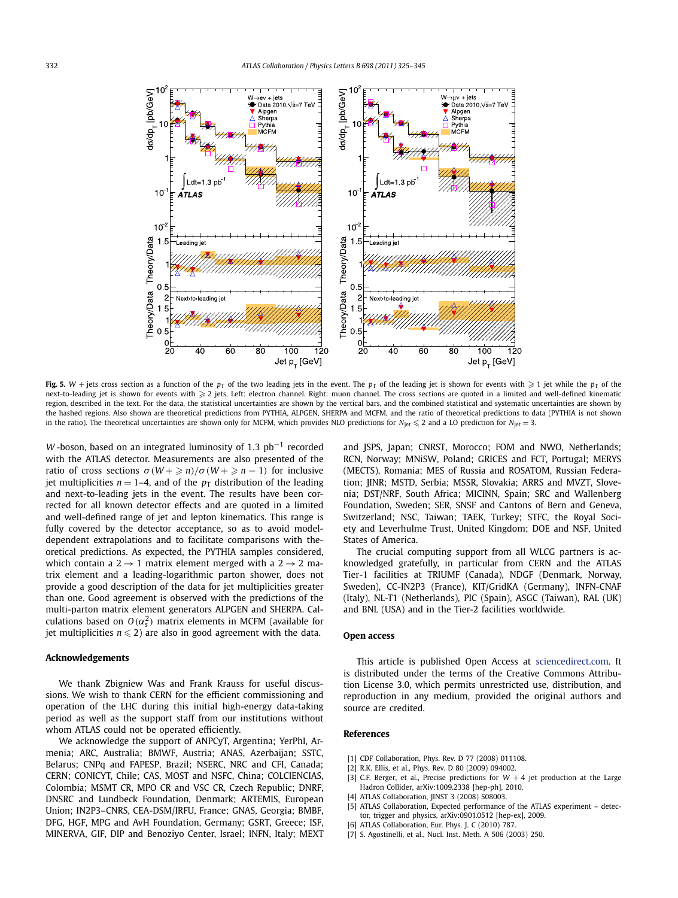**Fig. 5.** $W$ + jets cross section as a function of the $p_T$ of the two leading jets in the event. The $p_T$ of the leading jet is shown for events with $\geqslant 1$ jet while the $p_T$ of the next-to-leading jet is shown for events with $\geqslant 2$ jets. Left: electron channel. Right: muon channel. The cross sections are quoted in a limited and well-defined kinematic region, described in the text. For the data, the statistical uncertainties are shown by the vertical bars, and the combined statistical and systematic uncertainties are shown by the hashed regions. Also shown are theoretical predictions from PYTHIA, ALPGEN, SHERPA and MCFM, and the ratio of theoretical predictions to data (PYTHIA is not shown in the ratio). The theoretical uncertainties are shown only for MCFM, which provides NLO predictions for $N_{jet} \leqslant 2$ and a LO prediction for $N_{jet} = 3$.

$W$-boson, based on an integrated luminosity of 1.3 $\text{pb}^{-1}$ recorded with the ATLAS detector. Measurements are also presented of the ratio of cross sections $\sigma(W + \geqslant n)/\sigma(W + \geqslant n-1)$ for inclusive jet multiplicities $n = 1$–4, and of the $p_T$ distribution of the leading and next-to-leading jets in the event. The results have been corrected for all known detector effects and are quoted in a limited and well-defined range of jet and lepton kinematics. This range is fully covered by the detector acceptance, so as to avoid model-dependent extrapolations and to facilitate comparisons with theoretical predictions. As expected, the PYTHIA samples considered, which contain a $2 \to 1$ matrix element merged with a $2 \to 2$ matrix element and a leading-logarithmic parton shower, does not provide a good description of the data for jet multiplicities greater than one. Good agreement is observed with the predictions of the multi-parton matrix element generators ALPGEN and SHERPA. Calculations based on $O(\alpha_s^2)$ matrix elements in MCFM (available for jet multiplicities $n \leqslant 2$) are also in good agreement with the data.

## Acknowledgements

We thank Zbigniew Was and Frank Krauss for useful discussions. We wish to thank CERN for the efficient commissioning and operation of the LHC during this initial high-energy data-taking period as well as the support staff from our institutions without whom ATLAS could not be operated efficiently.

We acknowledge the support of ANPCyT, Argentina; YerPhI, Armenia; ARC, Australia; BMWF, Austria; ANAS, Azerbaijan; SSTC, Belarus; CNPq and FAPESP, Brazil; NSERC, NRC and CFI, Canada; CERN; CONICYT, Chile; CAS, MOST and NSFC, China; COLCIENCIAS, Colombia; MSMT CR, MPO CR and VSC CR, Czech Republic; DNRF, DNSRC and Lundbeck Foundation, Denmark; ARTEMIS, European Union; IN2P3–CNRS, CEA-DSM/IRFU, France; GNAS, Georgia; BMBF, DFG, HGF, MPG and AvH Foundation, Germany; GSRT, Greece; ISF, MINERVA, GIF, DIP and Benoziyo Center, Israel; INFN, Italy; MEXT and JSPS, Japan; CNRST, Morocco; FOM and NWO, Netherlands; RCN, Norway; MNiSW, Poland; GRICES and FCT, Portugal; MERYS (MECTS), Romania; MES of Russia and ROSATOM, Russian Federation; JINR; MSTD, Serbia; MSSR, Slovakia; ARRS and MVZT, Slovenia; DST/NRF, South Africa; MICINN, Spain; SRC and Wallenberg Foundation, Sweden; SER, SNSF and Cantons of Bern and Geneva, Switzerland; NSC, Taiwan; TAEK, Turkey; STFC, the Royal Society and Leverhulme Trust, United Kingdom; DOE and NSF, United States of America.

The crucial computing support from all WLCG partners is acknowledged gratefully, in particular from CERN and the ATLAS Tier-1 facilities at TRIUMF (Canada), NDGF (Denmark, Norway, Sweden), CC-IN2P3 (France), KIT/GridKA (Germany), INFN-CNAF (Italy), NL-T1 (Netherlands), PIC (Spain), ASGC (Taiwan), RAL (UK) and BNL (USA) and in the Tier-2 facilities worldwide.

## Open access

This article is published Open Access at sciencedirect.com. It is distributed under the terms of the Creative Commons Attribution License 3.0, which permits unrestricted use, distribution, and reproduction in any medium, provided the original authors and source are credited.

## References

[1] CDF Collaboration, Phys. Rev. D 77 (2008) 011108.
[2] R.K. Ellis, et al., Phys. Rev. D 80 (2009) 094002.
[3] C.F. Berger, et al., Precise predictions for $W + 4$ jet production at the Large Hadron Collider, arXiv:1009.2338 [hep-ph], 2010.
[4] ATLAS Collaboration, JINST 3 (2008) S08003.
[5] ATLAS Collaboration, Expected performance of the ATLAS experiment – detector, trigger and physics, arXiv:0901.0512 [hep-ex], 2009.
[6] ATLAS Collaboration, Eur. Phys. J. C (2010) 787.
[7] S. Agostinelli, et al., Nucl. Inst. Meth. A 506 (2003) 250.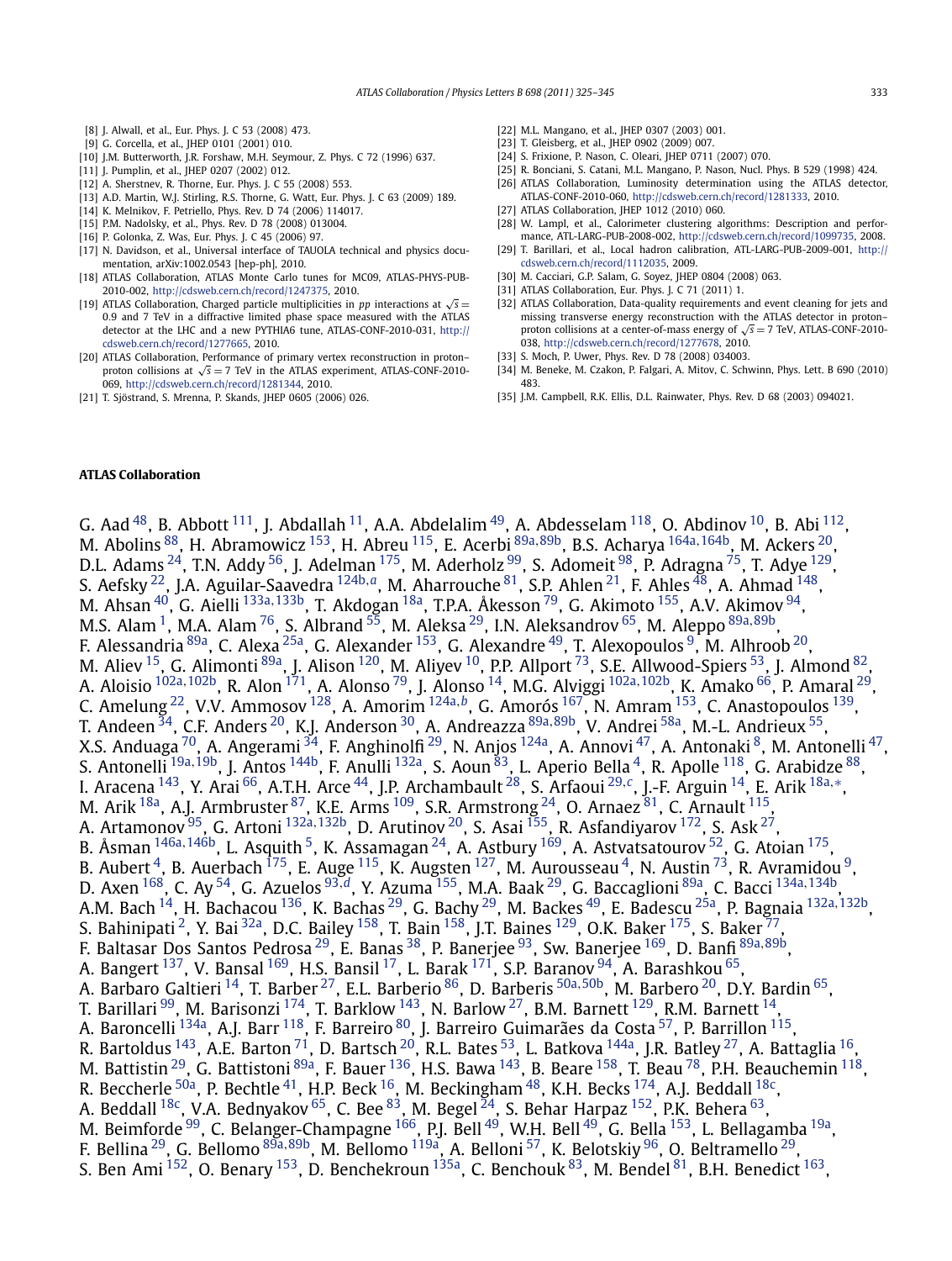[8] J. Alwall, et al., Eur. Phys. J. C 53 (2008) 473.
[9] G. Corcella, et al., JHEP 0101 (2001) 010.
[10] J.M. Butterworth, J.R. Forshaw, M.H. Seymour, Z. Phys. C 72 (1996) 637.
[11] J. Pumplin, et al., JHEP 0207 (2002) 012.
[12] A. Sherstnev, R. Thorne, Eur. Phys. J. C 55 (2008) 553.
[13] A.D. Martin, W.J. Stirling, R.S. Thorne, G. Watt, Eur. Phys. J. C 63 (2009) 189.
[14] K. Melnikov, F. Petriello, Phys. Rev. D 74 (2006) 114017.
[15] P.M. Nadolsky, et al., Phys. Rev. D 78 (2008) 013004.
[16] P. Golonka, Z. Was, Eur. Phys. J. C 45 (2006) 97.
[17] N. Davidson, et al., Universal interface of TAUOLA technical and physics documentation, arXiv:1002.0543 [hep-ph], 2010.
[18] ATLAS Collaboration, ATLAS Monte Carlo tunes for MC09, ATLAS-PHYS-PUB-2010-002, http://cdsweb.cern.ch/record/1247375, 2010.
[19] ATLAS Collaboration, Charged particle multiplicities in $pp$ interactions at $\sqrt{s} = 0.9$ and 7 TeV in a diffractive limited phase space measured with the ATLAS detector at the LHC and a new PYTHIA6 tune, ATLAS-CONF-2010-031, http://cdsweb.cern.ch/record/1277665, 2010.
[20] ATLAS Collaboration, Performance of primary vertex reconstruction in proton–proton collisions at $\sqrt{s} = 7$ TeV in the ATLAS experiment, ATLAS-CONF-2010-069, http://cdsweb.cern.ch/record/1281344, 2010.
[21] T. Sjöstrand, S. Mrenna, P. Skands, JHEP 0605 (2006) 026.
[22] M.L. Mangano, et al., JHEP 0307 (2003) 001.
[23] T. Gleisberg, et al., JHEP 0902 (2009) 007.
[24] S. Frixione, P. Nason, C. Oleari, JHEP 0711 (2007) 070.
[25] R. Bonciani, S. Catani, M.L. Mangano, P. Nason, Nucl. Phys. B 529 (1998) 424.
[26] ATLAS Collaboration, Luminosity determination using the ATLAS detector, ATLAS-CONF-2010-060, http://cdsweb.cern.ch/record/1281333, 2010.
[27] ATLAS Collaboration, JHEP 1012 (2010) 060.
[28] W. Lampl, et al., Calorimeter clustering algorithms: Description and performance, ATL-LARG-PUB-2008-002, http://cdsweb.cern.ch/record/1099735, 2008.
[29] T. Barillari, et al., Local hadron calibration, ATL-LARG-PUB-2009-001, http://cdsweb.cern.ch/record/1112035, 2009.
[30] M. Cacciari, G.P. Salam, G. Soyez, JHEP 0804 (2008) 063.
[31] ATLAS Collaboration, Eur. Phys. J. C 71 (2011) 1.
[32] ATLAS Collaboration, Data-quality requirements and event cleaning for jets and missing transverse energy reconstruction with the ATLAS detector in proton–proton collisions at a center-of-mass energy of $\sqrt{s} = 7$ TeV, ATLAS-CONF-2010-038, http://cdsweb.cern.ch/record/1277678, 2010.
[33] S. Moch, P. Uwer, Phys. Rev. D 78 (2008) 034003.
[34] M. Beneke, M. Czakon, P. Falgari, A. Mitov, C. Schwinn, Phys. Lett. B 690 (2010) 483.
[35] J.M. Campbell, R.K. Ellis, D.L. Rainwater, Phys. Rev. D 68 (2003) 094021.

**ATLAS Collaboration**

G. Aad [48], B. Abbott [111], J. Abdallah [11], A.A. Abdelalim [49], A. Abdesselam [118], O. Abdinov [10], B. Abi [112], M. Abolins [88], H. Abramowicz [153], H. Abreu [115], E. Acerbi [89a,89b], B.S. Acharya [164a,164b], M. Ackers [20], D.L. Adams [24], T.N. Addy [56], J. Adelman [175], M. Aderholz [99], S. Adomeit [98], P. Adragna [75], T. Adye [129], S. Aefsky [22], J.A. Aguilar-Saavedra [124b,a], M. Aharrouche [81], S.P. Ahlen [21], F. Ahles [48], A. Ahmad [148], M. Ahsan [40], G. Aielli [133a,133b], T. Akdogan [18a], T.P.A. Åkesson [79], G. Akimoto [155], A.V. Akimov [94], M.S. Alam [1], M.A. Alam [76], S. Albrand [55], M. Aleksa [29], I.N. Aleksandrov [65], M. Aleppo [89a,89b], F. Alessandria [89a], C. Alexa [25a], G. Alexander [153], G. Alexandre [49], T. Alexopoulos [9], M. Alhroob [20], M. Aliev [15], G. Alimonti [89a], J. Alison [120], M. Aliyev [10], P.P. Allport [73], S.E. Allwood-Spiers [53], J. Almond [82], A. Aloisio [102a,102b], R. Alon [171], A. Alonso [79], J. Alonso [14], M.G. Alviggi [102a,102b], K. Amako [66], P. Amaral [29], C. Amelung [22], V.V. Ammosov [128], A. Amorim [124a,b], G. Amorós [167], N. Amram [153], C. Anastopoulos [139], T. Andeen [34], C.F. Anders [20], K.J. Anderson [30], A. Andreazza [89a,89b], V. Andrei [58a], M.-L. Andrieux [55], X.S. Anduaga [70], A. Angerami [34], F. Anghinolfi [29], N. Anjos [124a], A. Annovi [47], A. Antonaki [8], M. Antonelli [47], S. Antonelli [19a,19b], J. Antos [144b], F. Anulli [132a], S. Aoun [83], L. Aperio Bella [4], R. Apolle [118], G. Arabidze [88], I. Aracena [143], Y. Arai [66], A.T.H. Arce [44], J.P. Archambault [28], S. Arfaoui [29,c], J.-F. Arguin [14], E. Arik [18a,*], M. Arik [18a], A.J. Armbruster [87], K.E. Arms [109], S.R. Armstrong [24], O. Arnaez [81], C. Arnault [115], A. Artamonov [95], G. Artoni [132a,132b], D. Arutinov [20], S. Asai [155], R. Asfandiyarov [172], S. Ask [27], B. Åsman [146a,146b], L. Asquith [5], K. Assamagan [24], A. Astbury [169], A. Astvatsatourov [52], G. Atoian [175], B. Aubert [4], B. Auerbach [175], E. Auge [115], K. Augsten [127], M. Aurousseau [4], N. Austin [73], R. Avramidou [9], D. Axen [168], C. Ay [54], G. Azuelos [93,d], Y. Azuma [155], M.A. Baak [29], G. Baccaglioni [89a], C. Bacci [134a,134b], A.M. Bach [14], H. Bachacou [136], K. Bachas [29], G. Bachy [29], M. Backes [49], E. Badescu [25a], P. Bagnaia [132a,132b], S. Bahinipati [2], Y. Bai [32a], D.C. Bailey [158], T. Bain [158], J.T. Baines [129], O.K. Baker [175], S. Baker [77], F. Baltasar Dos Santos Pedrosa [29], E. Banas [38], P. Banerjee [93], Sw. Banerjee [169], D. Banfi [89a,89b], A. Bangert [137], V. Bansal [169], H.S. Bansil [17], L. Barak [171], S.P. Baranov [94], A. Barashkou [65], A. Barbaro Galtieri [14], T. Barber [27], E.L. Barberio [86], D. Barberis [50a,50b], M. Barbero [20], D.Y. Bardin [65], T. Barillari [99], M. Barisonzi [174], T. Barklow [143], N. Barlow [27], B.M. Barnett [129], R.M. Barnett [14], A. Baroncelli [134a], A.J. Barr [118], F. Barreiro [80], J. Barreiro Guimarães da Costa [57], P. Barrillon [115], R. Bartoldus [143], A.E. Barton [71], D. Bartsch [20], R.L. Bates [53], L. Batkova [144a], J.R. Batley [27], A. Battaglia [16], M. Battistin [29], G. Battistoni [89a], F. Bauer [136], H.S. Bawa [143], B. Beare [158], T. Beau [78], P.H. Beauchemin [118], R. Beccherle [50a], P. Bechtle [41], H.P. Beck [16], M. Beckingham [48], K.H. Becks [174], A.J. Beddall [18c], A. Beddall [18c], V.A. Bednyakov [65], C. Bee [83], M. Begel [24], S. Behar Harpaz [152], P.K. Behera [63], M. Beimforde [99], C. Belanger-Champagne [166], P.J. Bell [49], W.H. Bell [49], G. Bella [153], L. Bellagamba [19a], F. Bellina [29], G. Bellomo [89a,89b], M. Bellomo [119a], A. Belloni [57], K. Belotskiy [96], O. Beltramello [29], S. Ben Ami [152], O. Benary [153], D. Benchekroun [135a], C. Benchouk [83], M. Bendel [81], B.H. Benedict [163],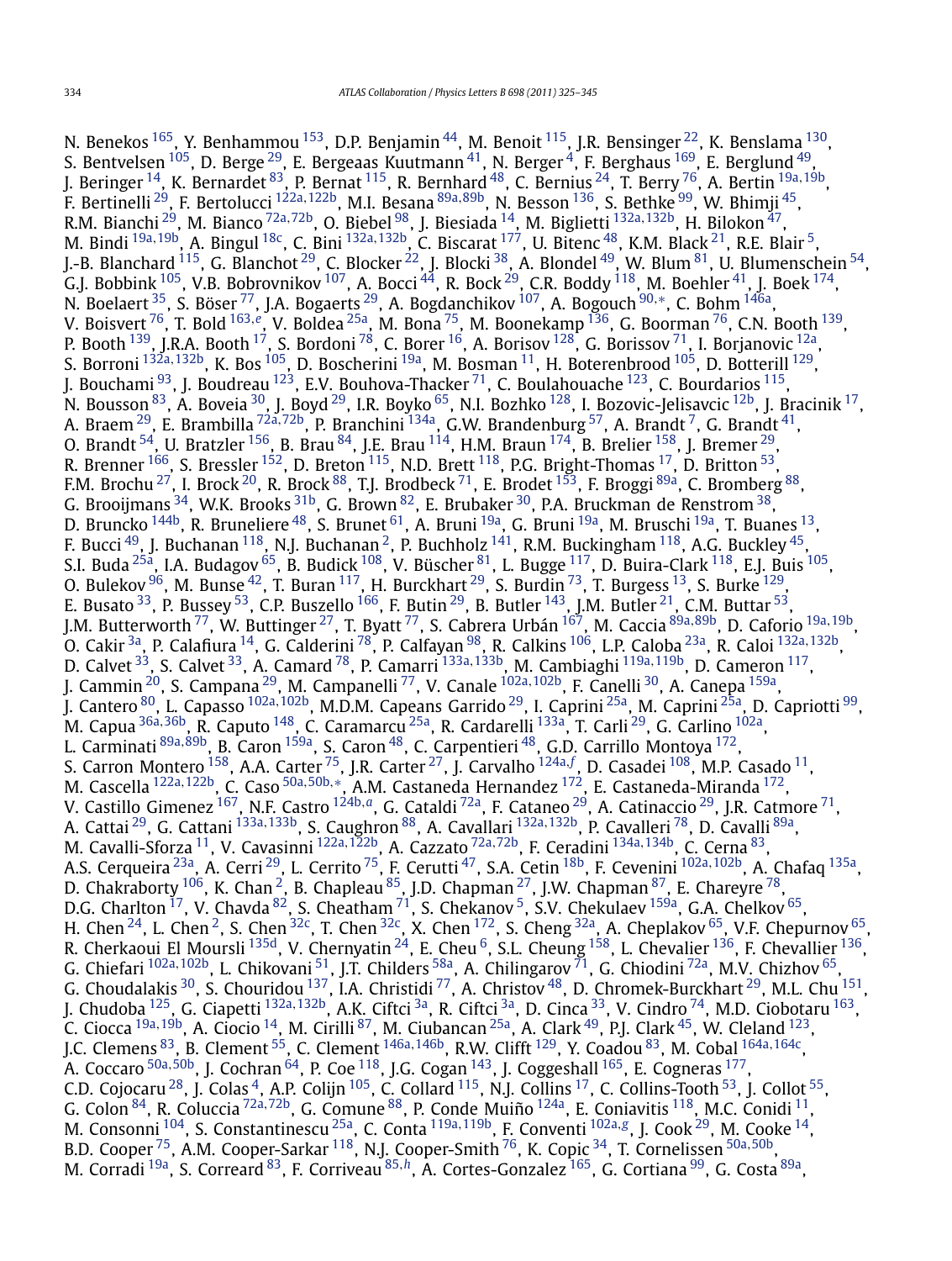N. Benekos [165], Y. Benhammou [153], D.P. Benjamin [44], M. Benoit [115], J.R. Bensinger [22], K. Benslama [130], S. Bentvelsen [105], D. Berge [29], E. Bergeaas Kuutmann [41], N. Berger [4], F. Berghaus [169], E. Berglund [49], J. Beringer [14], K. Bernardet [83], P. Bernat [115], R. Bernhard [48], C. Bernius [24], T. Berry [76], A. Bertin [19a,19b], F. Bertinelli [29], F. Bertolucci [122a,122b], M.I. Besana [89a,89b], N. Besson [136], S. Bethke [99], W. Bhimji [45], R.M. Bianchi [29], M. Bianco [72a,72b], O. Biebel [98], J. Biesiada [14], M. Biglietti [132a,132b], H. Bilokon [47], M. Bindi [19a,19b], A. Bingul [18c], C. Bini [132a,132b], C. Biscarat [177], U. Bitenc [48], K.M. Black [21], R.E. Blair [5], J.-B. Blanchard [115], G. Blanchot [29], C. Blocker [22], J. Blocki [38], A. Blondel [49], W. Blum [81], U. Blumenschein [54], G.J. Bobbink [105], V.B. Bobrovnikov [107], A. Bocci [44], R. Bock [29], C.R. Boddy [118], M. Boehler [41], J. Boek [174], N. Boelaert [35], S. Böser [77], J.A. Bogaerts [29], A. Bogdanchikov [107], A. Bogouch [90,*], C. Bohm [146a], V. Boisvert [76], T. Bold [163,e], V. Boldea [25a], M. Bona [75], M. Boonekamp [136], G. Boorman [76], C.N. Booth [139], P. Booth [139], J.R.A. Booth [17], S. Bordoni [78], C. Borer [16], A. Borisov [128], G. Borissov [71], I. Borjanovic [12a], S. Borroni [132a,132b], K. Bos [105], D. Boscherini [19a], M. Bosman [11], H. Boterenbrood [105], D. Botterill [129], J. Bouchami [93], J. Boudreau [123], E.V. Bouhova-Thacker [71], C. Boulahouache [123], C. Bourdarios [115], N. Bousson [83], A. Boveia [30], J. Boyd [29], I.R. Boyko [65], N.I. Bozhko [128], I. Bozovic-Jelisavcic [12b], J. Bracinik [17], A. Braem [29], E. Brambilla [72a,72b], P. Branchini [134a], G.W. Brandenburg [57], A. Brandt [7], G. Brandt [41], O. Brandt [54], U. Bratzler [156], B. Brau [84], J.E. Brau [114], H.M. Braun [174], B. Brelier [158], J. Bremer [29], R. Brenner [166], S. Bressler [152], D. Breton [115], N.D. Brett [118], P.G. Bright-Thomas [17], D. Britton [53], F.M. Brochu [27], I. Brock [20], R. Brock [88], T.J. Brodbeck [71], E. Brodet [153], F. Broggi [89a], C. Bromberg [88], G. Brooijmans [34], W.K. Brooks [31b], G. Brown [82], E. Brubaker [30], P.A. Bruckman de Renstrom [38], D. Bruncko [144b], R. Bruneliere [48], S. Brunet [61], A. Bruni [19a], G. Bruni [19a], M. Bruschi [19a], T. Buanes [13], F. Bucci [49], J. Buchanan [118], N.J. Buchanan [2], P. Buchholz [141], R.M. Buckingham [118], A.G. Buckley [45], S.I. Buda [25a], I.A. Budagov [65], B. Budick [108], V. Büscher [81], L. Bugge [117], D. Buira-Clark [118], E.J. Buis [105], O. Bulekov [96], M. Bunse [42], T. Buran [117], H. Burckhart [29], S. Burdin [73], T. Burgess [13], S. Burke [129], E. Busato [33], P. Bussey [53], C.P. Buszello [166], F. Butin [29], B. Butler [143], J.M. Butler [21], C.M. Buttar [53], J.M. Butterworth [77], W. Buttinger [27], T. Byatt [77], S. Cabrera Urbán [167], M. Caccia [89a,89b], D. Caforio [19a,19b], O. Cakir [3a], P. Calafiura [14], G. Calderini [78], P. Calfayan [98], R. Calkins [106], L.P. Caloba [23a], R. Caloi [132a,132b], D. Calvet [33], S. Calvet [33], A. Camard [78], P. Camarri [133a,133b], M. Cambiaghi [119a,119b], D. Cameron [117], J. Cammin [20], S. Campana [29], M. Campanelli [77], V. Canale [102a,102b], F. Canelli [30], A. Canepa [159a], J. Cantero [80], L. Capasso [102a,102b], M.D.M. Capeans Garrido [29], I. Caprini [25a], M. Caprini [25a], D. Capriotti [99], M. Capua [36a,36b], R. Caputo [148], C. Caramarcu [25a], R. Cardarelli [133a], T. Carli [29], G. Carlino [102a], L. Carminati [89a,89b], B. Caron [159a], S. Caron [48], C. Carpentieri [48], G.D. Carrillo Montoya [172], S. Carron Montero [158], A.A. Carter [75], J.R. Carter [27], J. Carvalho [124a,f], D. Casadei [108], M.P. Casado [11], M. Cascella [122a,122b], C. Caso [50a,50b,*], A.M. Castaneda Hernandez [172], E. Castaneda-Miranda [172], V. Castillo Gimenez [167], N.F. Castro [124b,a], G. Cataldi [72a], F. Cataneo [29], A. Catinaccio [29], J.R. Catmore [71], A. Cattai [29], G. Cattani [133a,133b], S. Caughron [88], A. Cavallari [132a,132b], P. Cavalleri [78], D. Cavalli [89a], M. Cavalli-Sforza [11], V. Cavasinni [122a,122b], A. Cazzato [72a,72b], F. Ceradini [134a,134b], C. Cerna [83], A.S. Cerqueira [23a], A. Cerri [29], L. Cerrito [75], F. Cerutti [47], S.A. Cetin [18b], F. Cevenini [102a,102b], A. Chafaq [135a], D. Chakraborty [106], K. Chan [2], B. Chapleau [85], J.D. Chapman [27], J.W. Chapman [87], E. Chareyre [78], D.G. Charlton [17], V. Chavda [82], S. Cheatham [71], S. Chekanov [5], S.V. Chekulaev [159a], G.A. Chelkov [65], H. Chen [24], L. Chen [2], S. Chen [32c], T. Chen [32c], X. Chen [172], S. Cheng [32a], A. Cheplakov [65], V.F. Chepurnov [65], R. Cherkaoui El Moursli [135d], V. Chernyatin [24], E. Cheu [6], S.L. Cheung [158], L. Chevalier [136], F. Chevallier [136], G. Chiefari [102a,102b], L. Chikovani [51], J.T. Childers [58a], A. Chilingarov [71], G. Chiodini [72a], M.V. Chizhov [65], G. Choudalakis [30], S. Chouridou [137], I.A. Christidi [77], A. Christov [48], D. Chromek-Burckhart [29], M.L. Chu [151], J. Chudoba [125], G. Ciapetti [132a,132b], A.K. Ciftci [3a], R. Ciftci [3a], D. Cinca [33], V. Cindro [74], M.D. Ciobotaru [163], C. Ciocca [19a,19b], A. Ciocio [14], M. Cirilli [87], M. Ciubancan [25a], A. Clark [49], P.J. Clark [45], W. Cleland [123], J.C. Clemens [83], B. Clement [55], C. Clement [146a,146b], R.W. Clifft [129], Y. Coadou [83], M. Cobal [164a,164c], A. Coccaro [50a,50b], J. Cochran [64], P. Coe [118], J.G. Cogan [143], J. Coggeshall [165], E. Cogneras [177], C.D. Cojocaru [28], J. Colas [4], A.P. Colijn [105], C. Collard [115], N.J. Collins [17], C. Collins-Tooth [53], J. Collot [55], G. Colon [84], R. Coluccia [72a,72b], G. Comune [88], P. Conde Muiño [124a], E. Coniavitis [118], M.C. Conidi [11], M. Consonni [104], S. Constantinescu [25a], C. Conta [119a,119b], F. Conventi [102a,g], J. Cook [29], M. Cooke [14], B.D. Cooper [75], A.M. Cooper-Sarkar [118], N.J. Cooper-Smith [76], K. Copic [34], T. Cornelissen [50a,50b], M. Corradi [19a], S. Correard [83], F. Corriveau [85,h], A. Cortes-Gonzalez [165], G. Cortiana [99], G. Costa [89a],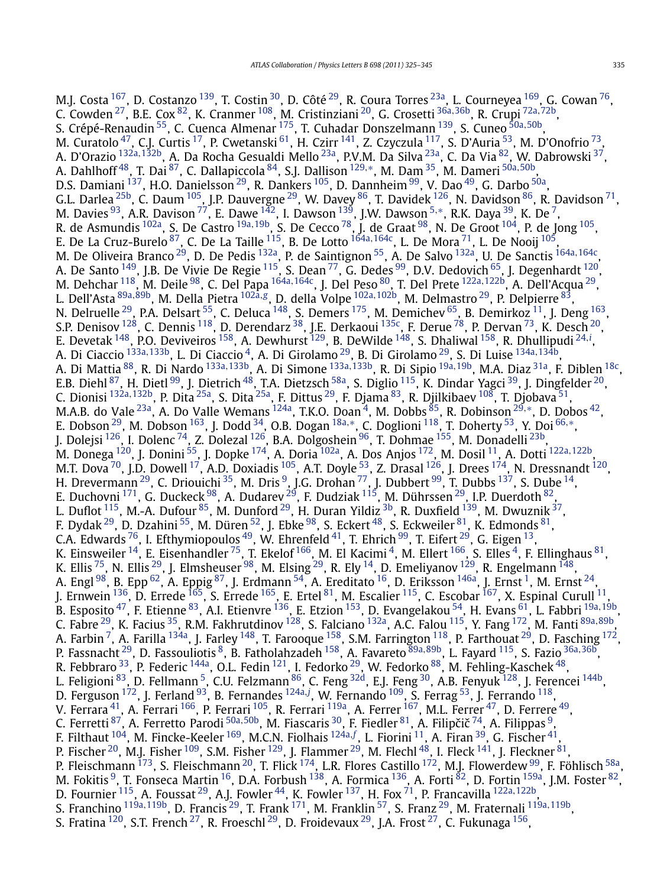M.J. Costa [167], D. Costanzo [139], T. Costin [30], D. Côté [29], R. Coura Torres [23a], L. Courneyea [169], G. Cowan [76], C. Cowden [27], B.E. Cox [82], K. Cranmer [108], M. Cristinziani [20], G. Crosetti [36a,36b], R. Crupi [72a,72b], S. Crépé-Renaudin [55], C. Cuenca Almenar [175], T. Cuhadar Donszelmann [139], S. Cuneo [50a,50b], M. Curatolo [47], C.J. Curtis [17], P. Cwetanski [61], H. Czirr [141], Z. Czyczula [117], S. D'Auria [53], M. D'Onofrio [73], A. D'Orazio [132a,132b], A. Da Rocha Gesualdi Mello [23a], P.V.M. Da Silva [23a], C. Da Via [82], W. Dabrowski [37], A. Dahlhoff [48], T. Dai [87], C. Dallapiccola [84], S.J. Dallison [129,*], M. Dam [35], M. Dameri [50a,50b], D.S. Damiani [137], H.O. Danielsson [29], R. Dankers [105], D. Dannheim [99], V. Dao [49], G. Darbo [50a], G.L. Darlea [25b], C. Daum [105], J.P. Dauvergne [29], W. Davey [86], T. Davidek [126], N. Davidson [86], R. Davidson [71], M. Davies [93], A.R. Davison [77], E. Dawe [142], I. Dawson [139], J.W. Dawson [5,*], R.K. Daya [39], K. De [7], R. de Asmundis [102a], S. De Castro [19a,19b], S. De Cecco [78], J. de Graat [98], N. De Groot [104], P. de Jong [105], E. De La Cruz-Burelo [87], C. De La Taille [115], B. De Lotto [164a,164c], L. De Mora [71], L. De Nooij [105], M. De Oliveira Branco [29], D. De Pedis [132a], P. de Saintignon [55], A. De Salvo [132a], U. De Sanctis [164a,164c], A. De Santo [149], J.B. De Vivie De Regie [115], S. Dean [77], G. Dedes [99], D.V. Dedovich [65], J. Degenhardt [120], M. Dehchar [118], M. Deile [98], C. Del Papa [164a,164c], J. Del Peso [80], T. Del Prete [122a,122b], A. Dell'Acqua [29], L. Dell'Asta [89a,89b], M. Della Pietra [102a,g], D. della Volpe [102a,102b], M. Delmastro [29], P. Delpierre [83], N. Delruelle [29], P.A. Delsart [55], C. Deluca [148], S. Demers [175], M. Demichev [65], B. Demirkoz [11], J. Deng [163], S.P. Denisov [128], C. Dennis [118], D. Derendarz [38], J.E. Derkaoui [135c], F. Derue [78], P. Dervan [73], K. Desch [20], E. Devetak [148], P.O. Deviveiros [158], A. Dewhurst [129], B. DeWilde [148], S. Dhaliwal [158], R. Dhullipudi [24,i], A. Di Ciaccio [133a,133b], L. Di Ciaccio [4], A. Di Girolamo [29], B. Di Girolamo [29], S. Di Luise [134a,134b], A. Di Mattia [88], R. Di Nardo [133a,133b], A. Di Simone [133a,133b], R. Di Sipio [19a,19b], M.A. Diaz [31a], F. Diblen [18c], E.B. Diehl [87], H. Dietl [99], J. Dietrich [48], T.A. Dietzsch [58a], S. Diglio [115], K. Dindar Yagci [39], J. Dingfelder [20], C. Dionisi [132a,132b], P. Dita [25a], S. Dita [25a], F. Dittus [29], F. Djama [83], R. Djilkibaev [108], T. Djobava [51], M.A.B. do Vale [23a], A. Do Valle Wemans [124a], T.K.O. Doan [4], M. Dobbs [85], R. Dobinson [29,*], D. Dobos [42], E. Dobson [29], M. Dobson [163], J. Dodd [34], O.B. Dogan [18a,*], C. Doglioni [118], T. Doherty [53], Y. Doi [66,*], J. Dolejsi [126], I. Dolenc [74], Z. Dolezal [126], B.A. Dolgoshein [96], T. Dohmae [155], M. Donadelli [23b], M. Donega [120], J. Donini [55], J. Dopke [174], A. Doria [102a], A. Dos Anjos [172], M. Dosil [11], A. Dotti [122a,122b], M.T. Dova [70], J.D. Dowell [17], A.D. Doxiadis [105], A.T. Doyle [53], Z. Drasal [126], J. Drees [174], N. Dressnandt [120], H. Drevermann [29], C. Driouichi [35], M. Dris [9], J.G. Drohan [77], J. Dubbert [99], T. Dubbs [137], S. Dube [14], E. Duchovni [171], G. Duckeck [98], A. Dudarev [29], F. Dudziak [115], M. Dührssen [29], I.P. Duerdoth [82], L. Duflot [115], M.-A. Dufour [85], M. Dunford [29], H. Duran Yildiz [3b], R. Duxfield [139], M. Dwuznik [37], F. Dydak [29], D. Dzahini [55], M. Düren [52], J. Ebke [98], S. Eckert [48], S. Eckweiler [81], K. Edmonds [81], C.A. Edwards [76], I. Efthymiopoulos [49], W. Ehrenfeld [41], T. Ehrich [99], T. Eifert [29], G. Eigen [13], K. Einsweiler [14], E. Eisenhandler [75], T. Ekelof [166], M. El Kacimi [4], M. Ellert [166], S. Elles [4], F. Ellinghaus [81], K. Ellis [75], N. Ellis [29], J. Elmsheuser [98], M. Elsing [29], R. Ely [14], D. Emeliyanov [129], R. Engelmann [148], A. Engl [98], B. Epp [62], A. Eppig [87], J. Erdmann [54], A. Ereditato [16], D. Eriksson [146a], J. Ernst [1], M. Ernst [24], J. Ernwein [136], D. Errede [165], S. Errede [165], E. Ertel [81], M. Escalier [115], C. Escobar [167], X. Espinal Curull [11], B. Esposito [47], F. Etienne [83], A.I. Etienvre [136], E. Etzion [153], D. Evangelakou [54], H. Evans [61], L. Fabbri [19a,19b], C. Fabre [29], K. Facius [35], R.M. Fakhrutdinov [128], S. Falciano [132a], A.C. Falou [115], Y. Fang [172], M. Fanti [89a,89b], A. Farbin [7], A. Farilla [134a], J. Farley [148], T. Farooque [158], S.M. Farrington [118], P. Farthouat [29], D. Fasching [172], P. Fassnacht [29], D. Fassouliotis [8], B. Fatholahzadeh [158], A. Favareto [89a,89b], L. Fayard [115], S. Fazio [36a,36b], R. Febbraro [33], P. Federic [144a], O.L. Fedin [121], I. Fedorko [29], W. Fedorko [88], M. Fehling-Kaschek [48], L. Feligioni [83], D. Fellmann [5], C.U. Felzmann [86], C. Feng [32d], E.J. Feng [30], A.B. Fenyuk [128], J. Ferencei [144b], D. Ferguson [172], J. Ferland [93], B. Fernandes [124a,j], W. Fernando [109], S. Ferrag [53], J. Ferrando [118], V. Ferrara [41], A. Ferrari [166], P. Ferrari [105], R. Ferrari [119a], A. Ferrer [167], M.L. Ferrer [47], D. Ferrere [49], C. Ferretti [87], A. Ferretto Parodi [50a,50b], M. Fiascaris [30], F. Fiedler [81], A. Filipčič [74], A. Filippas [9], F. Filthaut [104], M. Fincke-Keeler [169], M.C.N. Fiolhais [124a,f], L. Fiorini [11], A. Firan [39], G. Fischer [41], P. Fischer [20], M.J. Fisher [109], S.M. Fisher [129], J. Flammer [29], M. Flechl [48], I. Fleck [141], J. Fleckner [81], P. Fleischmann [173], S. Fleischmann [20], T. Flick [174], L.R. Flores Castillo [172], M.J. Flowerdew [99], F. Föhlisch [58a], M. Fokitis [9], T. Fonseca Martin [16], D.A. Forbush [138], A. Formica [136], A. Forti [82], D. Fortin [159a], J.M. Foster [82], D. Fournier [115], A. Foussat [29], A.J. Fowler [44], K. Fowler [137], H. Fox [71], P. Francavilla [122a,122b], S. Franchino [119a,119b], D. Francis [29], T. Frank [171], M. Franklin [57], S. Franz [29], M. Fraternali [119a,119b], S. Fratina [120], S.T. French [27], R. Froeschl [29], D. Froidevaux [29], J.A. Frost [27], C. Fukunaga [156],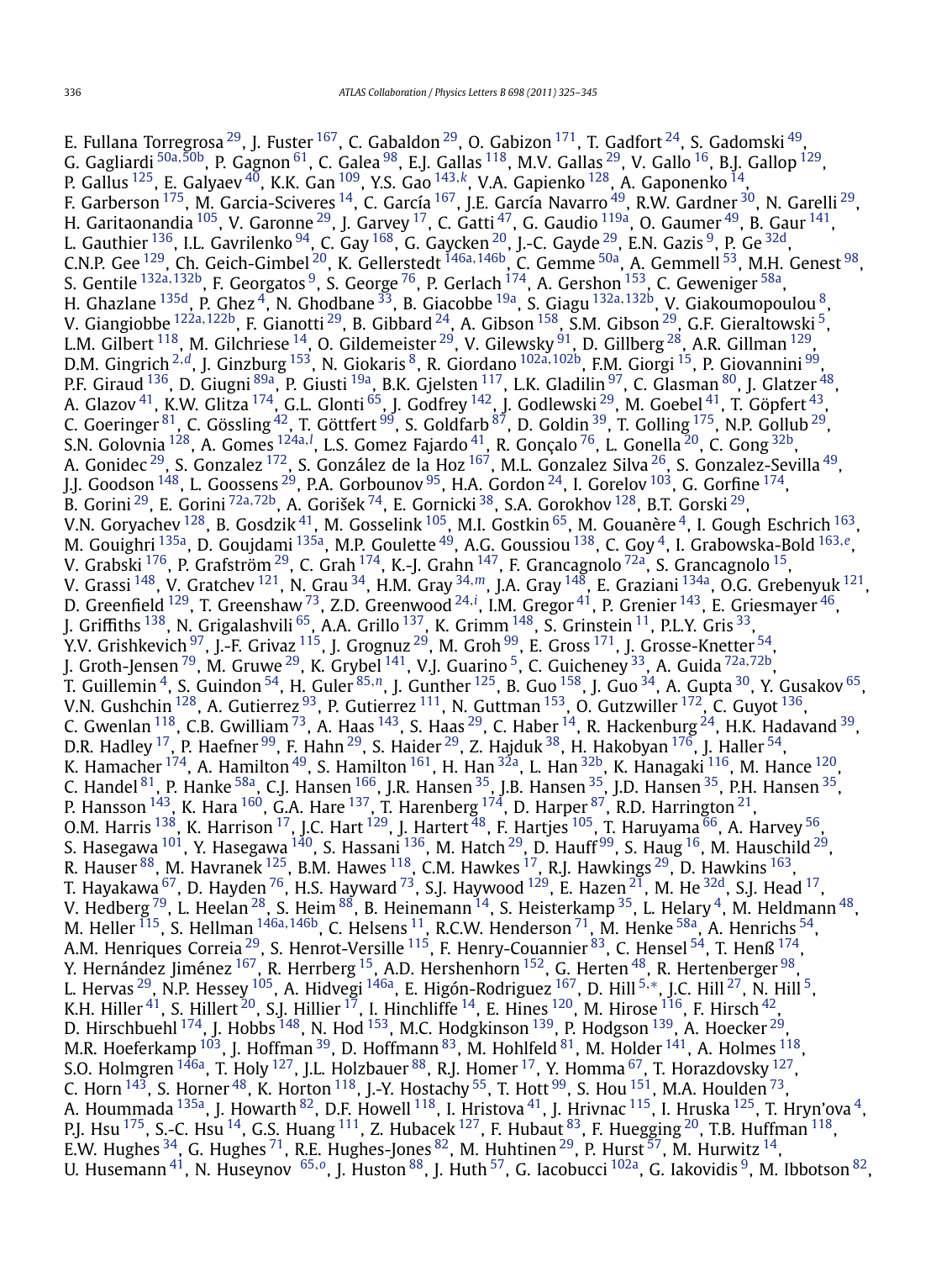E. Fullana Torregrosa [29], J. Fuster [167], C. Gabaldon [29], O. Gabizon [171], T. Gadfort [24], S. Gadomski [49], G. Gagliardi [50a,50b], P. Gagnon [61], C. Galea [98], E.J. Gallas [118], M.V. Gallas [29], V. Gallo [16], B.J. Gallop [129], P. Gallus [125], E. Galyaev [40], K.K. Gan [109], Y.S. Gao [143,k], V.A. Gapienko [128], A. Gaponenko [14], F. Garberson [175], M. Garcia-Sciveres [14], C. García [167], J.E. García Navarro [49], R.W. Gardner [30], N. Garelli [29], H. Garitaonandia [105], V. Garonne [29], J. Garvey [17], C. Gatti [47], G. Gaudio [119a], O. Gaumer [49], B. Gaur [141], L. Gauthier [136], I.L. Gavrilenko [94], C. Gay [168], G. Gaycken [20], J.-C. Gayde [29], E.N. Gazis [9], P. Ge [32d], C.N.P. Gee [129], Ch. Geich-Gimbel [20], K. Gellerstedt [146a,146b], C. Gemme [50a], A. Gemmell [53], M.H. Genest [98], S. Gentile [132a,132b], F. Georgatos [9], S. George [76], P. Gerlach [174], A. Gershon [153], C. Geweniger [58a], H. Ghazlane [135d], P. Ghez [4], N. Ghodbane [33], B. Giacobbe [19a], S. Giagu [132a,132b], V. Giakoumopoulou [8], V. Giangiobbe [122a,122b], F. Gianotti [29], B. Gibbard [24], A. Gibson [158], S.M. Gibson [29], G.F. Gieraltowski [5], L.M. Gilbert [118], M. Gilchriese [14], O. Gildemeister [29], V. Gilewsky [91], D. Gillberg [28], A.R. Gillman [129], D.M. Gingrich [2,d], J. Ginzburg [153], N. Giokaris [8], R. Giordano [102a,102b], F.M. Giorgi [15], P. Giovannini [99], P.F. Giraud [136], D. Giugni [89a], P. Giusti [19a], B.K. Gjelsten [117], L.K. Gladilin [97], C. Glasman [80], J. Glatzer [48], A. Glazov [41], K.W. Glitza [174], G.L. Glonti [65], J. Godfrey [142], J. Godlewski [29], M. Goebel [41], T. Göpfert [43], C. Goeringer [81], C. Gössling [42], T. Göttfert [99], S. Goldfarb [87], D. Goldin [39], T. Golling [175], N.P. Gollub [29], S.N. Golovnia [128], A. Gomes [124a,l], L.S. Gomez Fajardo [41], R. Gonçalo [76], L. Gonella [20], C. Gong [32b], A. Gonidec [29], S. Gonzalez [172], S. González de la Hoz [167], M.L. Gonzalez Silva [26], S. Gonzalez-Sevilla [49], J.J. Goodson [148], L. Goossens [29], P.A. Gorbounov [95], H.A. Gordon [24], I. Gorelov [103], G. Gorfine [174], B. Gorini [29], E. Gorini [72a,72b], A. Gorišek [74], E. Gornicki [38], S.A. Gorokhov [128], B.T. Gorski [29], V.N. Goryachev [128], B. Gosdzik [41], M. Gosselink [105], M.I. Gostkin [65], M. Gouanère [4], I. Gough Eschrich [163], M. Gouighri [135a], D. Goujdami [135a], M.P. Goulette [49], A.G. Goussiou [138], C. Goy [4], I. Grabowska-Bold [163,e], V. Grabski [176], P. Grafström [29], C. Grah [174], K.-J. Grahn [147], F. Grancagnolo [72a], S. Grancagnolo [15], V. Grassi [148], V. Gratchev [121], N. Grau [34], H.M. Gray [34,m], J.A. Gray [148], E. Graziani [134a], O.G. Grebenyuk [121], D. Greenfield [129], T. Greenshaw [73], Z.D. Greenwood [24,i], I.M. Gregor [41], P. Grenier [143], E. Griesmayer [46], J. Griffiths [138], N. Grigalashvili [65], A.A. Grillo [137], K. Grimm [148], S. Grinstein [11], P.L.Y. Gris [33], Y.V. Grishkevich [97], J.-F. Grivaz [115], J. Grognuz [29], M. Groh [99], E. Gross [171], J. Grosse-Knetter [54], J. Groth-Jensen [79], M. Gruwe [29], K. Grybel [141], V.J. Guarino [5], C. Guicheney [33], A. Guida [72a,72b], T. Guillemin [4], S. Guindon [54], H. Guler [85,n], J. Gunther [125], B. Guo [158], J. Guo [34], A. Gupta [30], Y. Gusakov [65], V.N. Gushchin [128], A. Gutierrez [93], P. Gutierrez [111], N. Guttman [153], O. Gutzwiller [172], C. Guyot [136], C. Gwenlan [118], C.B. Gwilliam [73], A. Haas [143], S. Haas [29], C. Haber [14], R. Hackenburg [24], H.K. Hadavand [39], D.R. Hadley [17], P. Haefner [99], F. Hahn [29], S. Haider [29], Z. Hajduk [38], H. Hakobyan [176], J. Haller [54], K. Hamacher [174], A. Hamilton [49], S. Hamilton [161], H. Han [32a], L. Han [32b], K. Hanagaki [116], M. Hance [120], C. Handel [81], P. Hanke [58a], C.J. Hansen [166], J.R. Hansen [35], J.B. Hansen [35], J.D. Hansen [35], P.H. Hansen [35], P. Hansson [143], K. Hara [160], G.A. Hare [137], T. Harenberg [174], D. Harper [87], R.D. Harrington [21], O.M. Harris [138], K. Harrison [17], J.C. Hart [129], J. Hartert [48], F. Hartjes [105], T. Haruyama [66], A. Harvey [56], S. Hasegawa [101], Y. Hasegawa [140], S. Hassani [136], M. Hatch [29], D. Hauff [99], S. Haug [16], M. Hauschild [29], R. Hauser [88], M. Havranek [125], B.M. Hawes [118], C.M. Hawkes [17], R.J. Hawkings [29], D. Hawkins [163], T. Hayakawa [67], D. Hayden [76], H.S. Hayward [73], S.J. Haywood [129], E. Hazen [21], M. He [32d], S.J. Head [17], V. Hedberg [79], L. Heelan [28], S. Heim [88], B. Heinemann [14], S. Heisterkamp [35], L. Helary [4], M. Heldmann [48], M. Heller [115], S. Hellman [146a,146b], C. Helsens [11], R.C.W. Henderson [71], M. Henke [58a], A. Henrichs [54], A.M. Henriques Correia [29], S. Henrot-Versille [115], F. Henry-Couannier [83], C. Hensel [54], T. Henß [174], Y. Hernández Jiménez [167], R. Herrberg [15], A.D. Hershenhorn [152], G. Herten [48], R. Hertenberger [98], L. Hervas [29], N.P. Hessey [105], A. Hidvegi [146a], E. Higón-Rodriguez [167], D. Hill [5,*], J.C. Hill [27], N. Hill [5], K.H. Hiller [41], S. Hillert [20], S.J. Hillier [17], I. Hinchliffe [14], E. Hines [120], M. Hirose [116], F. Hirsch [42], D. Hirschbuehl [174], J. Hobbs [148], N. Hod [153], M.C. Hodgkinson [139], P. Hodgson [139], A. Hoecker [29], M.R. Hoeferkamp [103], J. Hoffman [39], D. Hoffmann [83], M. Hohlfeld [81], M. Holder [141], A. Holmes [118], S.O. Holmgren [146a], T. Holy [127], J.L. Holzbauer [88], R.J. Homer [17], Y. Homma [67], T. Horazdovsky [127], C. Horn [143], S. Horner [48], K. Horton [118], J.-Y. Hostachy [55], T. Hott [99], S. Hou [151], M.A. Houlden [73], A. Hoummada [135a], J. Howarth [82], D.F. Howell [118], I. Hristova [41], J. Hrivnac [115], I. Hruska [125], T. Hryn'ova [4], P.J. Hsu [175], S.-C. Hsu [14], G.S. Huang [111], Z. Hubacek [127], F. Hubaut [83], F. Huegging [20], T.B. Huffman [118], E.W. Hughes [34], G. Hughes [71], R.E. Hughes-Jones [82], M. Huhtinen [29], P. Hurst [57], M. Hurwitz [14], U. Husemann [41], N. Huseynov [65,o], J. Huston [88], J. Huth [57], G. Iacobucci [102a], G. Iakovidis [9], M. Ibbotson [82],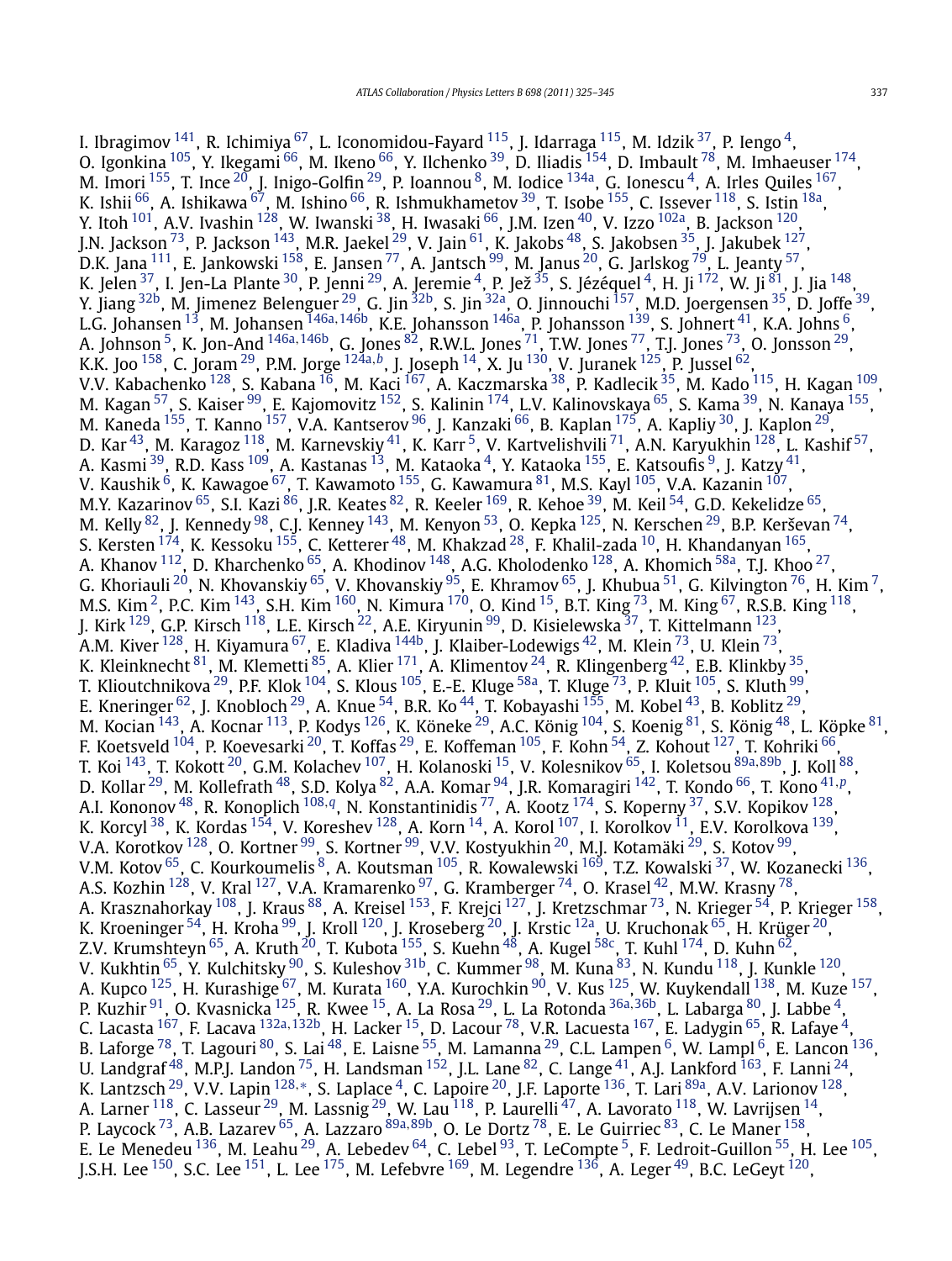I. Ibragimov [141], R. Ichimiya [67], L. Iconomidou-Fayard [115], J. Idarraga [115], M. Idzik [37], P. Iengo [4], O. Igonkina [105], Y. Ikegami [66], M. Ikeno [66], Y. Ilchenko [39], D. Iliadis [154], D. Imbault [78], M. Imhaeuser [174], M. Imori [155], T. Ince [20], J. Inigo-Golfin [29], P. Ioannou [8], M. Iodice [134a], G. Ionescu [4], A. Irles Quiles [167], K. Ishii [66], A. Ishikawa [67], M. Ishino [66], R. Ishmukhametov [39], T. Isobe [155], C. Issever [118], S. Istin [18a], Y. Itoh [101], A.V. Ivashin [128], W. Iwanski [38], H. Iwasaki [66], J.M. Izen [40], V. Izzo [102a], B. Jackson [120], J.N. Jackson [73], P. Jackson [143], M.R. Jaekel [29], V. Jain [61], K. Jakobs [48], S. Jakobsen [35], J. Jakubek [127], D.K. Jana [111], E. Jankowski [158], E. Jansen [77], A. Jantsch [99], M. Janus [20], G. Jarlskog [79], L. Jeanty [57], K. Jelen [37], I. Jen-La Plante [30], P. Jenni [29], A. Jeremie [4], P. Jež [35], S. Jézéquel [4], H. Ji [172], W. Ji [81], J. Jia [148], Y. Jiang [32b], M. Jimenez Belenguer [29], G. Jin [32b], S. Jin [32a], O. Jinnouchi [157], M.D. Joergensen [35], D. Joffe [39], L.G. Johansen [13], M. Johansen [146a,146b], K.E. Johansson [146a], P. Johansson [139], S. Johnert [41], K.A. Johns [6], A. Johnson [5], K. Jon-And [146a,146b], G. Jones [82], R.W.L. Jones [71], T.W. Jones [77], T.J. Jones [73], O. Jonsson [29], K.K. Joo [158], C. Joram [29], P.M. Jorge [124a,b], J. Joseph [14], X. Ju [130], V. Juranek [125], P. Jussel [62], V.V. Kabachenko [128], S. Kabana [16], M. Kaci [167], A. Kaczmarska [38], P. Kadlecik [35], M. Kado [115], H. Kagan [109], M. Kagan [57], S. Kaiser [99], E. Kajomovitz [152], S. Kalinin [174], L.V. Kalinovskaya [65], S. Kama [39], N. Kanaya [155], M. Kaneda [155], T. Kanno [157], V.A. Kantserov [96], J. Kanzaki [66], B. Kaplan [175], A. Kapliy [30], J. Kaplon [29], D. Kar [43], M. Karagoz [118], M. Karnevskiy [41], K. Karr [5], V. Kartvelishvili [71], A.N. Karyukhin [128], L. Kashif [57], A. Kasmi [39], R.D. Kass [109], A. Kastanas [13], M. Kataoka [4], Y. Kataoka [155], E. Katsoufis [9], J. Katzy [41], V. Kaushik [6], K. Kawagoe [67], T. Kawamoto [155], G. Kawamura [81], M.S. Kayl [105], V.A. Kazanin [107], M.Y. Kazarinov [65], S.I. Kazi [86], J.R. Keates [82], R. Keeler [169], R. Kehoe [39], M. Keil [54], G.D. Kekelidze [65], M. Kelly [82], J. Kennedy [98], C.J. Kenney [143], M. Kenyon [53], O. Kepka [125], N. Kerschen [29], B.P. Kerševan [74], S. Kersten [174], K. Kessoku [155], C. Ketterer [48], M. Khakzad [28], F. Khalil-zada [10], H. Khandanyan [165], A. Khanov [112], D. Kharchenko [65], A. Khodinov [148], A.G. Kholodenko [128], A. Khomich [58a], T.J. Khoo [27], G. Khoriauli [20], N. Khovanskiy [65], V. Khovanskiy [95], E. Khramov [65], J. Khubua [51], G. Kilvington [76], H. Kim [7], M.S. Kim [2], P.C. Kim [143], S.H. Kim [160], N. Kimura [170], O. Kind [15], B.T. King [73], M. King [67], R.S.B. King [118], J. Kirk [129], G.P. Kirsch [118], L.E. Kirsch [22], A.E. Kiryunin [99], D. Kisielewska [37], T. Kittelmann [123], A.M. Kiver [128], H. Kiyamura [67], E. Kladiva [144b], J. Klaiber-Lodewigs [42], M. Klein [73], U. Klein [73], K. Kleinknecht [81], M. Klemetti [85], A. Klier [171], A. Klimentov [24], R. Klingenberg [42], E.B. Klinkby [35], T. Klioutchnikova [29], P.F. Klok [104], S. Klous [105], E.-E. Kluge [58a], T. Kluge [73], P. Kluit [105], S. Kluth [99], E. Kneringer [62], J. Knobloch [29], A. Knue [54], B.R. Ko [44], T. Kobayashi [155], M. Kobel [43], B. Koblitz [29], M. Kocian [143], A. Kocnar [113], P. Kodys [126], K. Köneke [29], A.C. König [104], S. Koenig [81], S. König [48], L. Köpke [81], F. Koetsveld [104], P. Koevesarki [20], T. Koffas [29], E. Koffeman [105], F. Kohn [54], Z. Kohout [127], T. Kohriki [66], T. Koi [143], T. Kokott [20], G.M. Kolachev [107], H. Kolanoski [15], V. Kolesnikov [65], I. Koletsou [89a,89b], J. Koll [88], D. Kollar [29], M. Kollefrath [48], S.D. Kolya [82], A.A. Komar [94], J.R. Komaragiri [142], T. Kondo [66], T. Kono [41,p], A.I. Kononov [48], R. Konoplich [108,q], N. Konstantinidis [77], A. Kootz [174], S. Koperny [37], S.V. Kopikov [128], K. Korcyl [38], K. Kordas [154], V. Koreshev [128], A. Korn [14], A. Korol [107], I. Korolkov [11], E.V. Korolkova [139], V.A. Korotkov [128], O. Kortner [99], S. Kortner [99], V.V. Kostyukhin [20], M.J. Kotamäki [29], S. Kotov [99], V.M. Kotov [65], C. Kourkoumelis [8], A. Koutsman [105], R. Kowalewski [169], T.Z. Kowalski [37], W. Kozanecki [136], A.S. Kozhin [128], V. Kral [127], V.A. Kramarenko [97], G. Kramberger [74], O. Krasel [42], M.W. Krasny [78], A. Krasznahorkay [108], J. Kraus [88], A. Kreisel [153], F. Krejci [127], J. Kretzschmar [73], N. Krieger [54], P. Krieger [158], K. Kroeninger [54], H. Kroha [99], J. Kroll [120], J. Kroseberg [20], J. Krstic [12a], U. Kruchonak [65], H. Krüger [20], Z.V. Krumshteyn [65], A. Kruth [20], T. Kubota [155], S. Kuehn [48], A. Kugel [58c], T. Kuhl [174], D. Kuhn [62], V. Kukhtin [65], Y. Kulchitsky [90], S. Kuleshov [31b], C. Kummer [98], M. Kuna [83], N. Kundu [118], J. Kunkle [120], A. Kupco [125], H. Kurashige [67], M. Kurata [160], Y.A. Kurochkin [90], V. Kus [125], W. Kuykendall [138], M. Kuze [157], P. Kuzhir [91], O. Kvasnicka [125], R. Kwee [15], A. La Rosa [29], L. La Rotonda [36a,36b], L. Labarga [80], J. Labbe [4], C. Lacasta [167], F. Lacava [132a,132b], H. Lacker [15], D. Lacour [78], V.R. Lacuesta [167], E. Ladygin [65], R. Lafaye [4], B. Laforge [78], T. Lagouri [80], S. Lai [48], E. Laisne [55], M. Lamanna [29], C.L. Lampen [6], W. Lampl [6], E. Lancon [136], U. Landgraf [48], M.P.J. Landon [75], H. Landsman [152], J.L. Lane [82], C. Lange [41], A.J. Lankford [163], F. Lanni [24], K. Lantzsch [29], V.V. Lapin [128,*], S. Laplace [4], C. Lapoire [20], J.F. Laporte [136], T. Lari [89a], A.V. Larionov [128], A. Larner [118], C. Lasseur [29], M. Lassnig [29], W. Lau [118], P. Laurelli [47], A. Lavorato [118], W. Lavrijsen [14], P. Laycock [73], A.B. Lazarev [65], A. Lazzaro [89a,89b], O. Le Dortz [78], E. Le Guirriec [83], C. Le Maner [158], E. Le Menedeu [136], M. Leahu [29], A. Lebedev [64], C. Lebel [93], T. LeCompte [5], F. Ledroit-Guillon [55], H. Lee [105], J.S.H. Lee [150], S.C. Lee [151], L. Lee [175], M. Lefebvre [169], M. Legendre [136], A. Leger [49], B.C. LeGeyt [120],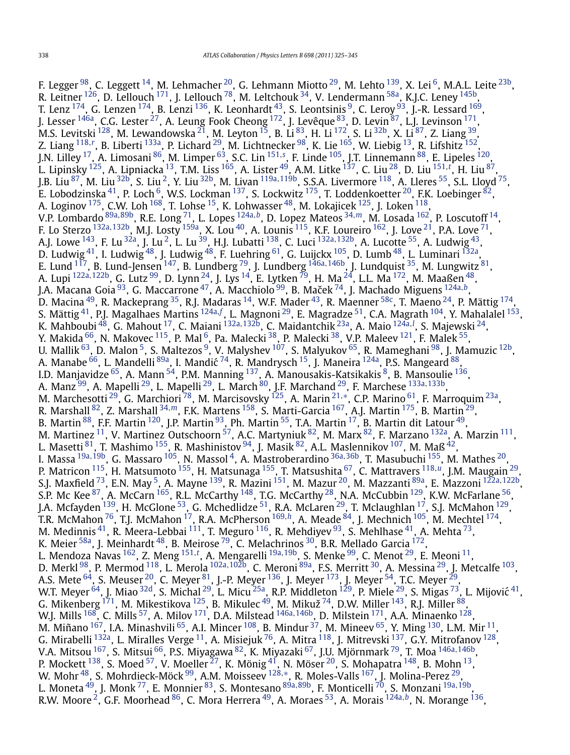F. Legger [98], C. Leggett [14], M. Lehmacher [20], G. Lehmann Miotto [29], M. Lehto [139], X. Lei [6], M.A.L. Leite [23b], R. Leitner [126], D. Lellouch [171], J. Lellouch [78], M. Leltchouk [34], V. Lendermann [58a], K.J.C. Leney [145b], T. Lenz [174], G. Lenzen [174], B. Lenzi [136], K. Leonhardt [43], S. Leontsinis [9], C. Leroy [93], J.-R. Lessard [169], J. Lesser [146a], C.G. Lester [27], A. Leung Fook Cheong [172], J. Levêque [83], D. Levin [87], L.J. Levinson [171], M.S. Levitski [128], M. Lewandowska [21], M. Leyton [15], B. Li [83], H. Li [172], S. Li [32b], X. Li [87], Z. Liang [39], Z. Liang [118,r], B. Liberti [133a], P. Lichard [29], M. Lichtnecker [98], K. Lie [165], W. Liebig [13], R. Lifshitz [152], J.N. Lilley [17], A. Limosani [86], M. Limper [63], S.C. Lin [151,s], F. Linde [105], J.T. Linnemann [88], E. Lipeles [120], L. Lipinsky [125], A. Lipniacka [13], T.M. Liss [165], A. Lister [49], A.M. Litke [137], C. Liu [28], D. Liu [151,t], H. Liu [87], J.B. Liu [87], M. Liu [32b], S. Liu [2], Y. Liu [32b], M. Livan [119a,119b], S.S.A. Livermore [118], A. Lleres [55], S.L. Lloyd [75], E. Lobodzinska [41], P. Loch [6], W.S. Lockman [137], S. Lockwitz [175], T. Loddenkoetter [20], F.K. Loebinger [82], A. Loginov [175], C.W. Loh [168], T. Lohse [15], K. Lohwasser [48], M. Lokajicek [125], J. Loken [118], V.P. Lombardo [89a,89b], R.E. Long [71], L. Lopes [124a,b], D. Lopez Mateos [34,m], M. Losada [162], P. Loscutoff [14], F. Lo Sterzo [132a,132b], M.J. Losty [159a], X. Lou [40], A. Lounis [115], K.F. Loureiro [162], J. Love [21], P.A. Love [71], A.J. Lowe [143], F. Lu [32a], J. Lu [2], L. Lu [39], H.J. Lubatti [138], C. Luci [132a,132b], A. Lucotte [55], A. Ludwig [43], D. Ludwig [41], I. Ludwig [48], J. Ludwig [48], F. Luehring [61], G. Luijckx [105], D. Lumb [48], L. Luminari [132a], E. Lund [117], B. Lund-Jensen [147], B. Lundberg [79], J. Lundberg [146a,146b], J. Lundquist [35], M. Lungwitz [81], A. Lupi [122a,122b], G. Lutz [99], D. Lynn [24], J. Lys [14], E. Lytken [79], H. Ma [24], L.L. Ma [172], M. Maaßen [48], J.A. Macana Goia [93], G. Maccarrone [47], A. Macchiolo [99], B. Maček [74], J. Machado Miguens [124a,b], D. Macina [49], R. Mackeprang [35], R.J. Madaras [14], W.F. Mader [43], R. Maenner [58c], T. Maeno [24], P. Mättig [174], S. Mättig [41], P.J. Magalhaes Martins [124a,f], L. Magnoni [29], E. Magradze [51], C.A. Magrath [104], Y. Mahalalel [153], K. Mahboubi [48], G. Mahout [17], C. Maiani [132a,132b], C. Maidantchik [23a], A. Maio [124a,l], S. Majewski [24], Y. Makida [66], N. Makovec [115], P. Mal [6], Pa. Malecki [38], P. Malecki [38], V.P. Maleev [121], F. Malek [55], U. Mallik [63], D. Malon [5], S. Maltezos [9], V. Malyshev [107], S. Malyukov [65], R. Mameghani [98], J. Mamuzic [12b], A. Manabe [66], L. Mandelli [89a], I. Mandić [74], R. Mandrysch [15], J. Maneira [124a], P.S. Mangeard [88], I.D. Manjavidze [65], A. Mann [54], P.M. Manning [137], A. Manousakis-Katsikakis [8], B. Mansoulie [136], A. Manz [99], A. Mapelli [29], L. Mapelli [29], L. March [80], J.F. Marchand [29], F. Marchese [133a,133b], M. Marchesotti [29], G. Marchiori [78], M. Marcisovsky [125], A. Marin [21,*], C.P. Marino [61], F. Marroquim [23a], R. Marshall [82], Z. Marshall [34,m], F.K. Martens [158], S. Marti-Garcia [167], A.J. Martin [175], B. Martin [29], B. Martin [88], F.F. Martin [120], J.P. Martin [93], Ph. Martin [55], T.A. Martin [17], B. Martin dit Latour [49], M. Martinez [11], V. Martinez Outschoorn [57], A.C. Martyniuk [82], M. Marx [82], F. Marzano [132a], A. Marzin [111], L. Masetti [81], T. Mashimo [155], R. Mashinistov [94], J. Masik [82], A.L. Maslennikov [107], M. Maß [42], I. Massa [19a,19b], G. Massaro [105], N. Massol [4], A. Mastroberardino [36a,36b], T. Masubuchi [155], M. Mathes [20], P. Matricon [115], H. Matsumoto [155], H. Matsunaga [155], T. Matsushita [67], C. Mattravers [118,u], J.M. Maugain [29], S.J. Maxfield [73], E.N. May [5], A. Mayne [139], R. Mazini [151], M. Mazur [20], M. Mazzanti [89a], E. Mazzoni [122a,122b], S.P. Mc Kee [87], A. McCarn [165], R.L. McCarthy [148], T.G. McCarthy [28], N.A. McCubbin [129], K.W. McFarlane [56], J.A. Mcfayden [139], H. McGlone [53], G. Mchedlidze [51], R.A. McLaren [29], T. Mclaughlan [17], S.J. McMahon [129], T.R. McMahon [76], T.J. McMahon [17], R.A. McPherson [169,h], A. Meade [84], J. Mechnich [105], M. Mechtel [174], M. Medinnis [41], R. Meera-Lebbai [111], T. Meguro [116], R. Mehdiyev [93], S. Mehlhase [41], A. Mehta [73], K. Meier [58a], J. Meinhardt [48], B. Meirose [79], C. Melachrinos [30], B.R. Mellado Garcia [172], L. Mendoza Navas [162], Z. Meng [151,t], A. Mengarelli [19a,19b], S. Menke [99], C. Menot [29], E. Meoni [11], D. Merkl [98], P. Mermod [118], L. Merola [102a,102b], C. Meroni [89a], F.S. Merritt [30], A. Messina [29], J. Metcalfe [103], A.S. Mete [64], S. Meuser [20], C. Meyer [81], J.-P. Meyer [136], J. Meyer [173], J. Meyer [54], T.C. Meyer [29], W.T. Meyer [64], J. Miao [32d], S. Michal [29], L. Micu [25a], R.P. Middleton [129], P. Miele [29], S. Migas [73], L. Mijović [41], G. Mikenberg [171], M. Mikestikova [125], B. Mikulec [49], M. Mikuž [74], D.W. Miller [143], R.J. Miller [88], W.J. Mills [168], C. Mills [57], A. Milov [171], D.A. Milstead [146a,146b], D. Milstein [171], A.A. Minaenko [128], M. Miñano [167], I.A. Minashvili [65], A.I. Mincer [108], B. Mindur [37], M. Mineev [65], Y. Ming [130], L.M. Mir [11], G. Mirabelli [132a], L. Miralles Verge [11], A. Misiejuk [76], A. Mitra [118], J. Mitrevski [137], G.Y. Mitrofanov [128], V.A. Mitsou [167], S. Mitsui [66], P.S. Miyagawa [82], K. Miyazaki [67], J.U. Mjörnmark [79], T. Moa [146a,146b], P. Mockett [138], S. Moed [57], V. Moeller [27], K. Mönig [41], N. Möser [20], S. Mohapatra [148], B. Mohn [13], W. Mohr [48], S. Mohrdieck-Möck [99], A.M. Moisseev [128,*], R. Moles-Valls [167], J. Molina-Perez [29], L. Moneta [49], J. Monk [77], E. Monnier [83], S. Montesano [89a,89b], F. Monticelli [70], S. Monzani [19a,19b], R.W. Moore [2], G.F. Moorhead [86], C. Mora Herrera [49], A. Moraes [53], A. Morais [124a,b], N. Morange [136],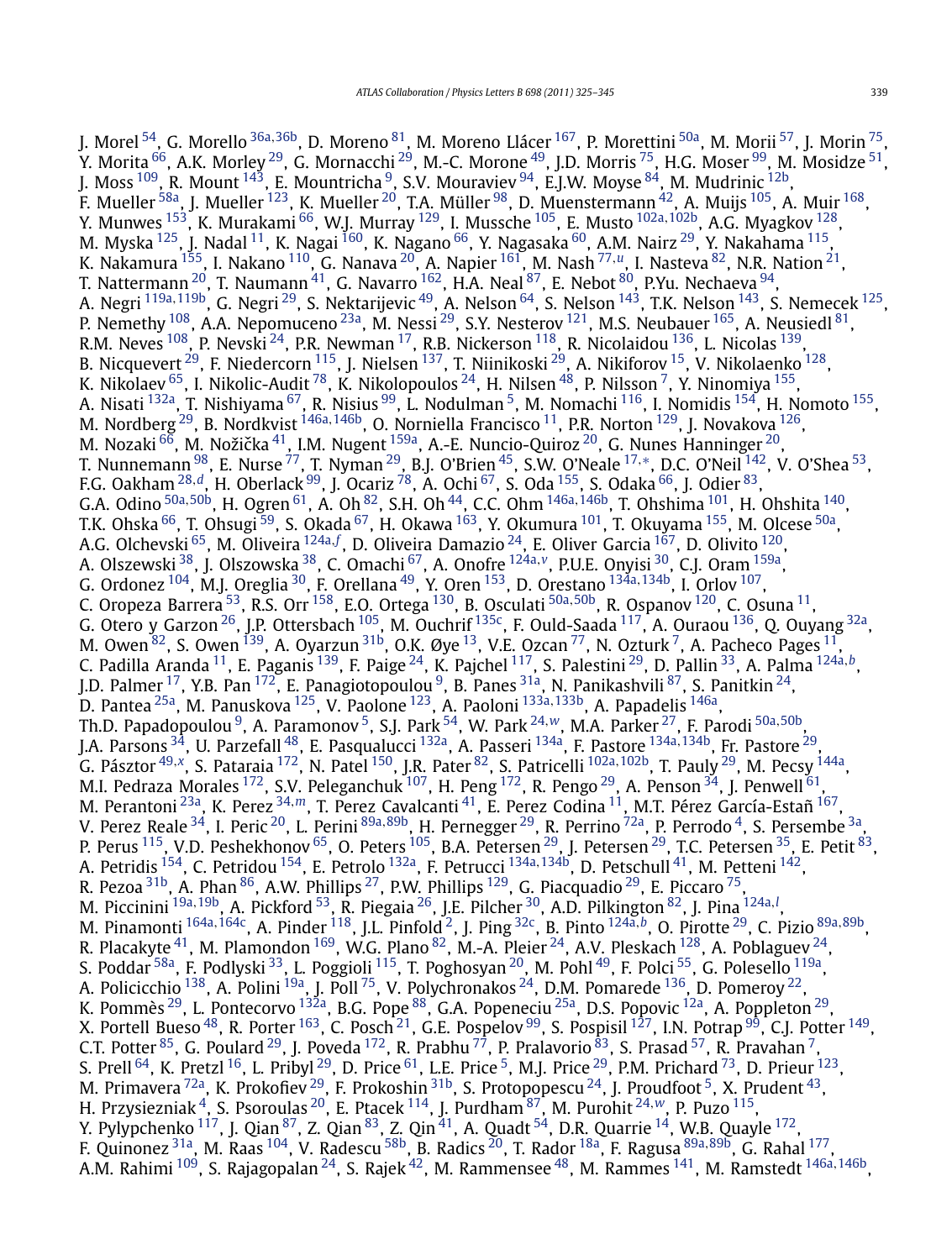J. Morel [54], G. Morello [36a,36b], D. Moreno [81], M. Moreno Llácer [167], P. Morettini [50a], M. Morii [57], J. Morin [75], Y. Morita [66], A.K. Morley [29], G. Mornacchi [29], M.-C. Morone [49], J.D. Morris [75], H.G. Moser [99], M. Mosidze [51], J. Moss [109], R. Mount [143], E. Mountricha [9], S.V. Mouraviev [94], E.J.W. Moyse [84], M. Mudrinic [12b], F. Mueller [58a], J. Mueller [123], K. Mueller [20], T.A. Müller [98], D. Muenstermann [42], A. Muijs [105], A. Muir [168], Y. Munwes [153], K. Murakami [66], W.J. Murray [129], I. Mussche [105], E. Musto [102a,102b], A.G. Myagkov [128], M. Myska [125], J. Nadal [11], K. Nagai [160], K. Nagano [66], Y. Nagasaka [60], A.M. Nairz [29], Y. Nakahama [115], K. Nakamura [155], I. Nakano [110], G. Nanava [20], A. Napier [161], M. Nash [77,u], I. Nasteva [82], N.R. Nation [21], T. Nattermann [20], T. Naumann [41], G. Navarro [162], H.A. Neal [87], E. Nebot [80], P.Yu. Nechaeva [94], A. Negri [119a,119b], G. Negri [29], S. Nektarijevic [49], A. Nelson [64], S. Nelson [143], T.K. Nelson [143], S. Nemecek [125], P. Nemethy [108], A.A. Nepomuceno [23a], M. Nessi [29], S.Y. Nesterov [121], M.S. Neubauer [165], A. Neusiedl [81], R.M. Neves [108], P. Nevski [24], P.R. Newman [17], R.B. Nickerson [118], R. Nicolaidou [136], L. Nicolas [139], B. Nicquevert [29], F. Niedercorn [115], J. Nielsen [137], T. Niinikoski [29], A. Nikiforov [15], V. Nikolaenko [128], K. Nikolaev [65], I. Nikolic-Audit [78], K. Nikolopoulos [24], H. Nilsen [48], P. Nilsson [7], Y. Ninomiya [155], A. Nisati [132a], T. Nishiyama [67], R. Nisius [99], L. Nodulman [5], M. Nomachi [116], I. Nomidis [154], H. Nomoto [155], M. Nordberg [29], B. Nordkvist [146a,146b], O. Norniella Francisco [11], P.R. Norton [129], J. Novakova [126], M. Nozaki [66], M. Nožička [41], I.M. Nugent [159a], A.-E. Nuncio-Quiroz [20], G. Nunes Hanninger [20], T. Nunnemann [98], E. Nurse [77], T. Nyman [29], B.J. O'Brien [45], S.W. O'Neale [17,*], D.C. O'Neil [142], V. O'Shea [53], F.G. Oakham [28,d], H. Oberlack [99], J. Ocariz [78], A. Ochi [67], S. Oda [155], S. Odaka [66], J. Odier [83], G.A. Odino [50a,50b], H. Ogren [61], A. Oh [82], S.H. Oh [44], C.C. Ohm [146a,146b], T. Ohshima [101], H. Ohshita [140], T.K. Ohska [66], T. Ohsugi [59], S. Okada [67], H. Okawa [163], Y. Okumura [101], T. Okuyama [155], M. Olcese [50a], A.G. Olchevski [65], M. Oliveira [124a,f], D. Oliveira Damazio [24], E. Oliver Garcia [167], D. Olivito [120], A. Olszewski [38], J. Olszowska [38], C. Omachi [67], A. Onofre [124a,v], P.U.E. Onyisi [30], C.J. Oram [159a], G. Ordonez [104], M.J. Oreglia [30], F. Orellana [49], Y. Oren [153], D. Orestano [134a,134b], I. Orlov [107], C. Oropeza Barrera [53], R.S. Orr [158], E.O. Ortega [130], B. Osculati [50a,50b], R. Ospanov [120], C. Osuna [11], G. Otero y Garzon [26], J.P. Ottersbach [105], M. Ouchrif [135c], F. Ould-Saada [117], A. Ouraou [136], Q. Ouyang [32a], M. Owen [82], S. Owen [139], A. Oyarzun [31b], O.K. Øye [13], V.E. Ozcan [77], N. Ozturk [7], A. Pacheco Pages [11], C. Padilla Aranda [11], E. Paganis [139], F. Paige [24], K. Pajchel [117], S. Palestini [29], D. Pallin [33], A. Palma [124a,b], J.D. Palmer [17], Y.B. Pan [172], E. Panagiotopoulou [9], B. Panes [31a], N. Panikashvili [87], S. Panitkin [24], D. Pantea [25a], M. Panuskova [125], V. Paolone [123], A. Paoloni [133a,133b], A. Papadelis [146a], Th.D. Papadopoulou [9], A. Paramonov [5], S.J. Park [54], W. Park [24,w], M.A. Parker [27], F. Parodi [50a,50b], J.A. Parsons [34], U. Parzefall [48], E. Pasqualucci [132a], A. Passeri [134a], F. Pastore [134a,134b], Fr. Pastore [29], G. Pásztor [49,x], S. Pataraia [172], N. Patel [150], J.R. Pater [82], S. Patricelli [102a,102b], T. Pauly [29], M. Pecsy [144a], M.I. Pedraza Morales [172], S.V. Peleganchuk [107], H. Peng [172], R. Pengo [29], A. Penson [34], J. Penwell [61], M. Perantoni [23a], K. Perez [34,m], T. Perez Cavalcanti [41], E. Perez Codina [11], M.T. Pérez García-Estañ [167], V. Perez Reale [34], I. Peric [20], L. Perini [89a,89b], H. Pernegger [29], R. Perrino [72a], P. Perrodo [4], S. Persembe [3a], P. Perus [115], V.D. Peshekhonov [65], O. Peters [105], B.A. Petersen [29], J. Petersen [29], T.C. Petersen [35], E. Petit [83], A. Petridis [154], C. Petridou [154], E. Petrolo [132a], F. Petrucci [134a,134b], D. Petschull [41], M. Petteni [142], R. Pezoa [31b], A. Phan [86], A.W. Phillips [27], P.W. Phillips [129], G. Piacquadio [29], E. Piccaro [75], M. Piccinini [19a,19b], A. Pickford [53], R. Piegaia [26], J.E. Pilcher [30], A.D. Pilkington [82], J. Pina [124a,l], M. Pinamonti [164a,164c], A. Pinder [118], J.L. Pinfold [2], J. Ping [32c], B. Pinto [124a,b], O. Pirotte [29], C. Pizio [89a,89b], R. Placakyte [41], M. Plamondon [169], W.G. Plano [82], M.-A. Pleier [24], A.V. Pleskach [128], A. Poblaguev [24], S. Poddar [58a], F. Podlyski [33], L. Poggioli [115], T. Poghosyan [20], M. Pohl [49], F. Polci [55], G. Polesello [119a], A. Policicchio [138], A. Polini [19a], J. Poll [75], V. Polychronakos [24], D.M. Pomarede [136], D. Pomeroy [22], K. Pommès [29], L. Pontecorvo [132a], B.G. Pope [88], G.A. Popeneciu [25a], D.S. Popovic [12a], A. Poppleton [29], X. Portell Bueso [48], R. Porter [163], C. Posch [21], G.E. Pospelov [99], S. Pospisil [127], I.N. Potrap [99], C.J. Potter [149], C.T. Potter [85], G. Poulard [29], J. Poveda [172], R. Prabhu [77], P. Pralavorio [83], S. Prasad [57], R. Pravahan [7], S. Prell [64], K. Pretzl [16], L. Pribyl [29], D. Price [61], L.E. Price [5], M.J. Price [29], P.M. Prichard [73], D. Prieur [123], M. Primavera [72a], K. Prokofiev [29], F. Prokoshin [31b], S. Protopopescu [24], J. Proudfoot [5], X. Prudent [43], H. Przysiezniak [4], S. Psoroulas [20], E. Ptacek [114], J. Purdham [87], M. Purohit [24,w], P. Puzo [115], Y. Pylypchenko [117], J. Qian [87], Z. Qian [83], Z. Qin [41], A. Quadt [54], D.R. Quarrie [14], W.B. Quayle [172], F. Quinonez [31a], M. Raas [104], V. Radescu [58b], B. Radics [20], T. Rador [18a], F. Ragusa [89a,89b], G. Rahal [177], A.M. Rahimi [109], S. Rajagopalan [24], S. Rajek [42], M. Rammensee [48], M. Rammes [141], M. Ramstedt [146a,146b],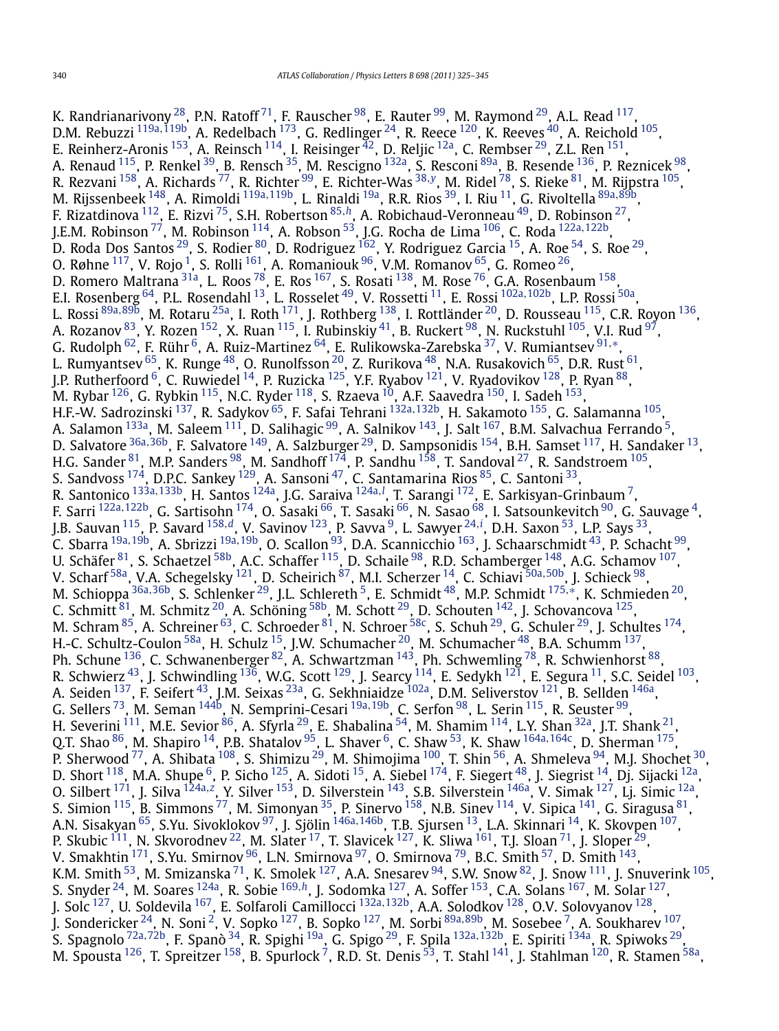K. Randrianarivony [28], P.N. Ratoff [71], F. Rauscher [98], E. Rauter [99], M. Raymond [29], A.L. Read [117], D.M. Rebuzzi [119a,119b], A. Redelbach [173], G. Redlinger [24], R. Reece [120], K. Reeves [40], A. Reichold [105], E. Reinherz-Aronis [153], A. Reinsch [114], I. Reisinger [42], D. Reljic [12a], C. Rembser [29], Z.L. Ren [151], A. Renaud [115], P. Renkel [39], B. Rensch [35], M. Rescigno [132a], S. Resconi [89a], B. Resende [136], P. Reznicek [98], R. Rezvani [158], A. Richards [77], R. Richter [99], E. Richter-Was [38,y], M. Ridel [78], S. Rieke [81], M. Rijpstra [105], M. Rijssenbeek [148], A. Rimoldi [119a,119b], L. Rinaldi [19a], R.R. Rios [39], I. Riu [11], G. Rivoltella [89a,89b], F. Rizatdinova [112], E. Rizvi [75], S.H. Robertson [85,h], A. Robichaud-Veronneau [49], D. Robinson [27], J.E.M. Robinson [77], M. Robinson [114], A. Robson [53], J.G. Rocha de Lima [106], C. Roda [122a,122b], D. Roda Dos Santos [29], S. Rodier [80], D. Rodriguez [162], Y. Rodriguez Garcia [15], A. Roe [54], S. Roe [29], O. Røhne [117], V. Rojo [1], S. Rolli [161], A. Romaniouk [96], V.M. Romanov [65], G. Romeo [26], D. Romero Maltrana [31a], L. Roos [78], E. Ros [167], S. Rosati [138], M. Rose [76], G.A. Rosenbaum [158], E.I. Rosenberg [64], P.L. Rosendahl [13], L. Rosselet [49], V. Rossetti [11], E. Rossi [102a,102b], L.P. Rossi [50a], L. Rossi [89a,89b], M. Rotaru [25a], I. Roth [171], J. Rothberg [138], I. Rottländer [20], D. Rousseau [115], C.R. Royon [136], A. Rozanov [83], Y. Rozen [152], X. Ruan [115], I. Rubinskiy [41], B. Ruckert [98], N. Ruckstuhl [105], V.I. Rud [97], G. Rudolph [62], F. Rühr [6], A. Ruiz-Martinez [64], E. Rulikowska-Zarebska [37], V. Rumiantsev [91,*], L. Rumyantsev [65], K. Runge [48], O. Runolfsson [20], Z. Rurikova [48], N.A. Rusakovich [65], D.R. Rust [61], J.P. Rutherfoord [6], C. Ruwiedel [14], P. Ruzicka [125], Y.F. Ryabov [121], V. Ryadovikov [128], P. Ryan [88], M. Rybar [126], G. Rybkin [115], N.C. Ryder [118], S. Rzaeva [10], A.F. Saavedra [150], I. Sadeh [153], H.F.-W. Sadrozinski [137], R. Sadykov [65], F. Safai Tehrani [132a,132b], H. Sakamoto [155], G. Salamanna [105], A. Salamon [133a], M. Saleem [111], D. Salihagic [99], A. Salnikov [143], J. Salt [167], B.M. Salvachua Ferrando [5], D. Salvatore [36a,36b], F. Salvatore [149], A. Salzburger [29], D. Sampsonidis [154], B.H. Samset [117], H. Sandaker [13], H.G. Sander [81], M.P. Sanders [98], M. Sandhoff [174], P. Sandhu [158], T. Sandoval [27], R. Sandstroem [105], S. Sandvoss [174], D.P.C. Sankey [129], A. Sansoni [47], C. Santamarina Rios [85], C. Santoni [33], R. Santonico [133a,133b], H. Santos [124a], J.G. Saraiva [124a,l], T. Sarangi [172], E. Sarkisyan-Grinbaum [7], F. Sarri [122a,122b], G. Sartisohn [174], O. Sasaki [66], T. Sasaki [66], N. Sasao [68], I. Satsounkevitch [90], G. Sauvage [4], J.B. Sauvan [115], P. Savard [158,d], V. Savinov [123], P. Savva [9], L. Sawyer [24,i], D.H. Saxon [53], L.P. Says [33], C. Sbarra [19a,19b], A. Sbrizzi [19a,19b], O. Scallon [93], D.A. Scannicchio [163], J. Schaarschmidt [43], P. Schacht [99], U. Schäfer [81], S. Schaetzel [58b], A.C. Schaffer [115], D. Schaile [98], R.D. Schamberger [148], A.G. Schamov [107], V. Scharf [58a], V.A. Schegelsky [121], D. Scheirich [87], M.I. Scherzer [14], C. Schiavi [50a,50b], J. Schieck [98], M. Schioppa [36a,36b], S. Schlenker [29], J.L. Schlereth [5], E. Schmidt [48], M.P. Schmidt [175,*], K. Schmieden [20], C. Schmitt [81], M. Schmitz [20], A. Schöning [58b], M. Schott [29], D. Schouten [142], J. Schovancova [125], M. Schram [85], A. Schreiner [63], C. Schroeder [81], N. Schroer [58c], S. Schuh [29], G. Schuler [29], J. Schultes [174], H.-C. Schultz-Coulon [58a], H. Schulz [15], J.W. Schumacher [20], M. Schumacher [48], B.A. Schumm [137], Ph. Schune [136], C. Schwanenberger [82], A. Schwartzman [143], Ph. Schwemling [78], R. Schwienhorst [88], R. Schwierz [43], J. Schwindling [136], W.G. Scott [129], J. Searcy [114], E. Sedykh [121], E. Segura [11], S.C. Seidel [103], A. Seiden [137], F. Seifert [43], J.M. Seixas [23a], G. Sekhniaidze [102a], D.M. Seliverstov [121], B. Sellden [146a], G. Sellers [73], M. Seman [144b], N. Semprini-Cesari [19a,19b], C. Serfon [98], L. Serin [115], R. Seuster [99], H. Severini [111], M.E. Sevior [86], A. Sfyrla [29], E. Shabalina [54], M. Shamim [114], L.Y. Shan [32a], J.T. Shank [21], Q.T. Shao [86], M. Shapiro [14], P.B. Shatalov [95], L. Shaver [6], C. Shaw [53], K. Shaw [164a,164c], D. Sherman [175], P. Sherwood [77], A. Shibata [108], S. Shimizu [29], M. Shimojima [100], T. Shin [56], A. Shmeleva [94], M.J. Shochet [30], D. Short [118], M.A. Shupe [6], P. Sicho [125], A. Sidoti [15], A. Siebel [174], F. Siegert [48], J. Siegrist [14], Dj. Sijacki [12a], O. Silbert [171], J. Silva [124a,z], Y. Silver [153], D. Silverstein [143], S.B. Silverstein [146a], V. Simak [127], Lj. Simic [12a], S. Simion [115], B. Simmons [77], M. Simonyan [35], P. Sinervo [158], N.B. Sinev [114], V. Sipica [141], G. Siragusa [81], A.N. Sisakyan [65], S.Yu. Sivoklokov [97], J. Sjölin [146a,146b], T.B. Sjursen [13], L.A. Skinnari [14], K. Skovpen [107], P. Skubic [111], N. Skvorodnev [22], M. Slater [17], T. Slavicek [127], K. Sliwa [161], T.J. Sloan [71], J. Sloper [29], V. Smakhtin [171], S.Yu. Smirnov [96], L.N. Smirnova [97], O. Smirnova [79], B.C. Smith [57], D. Smith [143], K.M. Smith [53], M. Smizanska [71], K. Smolek [127], A.A. Snesarev [94], S.W. Snow [82], J. Snow [111], J. Snuverink [105], S. Snyder [24], M. Soares [124a], R. Sobie [169,h], J. Sodomka [127], A. Soffer [153], C.A. Solans [167], M. Solar [127], J. Solc [127], U. Soldevila [167], E. Solfaroli Camillocci [132a,132b], A.A. Solodkov [128], O.V. Solovyanov [128], J. Sondericker [24], N. Soni [2], V. Sopko [127], B. Sopko [127], M. Sorbi [89a,89b], M. Sosebee [7], A. Soukharev [107], S. Spagnolo [72a,72b], F. Spanò [34], R. Spighi [19a], G. Spigo [29], F. Spila [132a,132b], E. Spiriti [134a], R. Spiwoks [29], M. Spousta [126], T. Spreitzer [158], B. Spurlock [7], R.D. St. Denis [53], T. Stahl [141], J. Stahlman [120], R. Stamen [58a],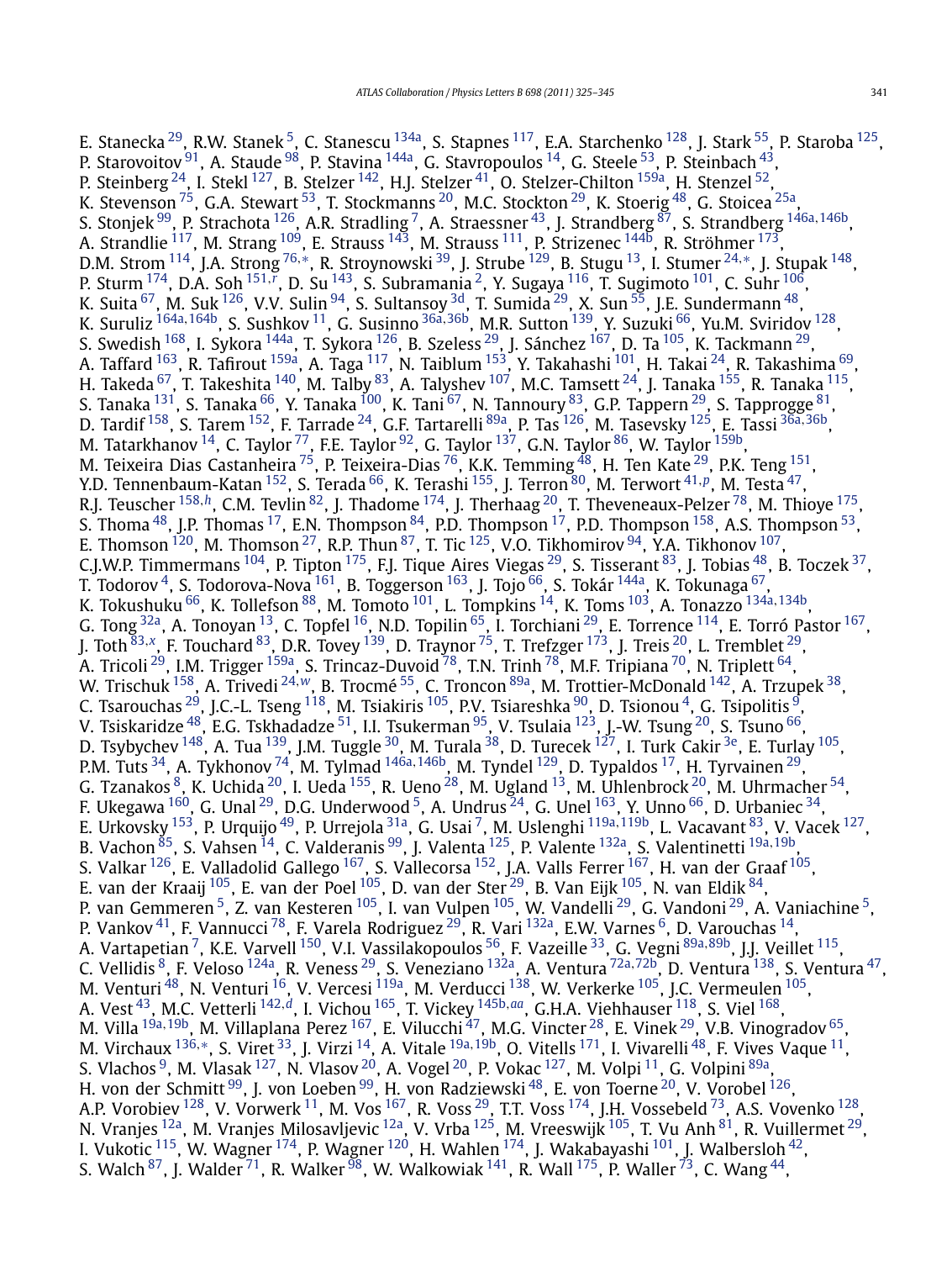E. Stanecka [29], R.W. Stanek [5], C. Stanescu [134a], S. Stapnes [117], E.A. Starchenko [128], J. Stark [55], P. Staroba [125], P. Starovoitov [91], A. Staude [98], P. Stavina [144a], G. Stavropoulos [14], G. Steele [53], P. Steinbach [43], P. Steinberg [24], I. Stekl [127], B. Stelzer [142], H.J. Stelzer [41], O. Stelzer-Chilton [159a], H. Stenzel [52], K. Stevenson [75], G.A. Stewart [53], T. Stockmanns [20], M.C. Stockton [29], K. Stoerig [48], G. Stoicea [25a], S. Stonjek [99], P. Strachota [126], A.R. Stradling [7], A. Straessner [43], J. Strandberg [87], S. Strandberg [146a,146b], A. Strandlie [117], M. Strang [109], E. Strauss [143], M. Strauss [111], P. Strizenec [144b], R. Ströhmer [173], D.M. Strom [114], J.A. Strong [76,*], R. Stroynowski [39], J. Strube [129], B. Stugu [13], I. Stumer [24,*], J. Stupak [148], P. Sturm [174], D.A. Soh [151,r], D. Su [143], S. Subramania [2], Y. Sugaya [116], T. Sugimoto [101], C. Suhr [106], K. Suita [67], M. Suk [126], V.V. Sulin [94], S. Sultansoy [3d], T. Sumida [29], X. Sun [55], J.E. Sundermann [48], K. Suruliz [164a,164b], S. Sushkov [11], G. Susinno [36a,36b], M.R. Sutton [139], Y. Suzuki [66], Yu.M. Sviridov [128], S. Swedish [168], I. Sykora [144a], T. Sykora [126], B. Szeless [29], J. Sánchez [167], D. Ta [105], K. Tackmann [29], A. Taffard [163], R. Tafirout [159a], A. Taga [117], N. Taiblum [153], Y. Takahashi [101], H. Takai [24], R. Takashima [69], H. Takeda [67], T. Takeshita [140], M. Talby [83], A. Talyshev [107], M.C. Tamsett [24], J. Tanaka [155], R. Tanaka [115], S. Tanaka [131], S. Tanaka [66], Y. Tanaka [100], K. Tani [67], N. Tannoury [83], G.P. Tappern [29], S. Tapprogge [81], D. Tardif [158], S. Tarem [152], F. Tarrade [24], G.F. Tartarelli [89a], P. Tas [126], M. Tasevsky [125], E. Tassi [36a,36b], M. Tatarkhanov [14], C. Taylor [77], F.E. Taylor [92], G. Taylor [137], G.N. Taylor [86], W. Taylor [159b], M. Teixeira Dias Castanheira [75], P. Teixeira-Dias [76], K.K. Temming [48], H. Ten Kate [29], P.K. Teng [151], Y.D. Tennenbaum-Katan [152], S. Terada [66], K. Terashi [155], J. Terron [80], M. Terwort [41,p], M. Testa [47], R.J. Teuscher [158,h], C.M. Tevlin [82], J. Thadome [174], J. Therhaag [20], T. Theveneaux-Pelzer [78], M. Thioye [175], S. Thoma [48], J.P. Thomas [17], E.N. Thompson [84], P.D. Thompson [17], P.D. Thompson [158], A.S. Thompson [53], E. Thomson [120], M. Thomson [27], R.P. Thun [87], T. Tic [125], V.O. Tikhomirov [94], Y.A. Tikhonov [107], C.J.W.P. Timmermans [104], P. Tipton [175], F.J. Tique Aires Viegas [29], S. Tisserant [83], J. Tobias [48], B. Toczek [37], T. Todorov [4], S. Todorova-Nova [161], B. Toggerson [163], J. Tojo [66], S. Tokár [144a], K. Tokunaga [67], K. Tokushuku [66], K. Tollefson [88], M. Tomoto [101], L. Tompkins [14], K. Toms [103], A. Tonazzo [134a,134b], G. Tong [32a], A. Tonoyan [13], C. Topfel [16], N.D. Topilin [65], I. Torchiani [29], E. Torrence [114], E. Torró Pastor [167], J. Toth [83,x], F. Touchard [83], D.R. Tovey [139], D. Traynor [75], T. Trefzger [173], J. Treis [20], L. Tremblet [29], A. Tricoli [29], I.M. Trigger [159a], S. Trincaz-Duvoid [78], T.N. Trinh [78], M.F. Tripiana [70], N. Triplett [64], W. Trischuk [158], A. Trivedi [24,w], B. Trocmé [55], C. Troncon [89a], M. Trottier-McDonald [142], A. Trzupek [38], C. Tsarouchas [29], J.C.-L. Tseng [118], M. Tsiakiris [105], P.V. Tsiareshka [90], D. Tsionou [4], G. Tsipolitis [9], V. Tsiskaridze [48], E.G. Tskhadadze [51], I.I. Tsukerman [95], V. Tsulaia [123], J.-W. Tsung [20], S. Tsuno [66], D. Tsybychev [148], A. Tua [139], J.M. Tuggle [30], M. Turala [38], D. Turecek [127], I. Turk Cakir [3e], E. Turlay [105], P.M. Tuts [34], A. Tykhonov [74], M. Tylmad [146a,146b], M. Tyndel [129], D. Typaldos [17], H. Tyrvainen [29], G. Tzanakos [8], K. Uchida [20], I. Ueda [155], R. Ueno [28], M. Ugland [13], M. Uhlenbrock [20], M. Uhrmacher [54], F. Ukegawa [160], G. Unal [29], D.G. Underwood [5], A. Undrus [24], G. Unel [163], Y. Unno [66], D. Urbaniec [34], E. Urkovsky [153], P. Urquijo [49], P. Urrejola [31a], G. Usai [7], M. Uslenghi [119a,119b], L. Vacavant [83], V. Vacek [127], B. Vachon [85], S. Vahsen [14], C. Valderanis [99], J. Valenta [125], P. Valente [132a], S. Valentinetti [19a,19b], S. Valkar [126], E. Valladolid Gallego [167], S. Vallecorsa [152], J.A. Valls Ferrer [167], H. van der Graaf [105], E. van der Kraaij [105], E. van der Poel [105], D. van der Ster [29], B. Van Eijk [105], N. van Eldik [84], P. van Gemmeren [5], Z. van Kesteren [105], I. van Vulpen [105], W. Vandelli [29], G. Vandoni [29], A. Vaniachine [5], P. Vankov [41], F. Vannucci [78], F. Varela Rodriguez [29], R. Vari [132a], E.W. Varnes [6], D. Varouchas [14], A. Vartapetian [7], K.E. Varvell [150], V.I. Vassilakopoulos [56], F. Vazeille [33], G. Vegni [89a,89b], J.J. Veillet [115], C. Vellidis [8], F. Veloso [124a], R. Veness [29], S. Veneziano [132a], A. Ventura [72a,72b], D. Ventura [138], S. Ventura [47], M. Venturi [48], N. Venturi [16], V. Vercesi [119a], M. Verducci [138], W. Verkerke [105], J.C. Vermeulen [105], A. Vest [43], M.C. Vetterli [142,d], I. Vichou [165], T. Vickey [145b,aa], G.H.A. Viehhauser [118], S. Viel [168], M. Villa [19a,19b], M. Villaplana Perez [167], E. Vilucchi [47], M.G. Vincter [28], E. Vinek [29], V.B. Vinogradov [65], M. Virchaux [136,*], S. Viret [33], J. Virzi [14], A. Vitale [19a,19b], O. Vitells [171], I. Vivarelli [48], F. Vives Vaque [11], S. Vlachos [9], M. Vlasak [127], N. Vlasov [20], A. Vogel [20], P. Vokac [127], M. Volpi [11], G. Volpini [89a], H. von der Schmitt [99], J. von Loeben [99], H. von Radziewski [48], E. von Toerne [20], V. Vorobel [126], A.P. Vorobiev [128], V. Vorwerk [11], M. Vos [167], R. Voss [29], T.T. Voss [174], J.H. Vossebeld [73], A.S. Vovenko [128], N. Vranjes [12a], M. Vranjes Milosavljevic [12a], V. Vrba [125], M. Vreeswijk [105], T. Vu Anh [81], R. Vuillermet [29], I. Vukotic [115], W. Wagner [174], P. Wagner [120], H. Wahlen [174], J. Wakabayashi [101], J. Walbersloh [42], S. Walch [87], J. Walder [71], R. Walker [98], W. Walkowiak [141], R. Wall [175], P. Waller [73], C. Wang [44],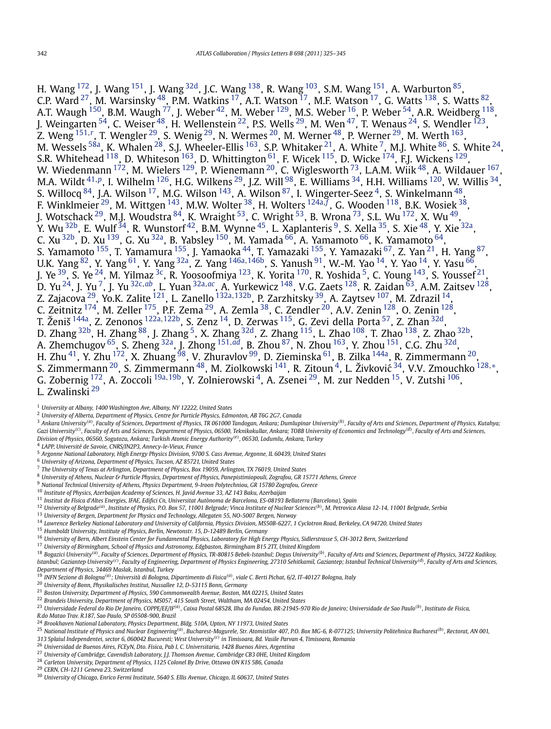H. Wang [172], J. Wang [151], J. Wang [32d], J.C. Wang [138], R. Wang [103], S.M. Wang [151], A. Warburton [85], C.P. Ward [27], M. Warsinsky [48], P.M. Watkins [17], A.T. Watson [17], M.F. Watson [17], G. Watts [138], S. Watts [82], A.T. Waugh [150], B.M. Waugh [77], J. Weber [42], M. Weber [129], M.S. Weber [16], P. Weber [54], A.R. Weidberg [118], J. Weingarten [54], C. Weiser [48], H. Wellenstein [22], P.S. Wells [29], M. Wen [47], T. Wenaus [24], S. Wendler [123], Z. Weng [151,r], T. Wengler [29], S. Wenig [29], N. Wermes [20], M. Werner [48], P. Werner [29], M. Werth [163], M. Wessels [58a], K. Whalen [28], S.J. Wheeler-Ellis [163], S.P. Whitaker [21], A. White [7], M.J. White [86], S. White [24], S.R. Whitehead [118], D. Whiteson [163], D. Whittington [61], F. Wicek [115], D. Wicke [174], F.J. Wickens [129], W. Wiedenmann [172], M. Wielers [129], P. Wienemann [20], C. Wiglesworth [73], L.A.M. Wiik [48], A. Wildauer [167], M.A. Wildt [41,p], I. Wilhelm [126], H.G. Wilkens [29], J.Z. Will [98], E. Williams [34], H.H. Williams [120], W. Willis [34], S. Willocq [84], J.A. Wilson [17], M.G. Wilson [143], A. Wilson [87], I. Wingerter-Seez [4], S. Winkelmann [48], F. Winklmeier [29], M. Wittgen [143], M.W. Wolter [38], H. Wolters [124a,f], G. Wooden [118], B.K. Wosiek [38], J. Wotschack [29], M.J. Woudstra [84], K. Wraight [53], C. Wright [53], B. Wrona [73], S.L. Wu [172], X. Wu [49], Y. Wu [32b], E. Wulf [34], R. Wunstorf [42], B.M. Wynne [45], L. Xaplanteris [9], S. Xella [35], S. Xie [48], Y. Xie [32a], C. Xu [32b], D. Xu [139], G. Xu [32a], B. Yabsley [150], M. Yamada [66], A. Yamamoto [66], K. Yamamoto [64], S. Yamamoto [155], T. Yamamura [155], J. Yamaoka [44], T. Yamazaki [155], Y. Yamazaki [67], Z. Yan [21], H. Yang [87], U.K. Yang [82], Y. Yang [61], Y. Yang [32a], Z. Yang [146a,146b], S. Yanush [91], W.-M. Yao [14], Y. Yao [14], Y. Yasu [66], J. Ye [39], S. Ye [24], M. Yilmaz [3c], R. Yoosoofmiya [123], K. Yorita [170], R. Yoshida [5], C. Young [143], S. Youssef [21], D. Yu [24], J. Yu [7], J. Yu [32c,ab], L. Yuan [32a,ac], A. Yurkewicz [148], V.G. Zaets [128], R. Zaidan [63], A.M. Zaitsev [128], Z. Zajacova [29], Yo.K. Zalite [121], L. Zanello [132a,132b], P. Zarzhitsky [39], A. Zaytsev [107], M. Zdrazil [14], C. Zeitnitz [174], M. Zeller [175], P.F. Zema [29], A. Zemla [38], C. Zendler [20], A.V. Zenin [128], O. Zenin [128], T. Ženiš [144a], Z. Zenonos [122a,122b], S. Zenz [14], D. Zerwas [115], G. Zevi della Porta [57], Z. Zhan [32d], D. Zhang [32b], H. Zhang [88], J. Zhang [5], X. Zhang [32d], Z. Zhang [115], L. Zhao [108], T. Zhao [138], Z. Zhao [32b], A. Zhemchugov [65], S. Zheng [32a], J. Zhong [151,ad], B. Zhou [87], N. Zhou [163], Y. Zhou [151], C.G. Zhu [32d], H. Zhu [41], Y. Zhu [172], X. Zhuang [98], V. Zhuravlov [99], D. Zieminska [61], B. Zilka [144a], R. Zimmermann [20], S. Zimmermann [20], S. Zimmermann [48], M. Ziolkowski [141], R. Zitoun [4], L. Živković [34], V.V. Zmouchko [128,*], G. Zobernig [172], A. Zoccoli [19a,19b], Y. Zolnierowski [4], A. Zsenei [29], M. zur Nedden [15], V. Zutshi [106], L. Zwalinski [29]

[1] *University at Albany, 1400 Washington Ave, Albany, NY 12222, United States*
[2] *University of Alberta, Department of Physics, Centre for Particle Physics, Edmonton, AB T6G 2G7, Canada*
[3] *Ankara University[(a)], Faculty of Sciences, Department of Physics, TR 061000 Tandogan, Ankara; Dumlupinar University[(b)], Faculty of Arts and Sciences, Department of Physics, Kutahya; Gazi University[(c)], Faculty of Arts and Sciences, Department of Physics, 06500, Teknikokullar, Ankara; TOBB University of Economics and Technology[(d)], Faculty of Arts and Sciences, Division of Physics, 06560, Sogutozu, Ankara; Turkish Atomic Energy Authority[(e)], 06530, Lodumlu, Ankara, Turkey*
[4] *LAPP, Université de Savoie, CNRS/IN2P3, Annecy-le-Vieux, France*
[5] *Argonne National Laboratory, High Energy Physics Division, 9700 S. Cass Avenue, Argonne, IL 60439, United States*
[6] *University of Arizona, Department of Physics, Tucson, AZ 85721, United States*
[7] *The University of Texas at Arlington, Department of Physics, Box 19059, Arlington, TX 76019, United States*
[8] *University of Athens, Nuclear & Particle Physics, Department of Physics, Panepistimiopouli, Zografou, GR 15771 Athens, Greece*
[9] *National Technical University of Athens, Physics Department, 9-Iroon Polytechniou, GR 15780 Zografou, Greece*
[10] *Institute of Physics, Azerbaijan Academy of Sciences, H. Javid Avenue 33, AZ 143 Baku, Azerbaijan*
[11] *Institut de Física d'Altes Energies, IFAE, Edifici Cn, Universitat Autònoma de Barcelona, ES-08193 Bellaterra (Barcelona), Spain*
[12] *University of Belgrade[(a)], Institute of Physics, P.O. Box 57, 11001 Belgrade; Vinca Institute of Nuclear Sciences[(b)], M. Petrovica Alasa 12-14, 11001 Belgrade, Serbia*
[13] *University of Bergen, Department for Physics and Technology, Allegaten 55, NO-5007 Bergen, Norway*
[14] *Lawrence Berkeley National Laboratory and University of California, Physics Division, MS50B-6227, 1 Cyclotron Road, Berkeley, CA 94720, United States*
[15] *Humboldt University, Institute of Physics, Berlin, Newtonstr. 15, D-12489 Berlin, Germany*
[16] *University of Bern, Albert Einstein Center for Fundamental Physics, Laboratory for High Energy Physics, Sidlerstrasse 5, CH-3012 Bern, Switzerland*
[17] *University of Birmingham, School of Physics and Astronomy, Edgbaston, Birmingham B15 2TT, United Kingdom*
[18] *Bogazici University[(a)], Faculty of Sciences, Department of Physics, TR-80815 Bebek-Istanbul; Dogus University[(b)], Faculty of Arts and Sciences, Department of Physics, 34722 Kadikoy, Istanbul; Gaziantep University[(c)], Faculty of Engineering, Department of Physics Engineering, 27310 Sehitkamil, Gaziantep; Istanbul Technical University[(d)], Faculty of Arts and Sciences, Department of Physics, 34469 Maslak, Istanbul, Turkey*
[19] *INFN Sezione di Bologna[(a)]; Università di Bologna, Dipartimento di Fisica[(b)], viale C. Berti Pichat, 6/2, IT-40127 Bologna, Italy*
[20] *University of Bonn, Physikalisches Institut, Nussallee 12, D-53115 Bonn, Germany*
[21] *Boston University, Department of Physics, 590 Commonwealth Avenue, Boston, MA 02215, United States*
[22] *Brandeis University, Department of Physics, MS057, 415 South Street, Waltham, MA 02454, United States*
[23] *Universidade Federal do Rio De Janeiro, COPPE/EE/IF[(a)], Caixa Postal 68528, Ilha do Fundao, BR-21945-970 Rio de Janeiro; Universidade de Sao Paulo[(b)], Instituto de Fisica, R.do Matao Trav. R.187, Sao Paulo, SP 05508-900, Brazil*
[24] *Brookhaven National Laboratory, Physics Department, Bldg. 510A, Upton, NY 11973, United States*
[25] *National Institute of Physics and Nuclear Engineering[(a)], Bucharest-Magurele, Str. Atomistilor 407, P.O. Box MG-6, R-077125; University Politehnica Bucharest[(b)], Rectorat, AN 001, 313 Splaiul Independentei, sector 6, 060042 Bucuresti; West University[(c)] in Timisoara, Bd. Vasile Parvan 4, Timisoara, Romania*
[26] *Universidad de Buenos Aires, FCEyN, Dto. Fisica, Pab I, C. Universitaria, 1428 Buenos Aires, Argentina*
[27] *University of Cambridge, Cavendish Laboratory, J.J. Thomson Avenue, Cambridge CB3 0HE, United Kingdom*
[28] *Carleton University, Department of Physics, 1125 Colonel By Drive, Ottawa ON K1S 5B6, Canada*
[29] *CERN, CH-1211 Geneva 23, Switzerland*
[30] *University of Chicago, Enrico Fermi Institute, 5640 S. Ellis Avenue, Chicago, IL 60637, United States*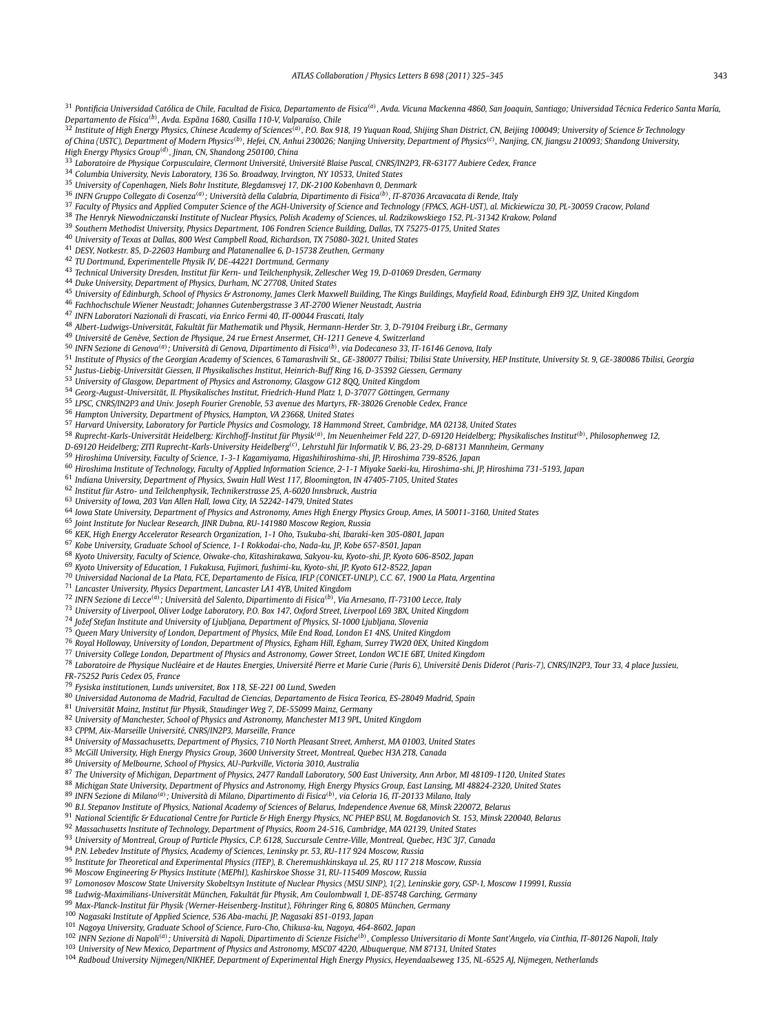[31] Pontificia Universidad Católica de Chile, Facultad de Fisica, Departamento de Fisica[(a)], Avda. Vicuna Mackenna 4860, San Joaquin, Santiago; Universidad Técnica Federico Santa María, Departamento de Física[(b)], Avda. Espãna 1680, Casilla 110-V, Valparaíso, Chile

[32] Institute of High Energy Physics, Chinese Academy of Sciences[(a)], P.O. Box 918, 19 Yuquan Road, Shijing Shan District, CN, Beijing 100049; University of Science & Technology of China (USTC), Department of Modern Physics[(b)], Hefei, CN, Anhui 230026; Nanjing University, Department of Physics[(c)], Nanjing, CN, Jiangsu 210093; Shandong University, High Energy Physics Group[(d)], Jinan, CN, Shandong 250100, China

[33] Laboratoire de Physique Corpusculaire, Clermont Université, Université Blaise Pascal, CNRS/IN2P3, FR-63177 Aubiere Cedex, France

[34] Columbia University, Nevis Laboratory, 136 So. Broadway, Irvington, NY 10533, United States

[35] University of Copenhagen, Niels Bohr Institute, Blegdamsvej 17, DK-2100 Kobenhavn 0, Denmark

[36] INFN Gruppo Collegato di Cosenza[(a)]; Università della Calabria, Dipartimento di Fisica[(b)], IT-87036 Arcavacata di Rende, Italy

[37] Faculty of Physics and Applied Computer Science of the AGH-University of Science and Technology (FPACS, AGH-UST), al. Mickiewicza 30, PL-30059 Cracow, Poland

[38] The Henryk Niewodniczanski Institute of Nuclear Physics, Polish Academy of Sciences, ul. Radzikowskiego 152, PL-31342 Krakow, Poland

[39] Southern Methodist University, Physics Department, 106 Fondren Science Building, Dallas, TX 75275-0175, United States

[40] University of Texas at Dallas, 800 West Campbell Road, Richardson, TX 75080-3021, United States

[41] DESY, Notkestr. 85, D-22603 Hamburg and Platanenallee 6, D-15738 Zeuthen, Germany

[42] TU Dortmund, Experimentelle Physik IV, DE-44221 Dortmund, Germany

[43] Technical University Dresden, Institut für Kern- und Teilchenphysik, Zellescher Weg 19, D-01069 Dresden, Germany

[44] Duke University, Department of Physics, Durham, NC 27708, United States

[45] University of Edinburgh, School of Physics & Astronomy, James Clerk Maxwell Building, The Kings Buildings, Mayfield Road, Edinburgh EH9 3JZ, United Kingdom

[46] Fachhochschule Wiener Neustadt; Johannes Gutenbergstrasse 3 AT-2700 Wiener Neustadt, Austria

[47] INFN Laboratori Nazionali di Frascati, via Enrico Fermi 40, IT-00044 Frascati, Italy

[48] Albert-Ludwigs-Universität, Fakultät für Mathematik und Physik, Hermann-Herder Str. 3, D-79104 Freiburg i.Br., Germany

[49] Université de Genève, Section de Physique, 24 rue Ernest Ansermet, CH-1211 Geneve 4, Switzerland

[50] INFN Sezione di Genova[(a)]; Università di Genova, Dipartimento di Fisica[(b)], via Dodecaneso 33, IT-16146 Genova, Italy

[51] Institute of Physics of the Georgian Academy of Sciences, 6 Tamarashvili St., GE-380077 Tbilisi; Tbilisi State University, HEP Institute, University St. 9, GE-380086 Tbilisi, Georgia

[52] Justus-Liebig-Universität Giessen, II Physikalisches Institut, Heinrich-Buff Ring 16, D-35392 Giessen, Germany

[53] University of Glasgow, Department of Physics and Astronomy, Glasgow G12 8QQ, United Kingdom

[54] Georg-August-Universität, II. Physikalisches Institut, Friedrich-Hund Platz 1, D-37077 Göttingen, Germany

[55] LPSC, CNRS/IN2P3 and Univ. Joseph Fourier Grenoble, 53 avenue des Martyrs, FR-38026 Grenoble Cedex, France

[56] Hampton University, Department of Physics, Hampton, VA 23668, United States

[57] Harvard University, Laboratory for Particle Physics and Cosmology, 18 Hammond Street, Cambridge, MA 02138, United States

[58] Ruprecht-Karls-Universität Heidelberg: Kirchhoff-Institut für Physik[(a)], Im Neuenheimer Feld 227, D-69120 Heidelberg; Physikalisches Institut[(b)], Philosophenweg 12, D-69120 Heidelberg; ZITI Ruprecht-Karls-University Heidelberg[(c)], Lehrstuhl für Informatik V, B6, 23-29, D-68131 Mannheim, Germany

[59] Hiroshima University, Faculty of Science, 1-3-1 Kagamiyama, Higashihiroshima-shi, JP, Hiroshima 739-8526, Japan

[60] Hiroshima Institute of Technology, Faculty of Applied Information Science, 2-1-1 Miyake Saeki-ku, Hiroshima-shi, JP, Hiroshima 731-5193, Japan

[61] Indiana University, Department of Physics, Swain Hall West 117, Bloomington, IN 47405-7105, United States

[62] Institut für Astro- und Teilchenphysik, Technikerstrasse 25, A-6020 Innsbruck, Austria

[63] University of Iowa, 203 Van Allen Hall, Iowa City, IA 52242-1479, United States

[64] Iowa State University, Department of Physics and Astronomy, Ames High Energy Physics Group, Ames, IA 50011-3160, United States

[65] Joint Institute for Nuclear Research, JINR Dubna, RU-141980 Moscow Region, Russia

[66] KEK, High Energy Accelerator Research Organization, 1-1 Oho, Tsukuba-shi, Ibaraki-ken 305-0801, Japan

[67] Kobe University, Graduate School of Science, 1-1 Rokkodai-cho, Nada-ku, JP, Kobe 657-8501, Japan

[68] Kyoto University, Faculty of Science, Oiwake-cho, Kitashirakawa, Sakyou-ku, Kyoto-shi, JP, Kyoto 606-8502, Japan

[69] Kyoto University of Education, 1 Fukakusa, Fujimori, fushimi-ku, Kyoto-shi, JP, Kyoto 612-8522, Japan

[70] Universidad Nacional de La Plata, FCE, Departamento de Física, IFLP (CONICET-UNLP), C.C. 67, 1900 La Plata, Argentina

[71] Lancaster University, Physics Department, Lancaster LA1 4YB, United Kingdom

[72] INFN Sezione di Lecce[(a)]; Università del Salento, Dipartimento di Fisica[(b)], Via Arnesano, IT-73100 Lecce, Italy

[73] University of Liverpool, Oliver Lodge Laboratory, P.O. Box 147, Oxford Street, Liverpool L69 3BX, United Kingdom

[74] Jožef Stefan Institute and University of Ljubljana, Department of Physics, SI-1000 Ljubljana, Slovenia

[75] Queen Mary University of London, Department of Physics, Mile End Road, London E1 4NS, United Kingdom

[76] Royal Holloway, University of London, Department of Physics, Egham Hill, Egham, Surrey TW20 0EX, United Kingdom

[77] University College London, Department of Physics and Astronomy, Gower Street, London WC1E 6BT, United Kingdom

[78] Laboratoire de Physique Nucléaire et de Hautes Energies, Université Pierre et Marie Curie (Paris 6), Université Denis Diderot (Paris-7), CNRS/IN2P3, Tour 33, 4 place Jussieu, FR-75252 Paris Cedex 05, France

[79] Fysiska institutionen, Lunds universitet, Box 118, SE-221 00 Lund, Sweden

[80] Universidad Autonoma de Madrid, Facultad de Ciencias, Departamento de Fisica Teorica, ES-28049 Madrid, Spain

[81] Universität Mainz, Institut für Physik, Staudinger Weg 7, DE-55099 Mainz, Germany

[82] University of Manchester, School of Physics and Astronomy, Manchester M13 9PL, United Kingdom

[83] CPPM, Aix-Marseille Université, CNRS/IN2P3, Marseille, France

[84] University of Massachusetts, Department of Physics, 710 North Pleasant Street, Amherst, MA 01003, United States

[85] McGill University, High Energy Physics Group, 3600 University Street, Montreal, Quebec H3A 2T8, Canada

[86] University of Melbourne, School of Physics, AU-Parkville, Victoria 3010, Australia

[87] The University of Michigan, Department of Physics, 2477 Randall Laboratory, 500 East University, Ann Arbor, MI 48109-1120, United States

[88] Michigan State University, Department of Physics and Astronomy, High Energy Physics Group, East Lansing, MI 48824-2320, United States

[89] INFN Sezione di Milano[(a)]; Università di Milano, Dipartimento di Fisica[(b)], via Celoria 16, IT-20133 Milano, Italy

[90] B.I. Stepanov Institute of Physics, National Academy of Sciences of Belarus, Independence Avenue 68, Minsk 220072, Belarus

[91] National Scientific & Educational Centre for Particle & High Energy Physics, NC PHEP BSU, M. Bogdanovich St. 153, Minsk 220040, Belarus

[92] Massachusetts Institute of Technology, Department of Physics, Room 24-516, Cambridge, MA 02139, United States

[93] University of Montreal, Group of Particle Physics, C.P. 6128, Succursale Centre-Ville, Montreal, Quebec, H3C 3J7, Canada

[94] P.N. Lebedev Institute of Physics, Academy of Sciences, Leninsky pr. 53, RU-117 924 Moscow, Russia

[95] Institute for Theoretical and Experimental Physics (ITEP), B. Cheremushkinskaya ul. 25, RU 117 218 Moscow, Russia

[96] Moscow Engineering & Physics Institute (MEPhI), Kashirskoe Shosse 31, RU-115409 Moscow, Russia

[97] Lomonosov Moscow State University Skobeltsyn Institute of Nuclear Physics (MSU SINP), 1(2), Leninskie gory, GSP-1, Moscow 119991, Russia

[98] Ludwig-Maximilians-Universität München, Fakultät für Physik, Am Coulombwall 1, DE-85748 Garching, Germany

[99] Max-Planck-Institut für Physik (Werner-Heisenberg-Institut), Föhringer Ring 6, 80805 München, Germany

[100] Nagasaki Institute of Applied Science, 536 Aba-machi, JP, Nagasaki 851-0193, Japan

[101] Nagoya University, Graduate School of Science, Furo-Cho, Chikusa-ku, Nagoya, 464-8602, Japan

[102] INFN Sezione di Napoli[(a)]; Università di Napoli, Dipartimento di Scienze Fisiche[(b)], Complesso Universitario di Monte Sant'Angelo, via Cinthia, IT-80126 Napoli, Italy

[103] University of New Mexico, Department of Physics and Astronomy, MSC07 4220, Albuquerque, NM 87131, United States

[104] Radboud University Nijmegen/NIKHEF, Department of Experimental High Energy Physics, Heyendaalseweg 135, NL-6525 AJ, Nijmegen, Netherlands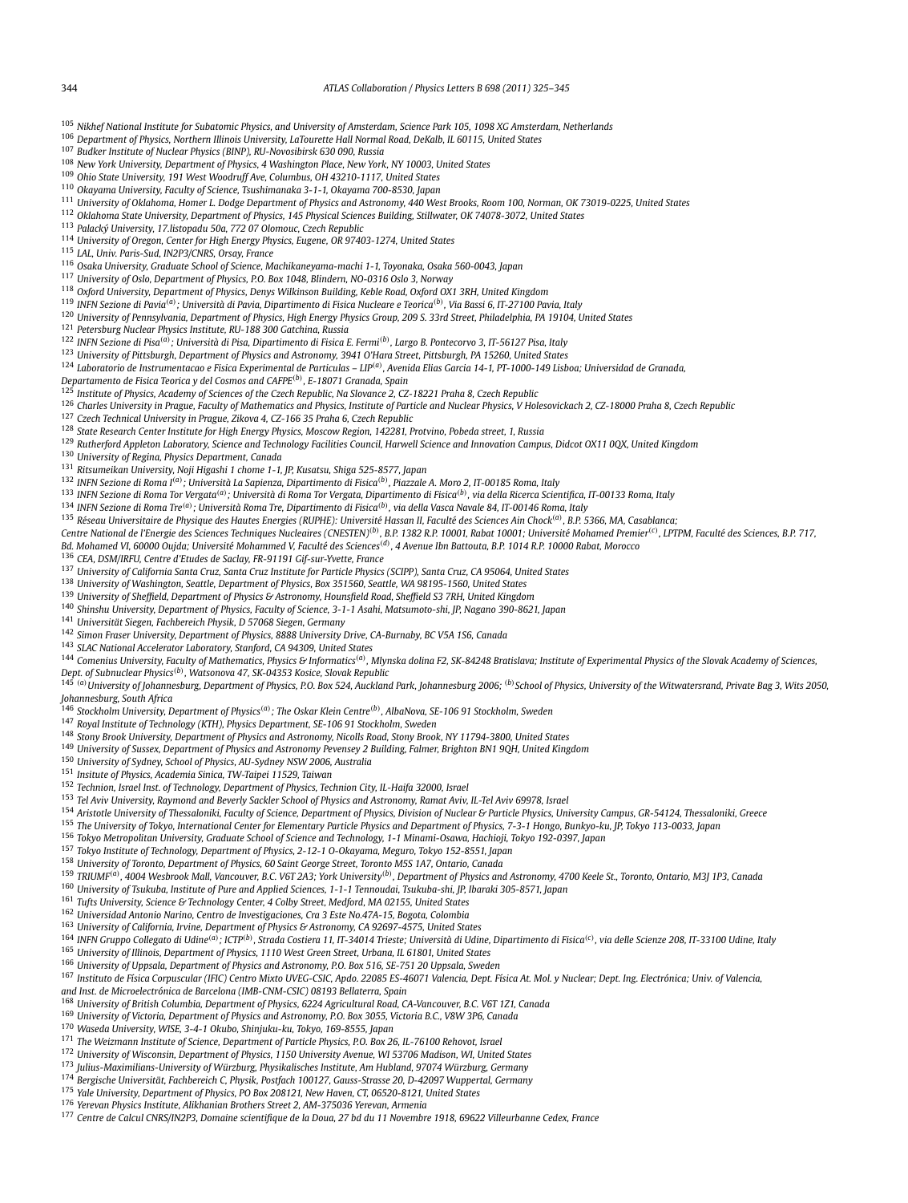[105] Nikhef National Institute for Subatomic Physics, and University of Amsterdam, Science Park 105, 1098 XG Amsterdam, Netherlands
[106] Department of Physics, Northern Illinois University, LaTourette Hall Normal Road, DeKalb, IL 60115, United States
[107] Budker Institute of Nuclear Physics (BINP), RU-Novosibirsk 630 090, Russia
[108] New York University, Department of Physics, 4 Washington Place, New York, NY 10003, United States
[109] Ohio State University, 191 West Woodruff Ave, Columbus, OH 43210-1117, United States
[110] Okayama University, Faculty of Science, Tsushimanaka 3-1-1, Okayama 700-8530, Japan
[111] University of Oklahoma, Homer L. Dodge Department of Physics and Astronomy, 440 West Brooks, Room 100, Norman, OK 73019-0225, United States
[112] Oklahoma State University, Department of Physics, 145 Physical Sciences Building, Stillwater, OK 74078-3072, United States
[113] Palacký University, 17.listopadu 50a, 772 07 Olomouc, Czech Republic
[114] University of Oregon, Center for High Energy Physics, Eugene, OR 97403-1274, United States
[115] LAL, Univ. Paris-Sud, IN2P3/CNRS, Orsay, France
[116] Osaka University, Graduate School of Science, Machikaneyama-machi 1-1, Toyonaka, Osaka 560-0043, Japan
[117] University of Oslo, Department of Physics, P.O. Box 1048, Blindern, NO-0316 Oslo 3, Norway
[118] Oxford University, Department of Physics, Denys Wilkinson Building, Keble Road, Oxford OX1 3RH, United Kingdom
[119] INFN Sezione di Pavia[(a)]; Università di Pavia, Dipartimento di Fisica Nucleare e Teorica[(b)], Via Bassi 6, IT-27100 Pavia, Italy
[120] University of Pennsylvania, Department of Physics, High Energy Physics Group, 209 S. 33rd Street, Philadelphia, PA 19104, United States
[121] Petersburg Nuclear Physics Institute, RU-188 300 Gatchina, Russia
[122] INFN Sezione di Pisa[(a)]; Università di Pisa, Dipartimento di Fisica E. Fermi[(b)], Largo B. Pontecorvo 3, IT-56127 Pisa, Italy
[123] University of Pittsburgh, Department of Physics and Astronomy, 3941 O'Hara Street, Pittsburgh, PA 15260, United States
[124] Laboratorio de Instrumentacao e Fisica Experimental de Particulas – LIP[(a)], Avenida Elias Garcia 14-1, PT-1000-149 Lisboa; Universidad de Granada, Departamento de Fisica Teorica y del Cosmos and CAFPE[(b)], E-18071 Granada, Spain
[125] Institute of Physics, Academy of Sciences of the Czech Republic, Na Slovance 2, CZ-18221 Praha 8, Czech Republic
[126] Charles University in Prague, Faculty of Mathematics and Physics, Institute of Particle and Nuclear Physics, V Holesovickach 2, CZ-18000 Praha 8, Czech Republic
[127] Czech Technical University in Prague, Zikova 4, CZ-166 35 Praha 6, Czech Republic
[128] State Research Center Institute for High Energy Physics, Moscow Region, 142281, Protvino, Pobeda street, 1, Russia
[129] Rutherford Appleton Laboratory, Science and Technology Facilities Council, Harwell Science and Innovation Campus, Didcot OX11 0QX, United Kingdom
[130] University of Regina, Physics Department, Canada
[131] Ritsumeikan University, Noji Higashi 1 chome 1-1, JP, Kusatsu, Shiga 525-8577, Japan
[132] INFN Sezione di Roma I[(a)]; Università La Sapienza, Dipartimento di Fisica[(b)], Piazzale A. Moro 2, IT-00185 Roma, Italy
[133] INFN Sezione di Roma Tor Vergata[(a)]; Università di Roma Tor Vergata, Dipartimento di Fisica[(b)], via della Ricerca Scientifica, IT-00133 Roma, Italy
[134] INFN Sezione di Roma Tre[(a)]; Università Roma Tre, Dipartimento di Fisica[(b)], via della Vasca Navale 84, IT-00146 Roma, Italy
[135] Réseau Universitaire de Physique des Hautes Energies (RUPHE): Université Hassan II, Faculté des Sciences Ain Chock[(a)], B.P. 5366, MA, Casablanca; Centre National de l'Energie des Sciences Techniques Nucleaires (CNESTEN)[(b)], B.P. 1382 R.P. 10001, Rabat 10001; Université Mohamed Premier[(c)], LPTPM, Faculté des Sciences, B.P. 717, Bd. Mohamed VI, 60000 Oujda; Université Mohammed V, Faculté des Sciences[(d)], 4 Avenue Ibn Battouta, B.P. 1014 R.P. 10000 Rabat, Morocco
[136] CEA, DSM/IRFU, Centre d'Etudes de Saclay, FR-91191 Gif-sur-Yvette, France
[137] University of California Santa Cruz, Santa Cruz Institute for Particle Physics (SCIPP), Santa Cruz, CA 95064, United States
[138] University of Washington, Seattle, Department of Physics, Box 351560, Seattle, WA 98195-1560, United States
[139] University of Sheffield, Department of Physics & Astronomy, Hounsfield Road, Sheffield S3 7RH, United Kingdom
[140] Shinshu University, Department of Physics, Faculty of Science, 3-1-1 Asahi, Matsumoto-shi, JP, Nagano 390-8621, Japan
[141] Universität Siegen, Fachbereich Physik, D 57068 Siegen, Germany
[142] Simon Fraser University, Department of Physics, 8888 University Drive, CA-Burnaby, BC V5A 1S6, Canada
[143] SLAC National Accelerator Laboratory, Stanford, CA 94309, United States
[144] Comenius University, Faculty of Mathematics, Physics & Informatics[(a)], Mlynska dolina F2, SK-84248 Bratislava; Institute of Experimental Physics of the Slovak Academy of Sciences, Dept. of Subnuclear Physics[(b)], Watsonova 47, SK-04353 Kosice, Slovak Republic
[145] [(a)]University of Johannesburg, Department of Physics, P.O. Box 524, Auckland Park, Johannesburg 2006; [(b)]School of Physics, University of the Witwatersrand, Private Bag 3, Wits 2050, Johannesburg, South Africa
[146] Stockholm University, Department of Physics[(a)]; The Oskar Klein Centre[(b)], AlbaNova, SE-106 91 Stockholm, Sweden
[147] Royal Institute of Technology (KTH), Physics Department, SE-106 91 Stockholm, Sweden
[148] Stony Brook University, Department of Physics and Astronomy, Nicolls Road, Stony Brook, NY 11794-3800, United States
[149] University of Sussex, Department of Physics and Astronomy Pevensey 2 Building, Falmer, Brighton BN1 9QH, United Kingdom
[150] University of Sydney, School of Physics, AU-Sydney NSW 2006, Australia
[151] Insitute of Physics, Academia Sinica, TW-Taipei 11529, Taiwan
[152] Technion, Israel Inst. of Technology, Department of Physics, Technion City, IL-Haifa 32000, Israel
[153] Tel Aviv University, Raymond and Beverly Sackler School of Physics and Astronomy, Ramat Aviv, IL-Tel Aviv 69978, Israel
[154] Aristotle University of Thessaloniki, Faculty of Science, Department of Physics, Division of Nuclear & Particle Physics, University Campus, GR-54124, Thessaloniki, Greece
[155] The University of Tokyo, International Center for Elementary Particle Physics and Department of Physics, 7-3-1 Hongo, Bunkyo-ku, JP, Tokyo 113-0033, Japan
[156] Tokyo Metropolitan University, Graduate School of Science and Technology, 1-1 Minami-Osawa, Hachioji, Tokyo 192-0397, Japan
[157] Tokyo Institute of Technology, Department of Physics, 2-12-1 O-Okayama, Meguro, Tokyo 152-8551, Japan
[158] University of Toronto, Department of Physics, 60 Saint George Street, Toronto M5S 1A7, Ontario, Canada
[159] TRIUMF[(a)], 4004 Wesbrook Mall, Vancouver, B.C. V6T 2A3; York University[(b)], Department of Physics and Astronomy, 4700 Keele St., Toronto, Ontario, M3J 1P3, Canada
[160] University of Tsukuba, Institute of Pure and Applied Sciences, 1-1-1 Tennoudai, Tsukuba-shi, JP, Ibaraki 305-8571, Japan
[161] Tufts University, Science & Technology Center, 4 Colby Street, Medford, MA 02155, United States
[162] Universidad Antonio Narino, Centro de Investigaciones, Cra 3 Este No.47A-15, Bogota, Colombia
[163] University of California, Irvine, Department of Physics & Astronomy, CA 92697-4575, United States
[164] INFN Gruppo Collegato di Udine[(a)]; ICTP[(b)], Strada Costiera 11, IT-34014 Trieste; Università di Udine, Dipartimento di Fisica[(c)], via delle Scienze 208, IT-33100 Udine, Italy
[165] University of Illinois, Department of Physics, 1110 West Green Street, Urbana, IL 61801, United States
[166] University of Uppsala, Department of Physics and Astronomy, P.O. Box 516, SE-751 20 Uppsala, Sweden
[167] Instituto de Fisica Corpuscular (IFIC) Centro Mixto UVEG-CSIC, Apdo. 22085 ES-46071 Valencia, Dept. Fisica At. Mol. y Nuclear; Dept. Ing. Electrónica; Univ. of Valencia, and Inst. de Microelectrónica de Barcelona (IMB-CNM-CSIC) 08193 Bellaterra, Spain
[168] University of British Columbia, Department of Physics, 6224 Agricultural Road, CA-Vancouver, B.C. V6T 1Z1, Canada
[169] University of Victoria, Department of Physics and Astronomy, P.O. Box 3055, Victoria B.C., V8W 3P6, Canada
[170] Waseda University, WISE, 3-4-1 Okubo, Shinjuku-ku, Tokyo, 169-8555, Japan
[171] The Weizmann Institute of Science, Department of Particle Physics, P.O. Box 26, IL-76100 Rehovot, Israel
[172] University of Wisconsin, Department of Physics, 1150 University Avenue, WI 53706 Madison, WI, United States
[173] Julius-Maximilians-University of Würzburg, Physikalisches Institute, Am Hubland, 97074 Würzburg, Germany
[174] Bergische Universität, Fachbereich C, Physik, Postfach 100127, Gauss-Strasse 20, D-42097 Wuppertal, Germany
[175] Yale University, Department of Physics, PO Box 208121, New Haven, CT, 06520-8121, United States
[176] Yerevan Physics Institute, Alikhanian Brothers Street 2, AM-375036 Yerevan, Armenia
[177] Centre de Calcul CNRS/IN2P3, Domaine scientifique de la Doua, 27 bd du 11 Novembre 1918, 69622 Villeurbanne Cedex, France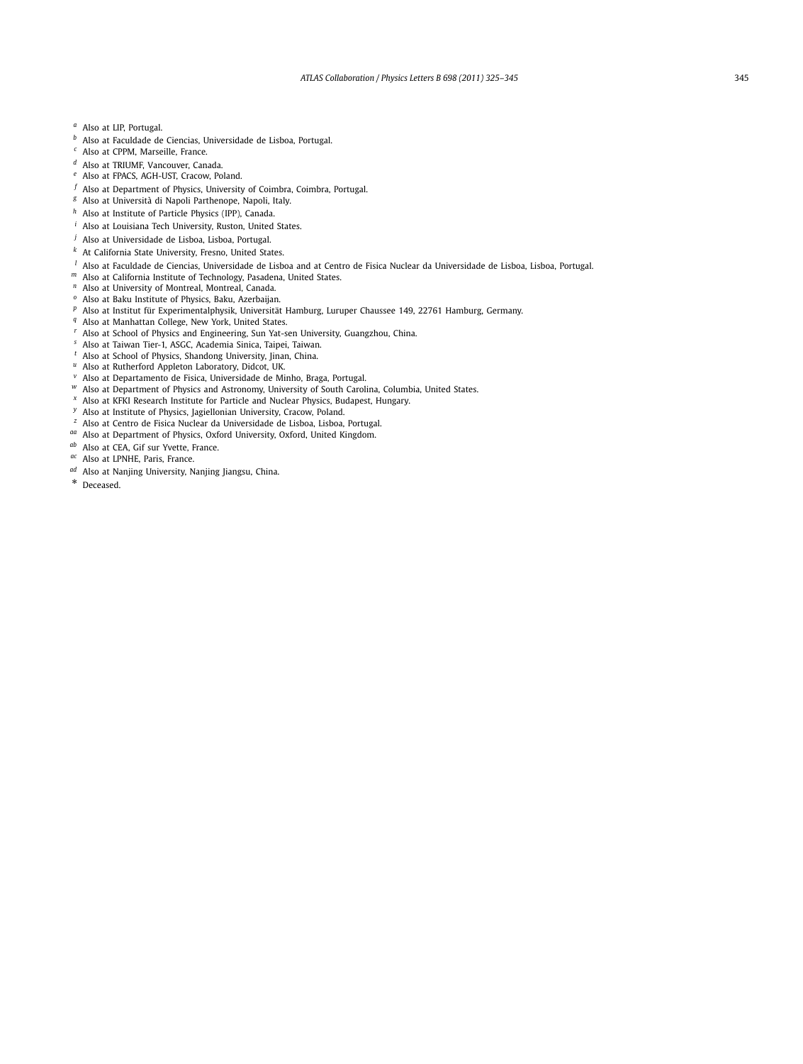[a] Also at LIP, Portugal.
[b] Also at Faculdade de Ciencias, Universidade de Lisboa, Portugal.
[c] Also at CPPM, Marseille, France.
[d] Also at TRIUMF, Vancouver, Canada.
[e] Also at FPACS, AGH-UST, Cracow, Poland.
[f] Also at Department of Physics, University of Coimbra, Coimbra, Portugal.
[g] Also at Università di Napoli Parthenope, Napoli, Italy.
[h] Also at Institute of Particle Physics (IPP), Canada.
[i] Also at Louisiana Tech University, Ruston, United States.
[j] Also at Universidade de Lisboa, Lisboa, Portugal.
[k] At California State University, Fresno, United States.
[l] Also at Faculdade de Ciencias, Universidade de Lisboa and at Centro de Fisica Nuclear da Universidade de Lisboa, Lisboa, Portugal.
[m] Also at California Institute of Technology, Pasadena, United States.
[n] Also at University of Montreal, Montreal, Canada.
[o] Also at Baku Institute of Physics, Baku, Azerbaijan.
[p] Also at Institut für Experimentalphysik, Universität Hamburg, Luruper Chaussee 149, 22761 Hamburg, Germany.
[q] Also at Manhattan College, New York, United States.
[r] Also at School of Physics and Engineering, Sun Yat-sen University, Guangzhou, China.
[s] Also at Taiwan Tier-1, ASGC, Academia Sinica, Taipei, Taiwan.
[t] Also at School of Physics, Shandong University, Jinan, China.
[u] Also at Rutherford Appleton Laboratory, Didcot, UK.
[v] Also at Departamento de Fisica, Universidade de Minho, Braga, Portugal.
[w] Also at Department of Physics and Astronomy, University of South Carolina, Columbia, United States.
[x] Also at KFKI Research Institute for Particle and Nuclear Physics, Budapest, Hungary.
[y] Also at Institute of Physics, Jagiellonian University, Cracow, Poland.
[z] Also at Centro de Fisica Nuclear da Universidade de Lisboa, Lisboa, Portugal.
[aa] Also at Department of Physics, Oxford University, Oxford, United Kingdom.
[ab] Also at CEA, Gif sur Yvette, France.
[ac] Also at LPNHE, Paris, France.
[ad] Also at Nanjing University, Nanjing Jiangsu, China.
[*] Deceased.